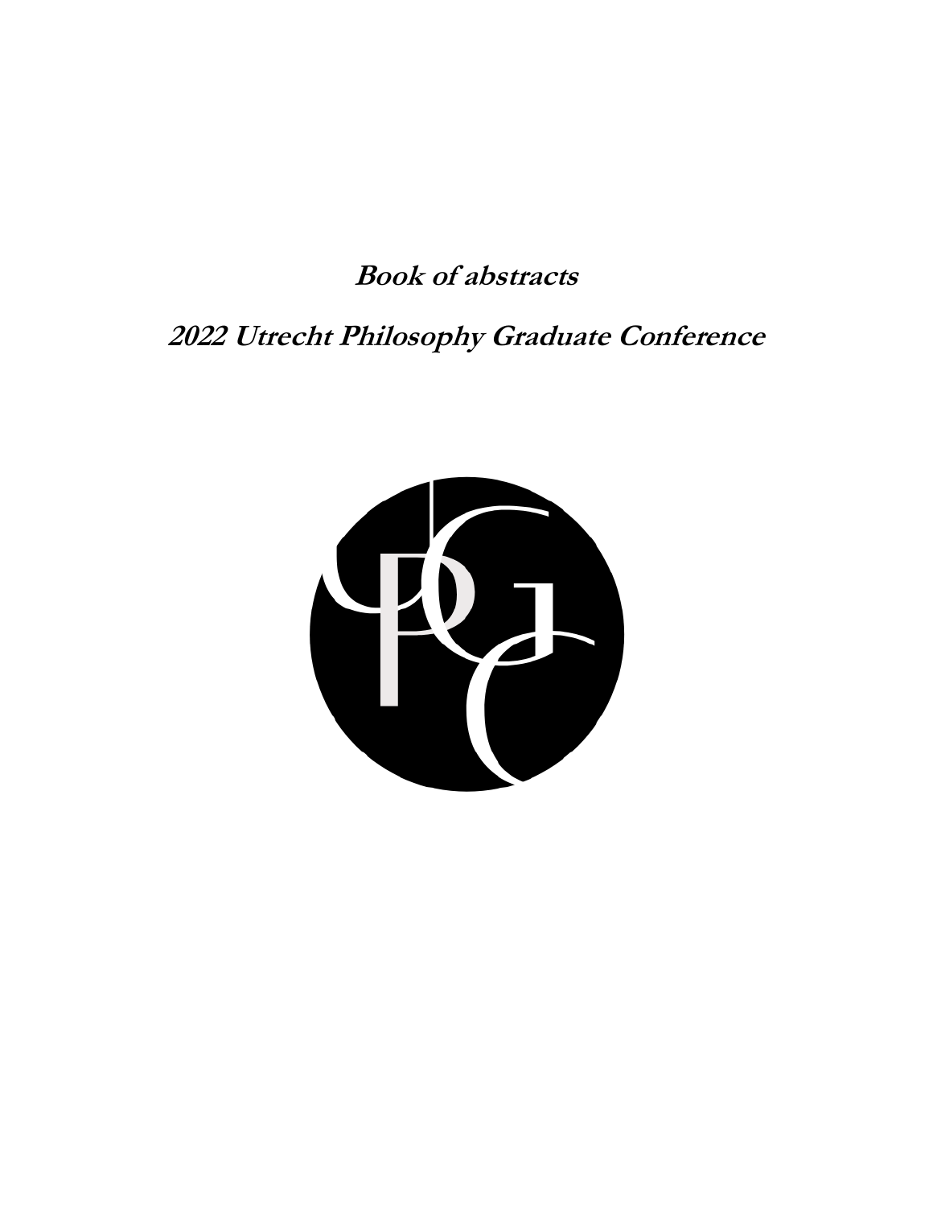**Book of abstracts**

**2022 Utrecht Philosophy Graduate Conference**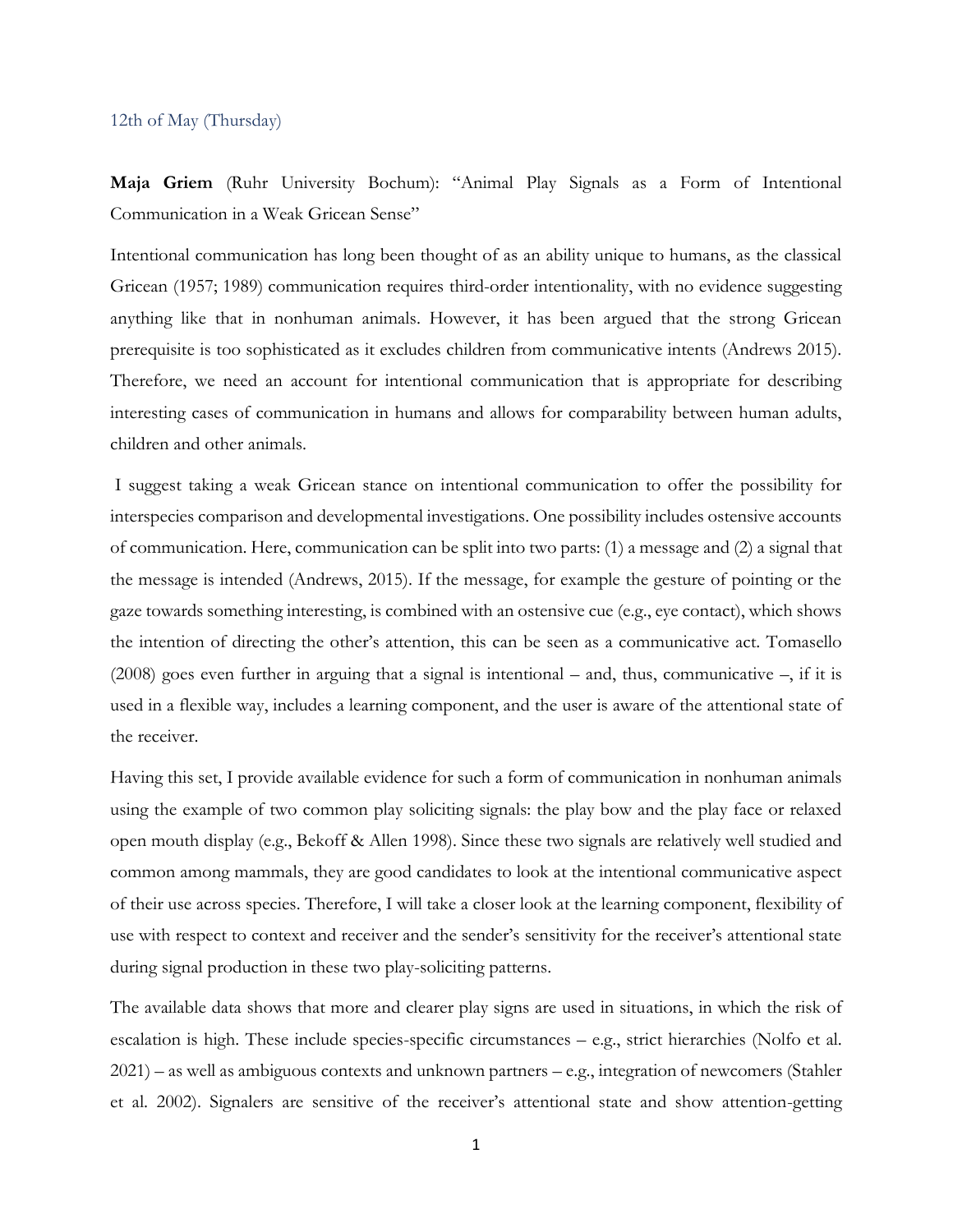12th of May (Thursday)

**Maja Griem** (Ruhr University Bochum): "Animal Play Signals as a Form of Intentional Communication in a Weak Gricean Sense"

Intentional communication has long been thought of as an ability unique to humans, as the classical Gricean (1957; 1989) communication requires third-order intentionality, with no evidence suggesting anything like that in nonhuman animals. However, it has been argued that the strong Gricean prerequisite is too sophisticated as it excludes children from communicative intents (Andrews 2015). Therefore, we need an account for intentional communication that is appropriate for describing interesting cases of communication in humans and allows for comparability between human adults, children and other animals.

I suggest taking a weak Gricean stance on intentional communication to offer the possibility for interspecies comparison and developmental investigations. One possibility includes ostensive accounts of communication. Here, communication can be split into two parts: (1) a message and (2) a signal that the message is intended (Andrews, 2015). If the message, for example the gesture of pointing or the gaze towards something interesting, is combined with an ostensive cue (e.g., eye contact), which shows the intention of directing the other's attention, this can be seen as a communicative act. Tomasello (2008) goes even further in arguing that a signal is intentional – and, thus, communicative –, if it is used in a flexible way, includes a learning component, and the user is aware of the attentional state of the receiver.

Having this set, I provide available evidence for such a form of communication in nonhuman animals using the example of two common play soliciting signals: the play bow and the play face or relaxed open mouth display (e.g., Bekoff & Allen 1998). Since these two signals are relatively well studied and common among mammals, they are good candidates to look at the intentional communicative aspect of their use across species. Therefore, I will take a closer look at the learning component, flexibility of use with respect to context and receiver and the sender's sensitivity for the receiver's attentional state during signal production in these two play-soliciting patterns.

The available data shows that more and clearer play signs are used in situations, in which the risk of escalation is high. These include species-specific circumstances – e.g., strict hierarchies (Nolfo et al. 2021) – as well as ambiguous contexts and unknown partners – e.g., integration of newcomers (Stahler et al. 2002). Signalers are sensitive of the receiver's attentional state and show attention-getting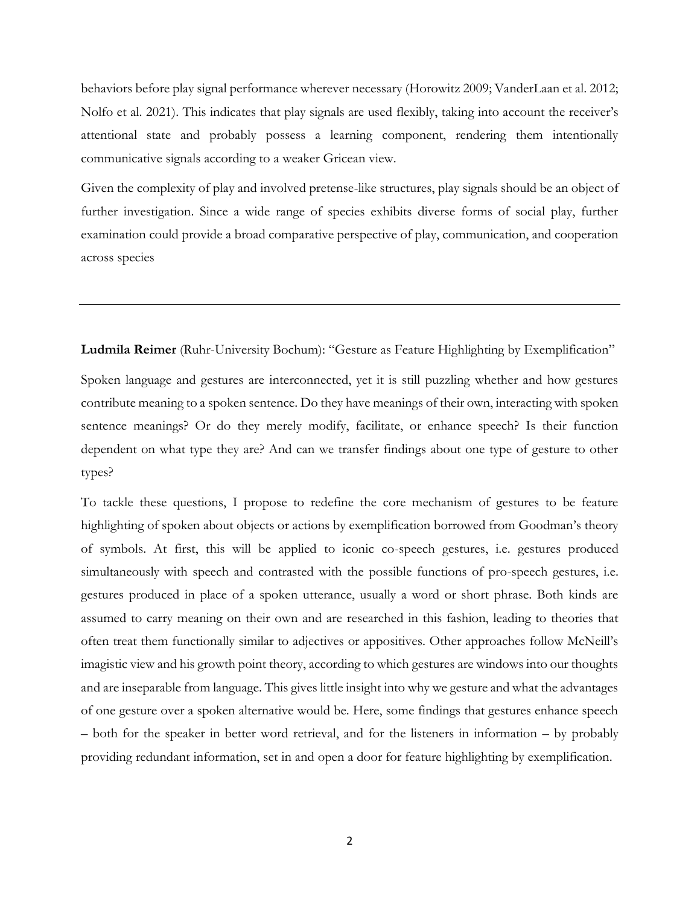behaviors before play signal performance wherever necessary (Horowitz 2009; VanderLaan et al. 2012; Nolfo et al. 2021). This indicates that play signals are used flexibly, taking into account the receiver's attentional state and probably possess a learning component, rendering them intentionally communicative signals according to a weaker Gricean view.

Given the complexity of play and involved pretense-like structures, play signals should be an object of further investigation. Since a wide range of species exhibits diverse forms of social play, further examination could provide a broad comparative perspective of play, communication, and cooperation across species

---

**Ludmila Reimer** (Ruhr-University Bochum): "Gesture as Feature Highlighting by Exemplification"

Spoken language and gestures are interconnected, yet it is still puzzling whether and how gestures contribute meaning to a spoken sentence. Do they have meanings of their own, interacting with spoken sentence meanings? Or do they merely modify, facilitate, or enhance speech? Is their function dependent on what type they are? And can we transfer findings about one type of gesture to other types?

To tackle these questions, I propose to redefine the core mechanism of gestures to be feature highlighting of spoken about objects or actions by exemplification borrowed from Goodman's theory of symbols. At first, this will be applied to iconic co-speech gestures, i.e. gestures produced simultaneously with speech and contrasted with the possible functions of pro-speech gestures, i.e. gestures produced in place of a spoken utterance, usually a word or short phrase. Both kinds are assumed to carry meaning on their own and are researched in this fashion, leading to theories that often treat them functionally similar to adjectives or appositives. Other approaches follow McNeill's imagistic view and his growth point theory, according to which gestures are windows into our thoughts and are inseparable from language. This gives little insight into why we gesture and what the advantages of one gesture over a spoken alternative would be. Here, some findings that gestures enhance speech – both for the speaker in better word retrieval, and for the listeners in information – by probably providing redundant information, set in and open a door for feature highlighting by exemplification.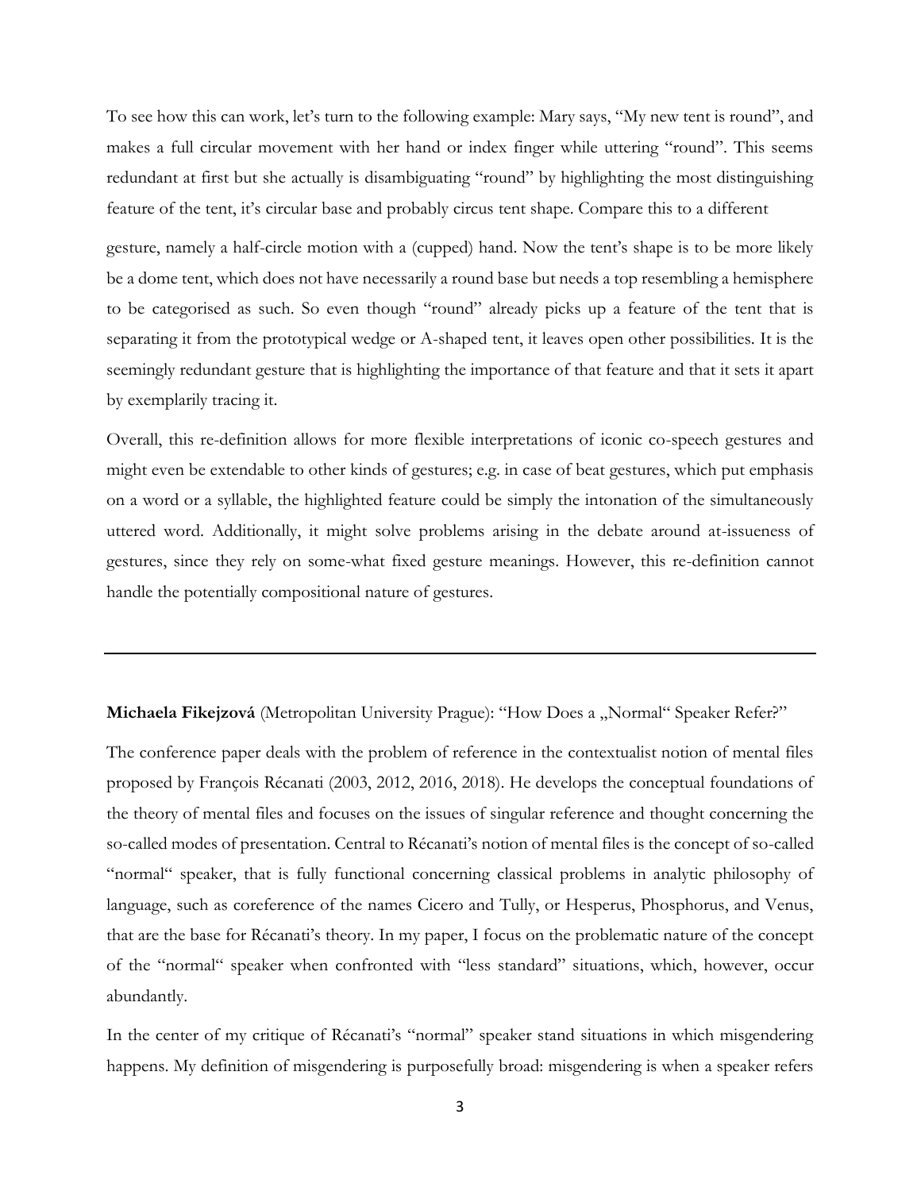To see how this can work, let's turn to the following example: Mary says, "My new tent is round", and makes a full circular movement with her hand or index finger while uttering "round". This seems redundant at first but she actually is disambiguating "round" by highlighting the most distinguishing feature of the tent, it's circular base and probably circus tent shape. Compare this to a different gesture, namely a half-circle motion with a (cupped) hand. Now the tent's shape is to be more likely be a dome tent, which does not have necessarily a round base but needs a top resembling a hemisphere to be categorised as such. So even though "round" already picks up a feature of the tent that is separating it from the prototypical wedge or A-shaped tent, it leaves open other possibilities. It is the seemingly redundant gesture that is highlighting the importance of that feature and that it sets it apart by exemplarily tracing it.

Overall, this re-definition allows for more flexible interpretations of iconic co-speech gestures and might even be extendable to other kinds of gestures; e.g. in case of beat gestures, which put emphasis on a word or a syllable, the highlighted feature could be simply the intonation of the simultaneously uttered word. Additionally, it might solve problems arising in the debate around at-issueness of gestures, since they rely on some-what fixed gesture meanings. However, this re-definition cannot handle the potentially compositional nature of gestures.

---

**Michaela Fikejzová** (Metropolitan University Prague): "How Does a „Normal" Speaker Refer?"

The conference paper deals with the problem of reference in the contextualist notion of mental files proposed by François Récanati (2003, 2012, 2016, 2018). He develops the conceptual foundations of the theory of mental files and focuses on the issues of singular reference and thought concerning the so-called modes of presentation. Central to Récanati's notion of mental files is the concept of so-called "normal" speaker, that is fully functional concerning classical problems in analytic philosophy of language, such as coreference of the names Cicero and Tully, or Hesperus, Phosphorus, and Venus, that are the base for Récanati's theory. In my paper, I focus on the problematic nature of the concept of the "normal" speaker when confronted with "less standard" situations, which, however, occur abundantly.

In the center of my critique of Récanati's "normal" speaker stand situations in which misgendering happens. My definition of misgendering is purposefully broad: misgendering is when a speaker refers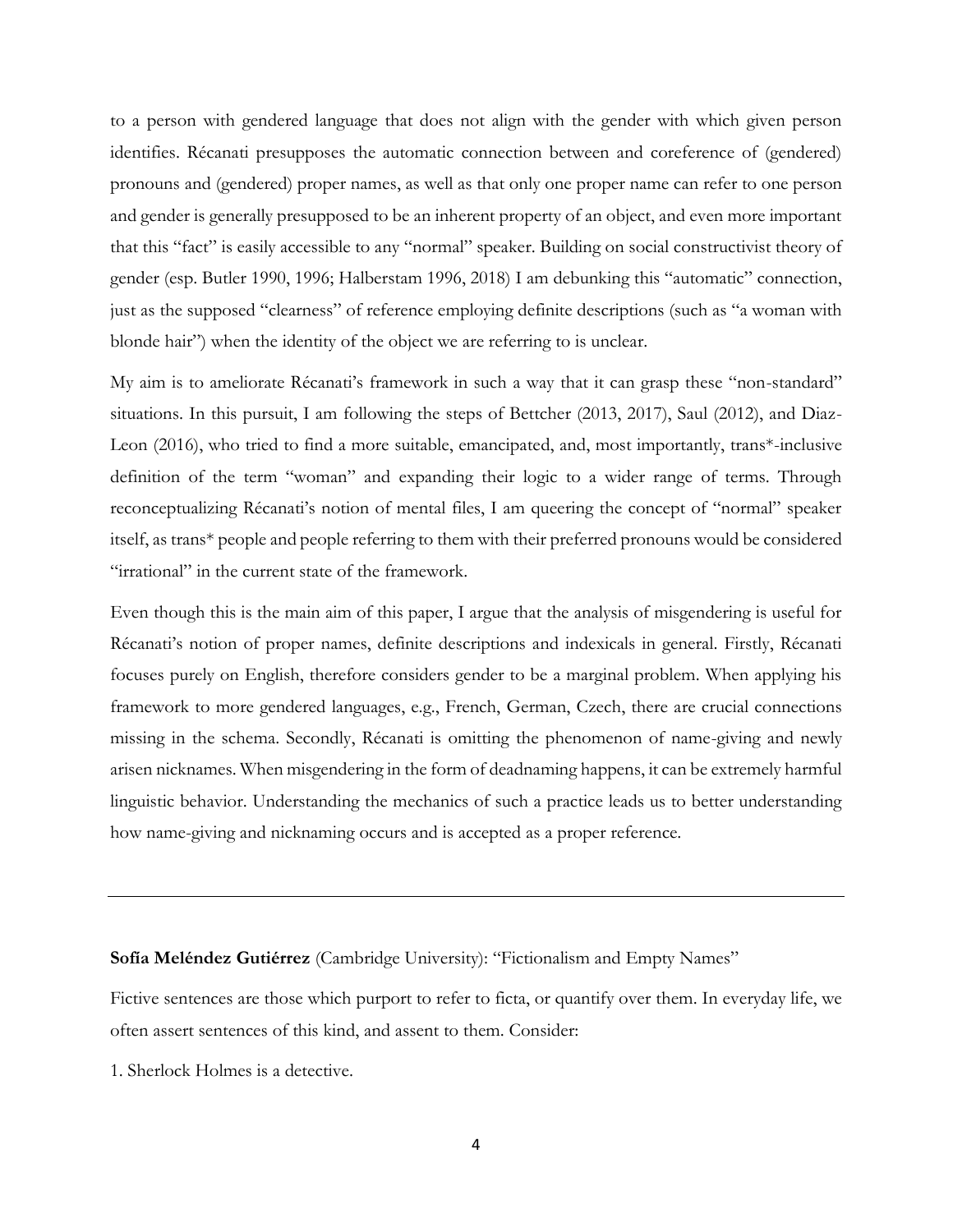to a person with gendered language that does not align with the gender with which given person identifies. Récanati presupposes the automatic connection between and coreference of (gendered) pronouns and (gendered) proper names, as well as that only one proper name can refer to one person and gender is generally presupposed to be an inherent property of an object, and even more important that this "fact" is easily accessible to any "normal" speaker. Building on social constructivist theory of gender (esp. Butler 1990, 1996; Halberstam 1996, 2018) I am debunking this "automatic" connection, just as the supposed "clearness" of reference employing definite descriptions (such as "a woman with blonde hair") when the identity of the object we are referring to is unclear.

My aim is to ameliorate Récanati's framework in such a way that it can grasp these "non-standard" situations. In this pursuit, I am following the steps of Bettcher (2013, 2017), Saul (2012), and Diaz-Leon (2016), who tried to find a more suitable, emancipated, and, most importantly, trans*-inclusive definition of the term "woman" and expanding their logic to a wider range of terms. Through reconceptualizing Récanati's notion of mental files, I am queering the concept of "normal" speaker itself, as trans* people and people referring to them with their preferred pronouns would be considered "irrational" in the current state of the framework.

Even though this is the main aim of this paper, I argue that the analysis of misgendering is useful for Récanati's notion of proper names, definite descriptions and indexicals in general. Firstly, Récanati focuses purely on English, therefore considers gender to be a marginal problem. When applying his framework to more gendered languages, e.g., French, German, Czech, there are crucial connections missing in the schema. Secondly, Récanati is omitting the phenomenon of name-giving and newly arisen nicknames. When misgendering in the form of deadnaming happens, it can be extremely harmful linguistic behavior. Understanding the mechanics of such a practice leads us to better understanding how name-giving and nicknaming occurs and is accepted as a proper reference.

---

**Sofía Meléndez Gutiérrez** (Cambridge University): "Fictionalism and Empty Names"

Fictive sentences are those which purport to refer to ficta, or quantify over them. In everyday life, we often assert sentences of this kind, and assent to them. Consider:

1. Sherlock Holmes is a detective.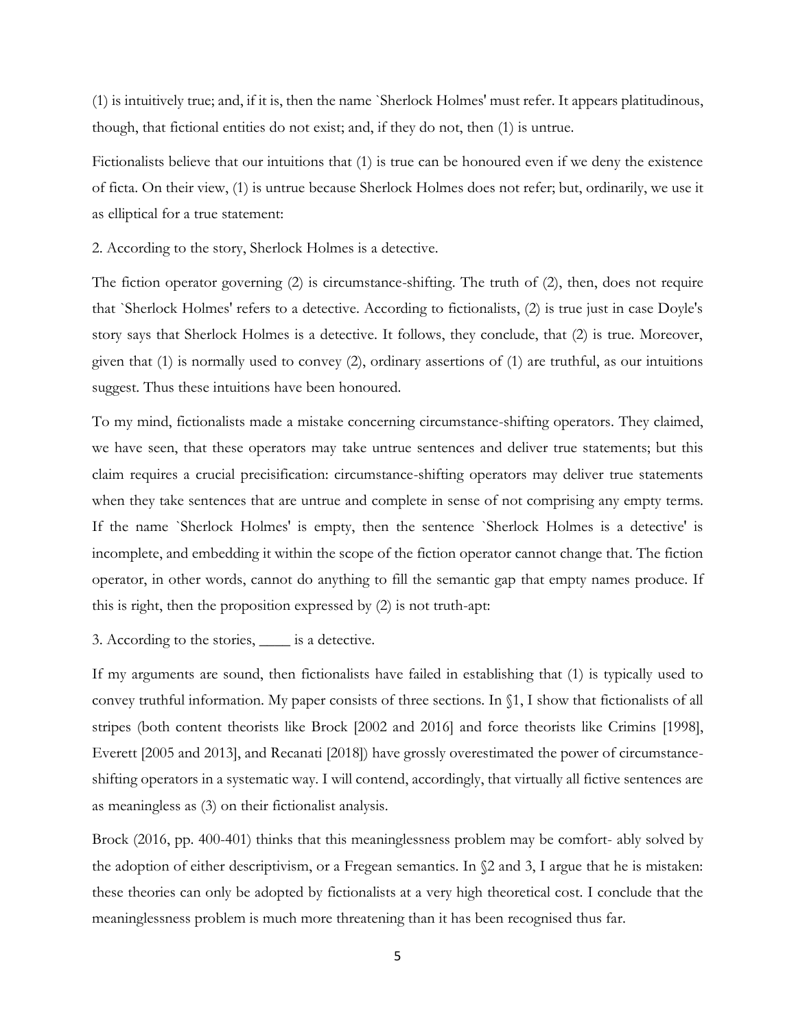(1) is intuitively true; and, if it is, then the name `Sherlock Holmes' must refer. It appears platitudinous, though, that fictional entities do not exist; and, if they do not, then (1) is untrue.

Fictionalists believe that our intuitions that (1) is true can be honoured even if we deny the existence of ficta. On their view, (1) is untrue because Sherlock Holmes does not refer; but, ordinarily, we use it as elliptical for a true statement:

2. According to the story, Sherlock Holmes is a detective.

The fiction operator governing (2) is circumstance-shifting. The truth of (2), then, does not require that `Sherlock Holmes' refers to a detective. According to fictionalists, (2) is true just in case Doyle's story says that Sherlock Holmes is a detective. It follows, they conclude, that (2) is true. Moreover, given that (1) is normally used to convey (2), ordinary assertions of (1) are truthful, as our intuitions suggest. Thus these intuitions have been honoured.

To my mind, fictionalists made a mistake concerning circumstance-shifting operators. They claimed, we have seen, that these operators may take untrue sentences and deliver true statements; but this claim requires a crucial precisification: circumstance-shifting operators may deliver true statements when they take sentences that are untrue and complete in sense of not comprising any empty terms. If the name `Sherlock Holmes' is empty, then the sentence `Sherlock Holmes is a detective' is incomplete, and embedding it within the scope of the fiction operator cannot change that. The fiction operator, in other words, cannot do anything to fill the semantic gap that empty names produce. If this is right, then the proposition expressed by (2) is not truth-apt:

3. According to the stories, ____ is a detective.

If my arguments are sound, then fictionalists have failed in establishing that (1) is typically used to convey truthful information. My paper consists of three sections. In §1, I show that fictionalists of all stripes (both content theorists like Brock [2002 and 2016] and force theorists like Crimins [1998], Everett [2005 and 2013], and Recanati [2018]) have grossly overestimated the power of circumstance-shifting operators in a systematic way. I will contend, accordingly, that virtually all fictive sentences are as meaningless as (3) on their fictionalist analysis.

Brock (2016, pp. 400-401) thinks that this meaninglessness problem may be comfort- ably solved by the adoption of either descriptivism, or a Fregean semantics. In §2 and 3, I argue that he is mistaken: these theories can only be adopted by fictionalists at a very high theoretical cost. I conclude that the meaninglessness problem is much more threatening than it has been recognised thus far.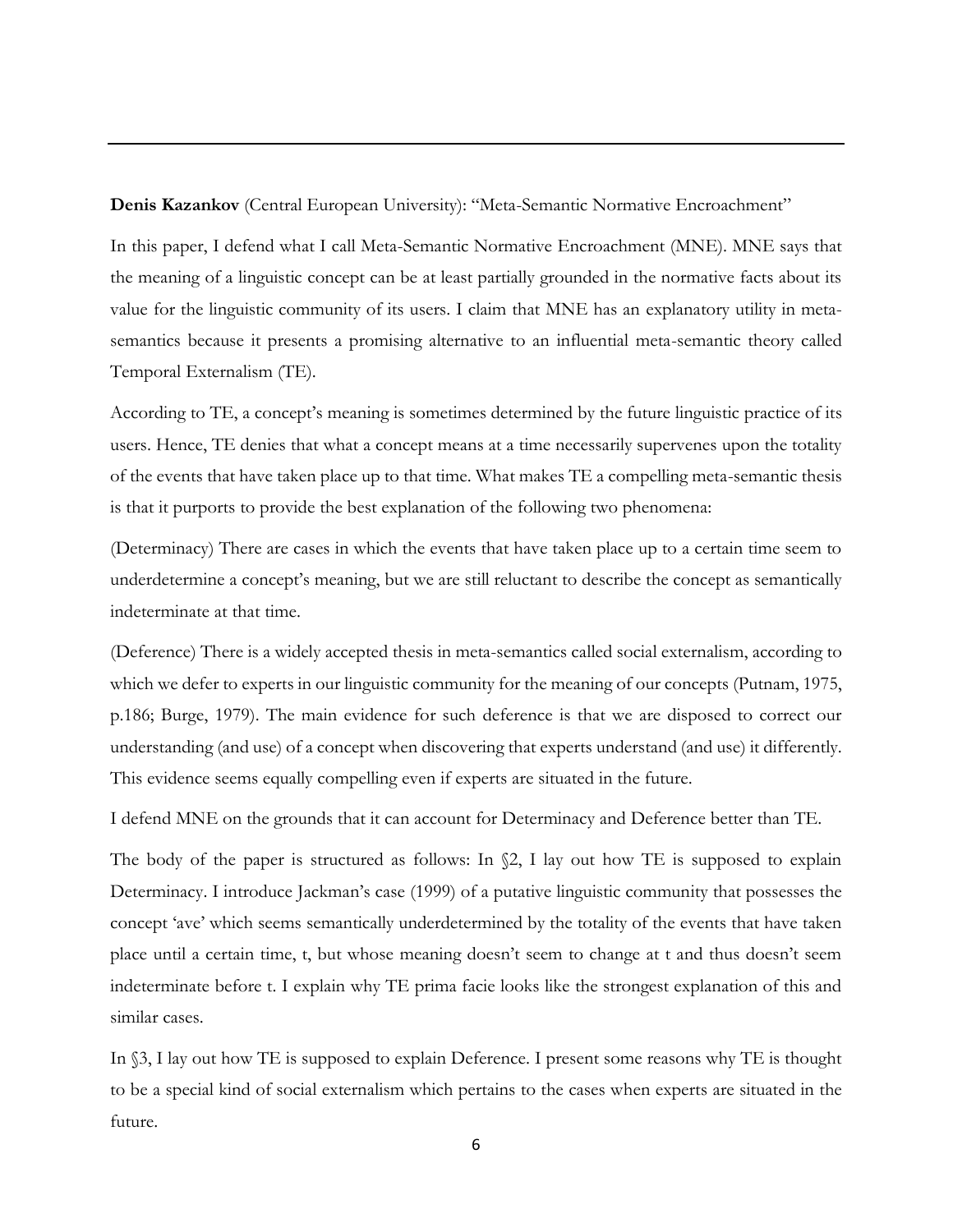**Denis Kazankov** (Central European University): "Meta-Semantic Normative Encroachment"

In this paper, I defend what I call Meta-Semantic Normative Encroachment (MNE). MNE says that the meaning of a linguistic concept can be at least partially grounded in the normative facts about its value for the linguistic community of its users. I claim that MNE has an explanatory utility in meta-semantics because it presents a promising alternative to an influential meta-semantic theory called Temporal Externalism (TE).

According to TE, a concept's meaning is sometimes determined by the future linguistic practice of its users. Hence, TE denies that what a concept means at a time necessarily supervenes upon the totality of the events that have taken place up to that time. What makes TE a compelling meta-semantic thesis is that it purports to provide the best explanation of the following two phenomena:

(Determinacy) There are cases in which the events that have taken place up to a certain time seem to underdetermine a concept's meaning, but we are still reluctant to describe the concept as semantically indeterminate at that time.

(Deference) There is a widely accepted thesis in meta-semantics called social externalism, according to which we defer to experts in our linguistic community for the meaning of our concepts (Putnam, 1975, p.186; Burge, 1979). The main evidence for such deference is that we are disposed to correct our understanding (and use) of a concept when discovering that experts understand (and use) it differently. This evidence seems equally compelling even if experts are situated in the future.

I defend MNE on the grounds that it can account for Determinacy and Deference better than TE.

The body of the paper is structured as follows: In §2, I lay out how TE is supposed to explain Determinacy. I introduce Jackman's case (1999) of a putative linguistic community that possesses the concept 'ave' which seems semantically underdetermined by the totality of the events that have taken place until a certain time, t, but whose meaning doesn't seem to change at t and thus doesn't seem indeterminate before t. I explain why TE prima facie looks like the strongest explanation of this and similar cases.

In §3, I lay out how TE is supposed to explain Deference. I present some reasons why TE is thought to be a special kind of social externalism which pertains to the cases when experts are situated in the future.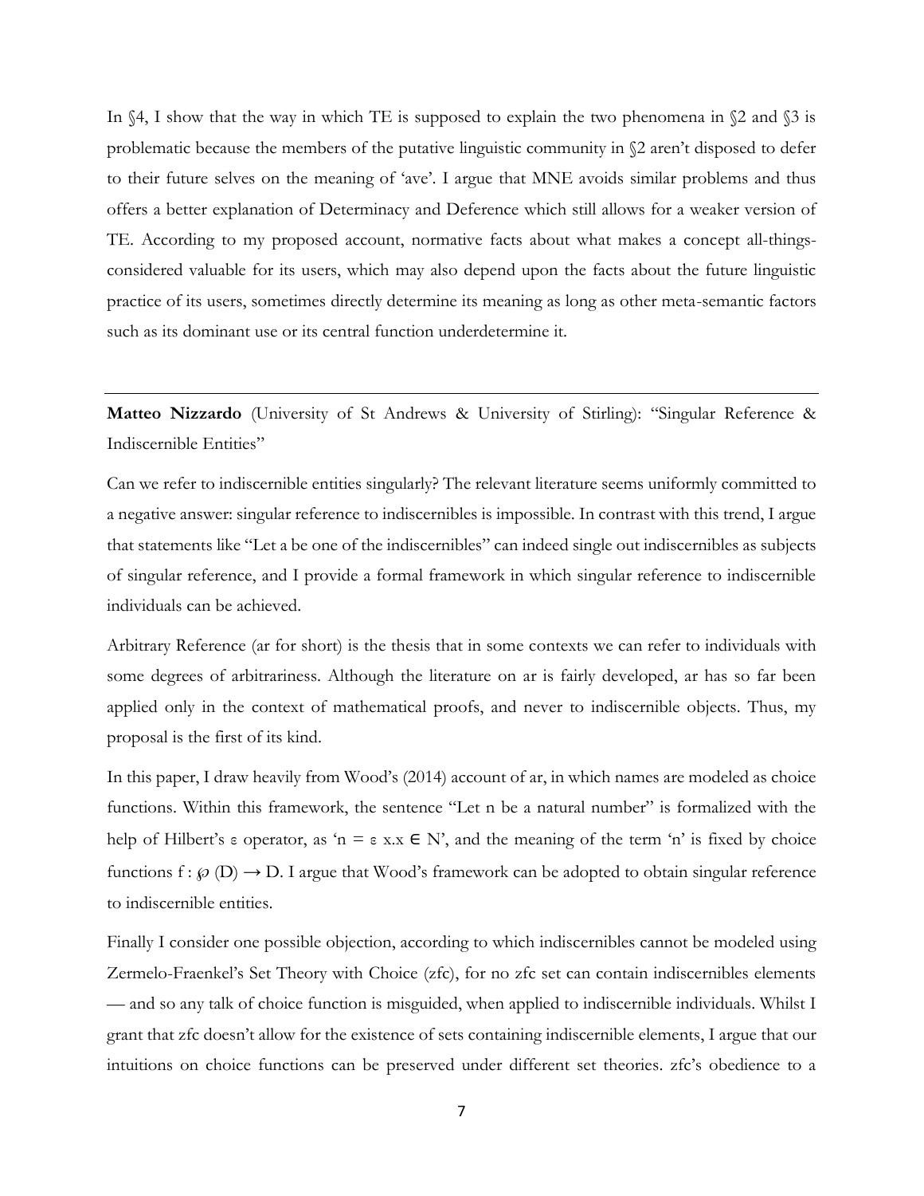In §4, I show that the way in which TE is supposed to explain the two phenomena in §2 and §3 is problematic because the members of the putative linguistic community in §2 aren't disposed to defer to their future selves on the meaning of 'ave'. I argue that MNE avoids similar problems and thus offers a better explanation of Determinacy and Deference which still allows for a weaker version of TE. According to my proposed account, normative facts about what makes a concept all-things-considered valuable for its users, which may also depend upon the facts about the future linguistic practice of its users, sometimes directly determine its meaning as long as other meta-semantic factors such as its dominant use or its central function underdetermine it.

---

**Matteo Nizzardo** (University of St Andrews & University of Stirling): "Singular Reference & Indiscernible Entities"

Can we refer to indiscernible entities singularly? The relevant literature seems uniformly committed to a negative answer: singular reference to indiscernibles is impossible. In contrast with this trend, I argue that statements like "Let a be one of the indiscernibles" can indeed single out indiscernibles as subjects of singular reference, and I provide a formal framework in which singular reference to indiscernible individuals can be achieved.

Arbitrary Reference (ar for short) is the thesis that in some contexts we can refer to individuals with some degrees of arbitrariness. Although the literature on ar is fairly developed, ar has so far been applied only in the context of mathematical proofs, and never to indiscernible objects. Thus, my proposal is the first of its kind.

In this paper, I draw heavily from Wood's (2014) account of ar, in which names are modeled as choice functions. Within this framework, the sentence "Let n be a natural number" is formalized with the help of Hilbert's $\varepsilon$ operator, as '$n = \varepsilon\, x.x \in N$', and the meaning of the term 'n' is fixed by choice functions $f : \wp(D) \rightarrow D$. I argue that Wood's framework can be adopted to obtain singular reference to indiscernible entities.

Finally I consider one possible objection, according to which indiscernibles cannot be modeled using Zermelo-Fraenkel's Set Theory with Choice (zfc), for no zfc set can contain indiscernibles elements — and so any talk of choice function is misguided, when applied to indiscernible individuals. Whilst I grant that zfc doesn't allow for the existence of sets containing indiscernible elements, I argue that our intuitions on choice functions can be preserved under different set theories. zfc's obedience to a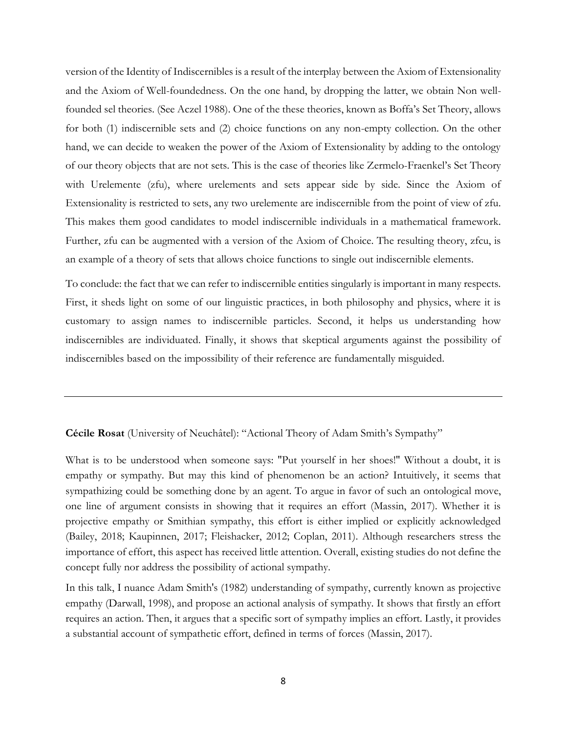version of the Identity of Indiscernibles is a result of the interplay between the Axiom of Extensionality and the Axiom of Well-foundedness. On the one hand, by dropping the latter, we obtain Non well-founded sel theories. (See Aczel 1988). One of the these theories, known as Boffa's Set Theory, allows for both (1) indiscernible sets and (2) choice functions on any non-empty collection. On the other hand, we can decide to weaken the power of the Axiom of Extensionality by adding to the ontology of our theory objects that are not sets. This is the case of theories like Zermelo-Fraenkel's Set Theory with Urelemente (zfu), where urelements and sets appear side by side. Since the Axiom of Extensionality is restricted to sets, any two urelemente are indiscernible from the point of view of zfu. This makes them good candidates to model indiscernible individuals in a mathematical framework. Further, zfu can be augmented with a version of the Axiom of Choice. The resulting theory, zfcu, is an example of a theory of sets that allows choice functions to single out indiscernible elements.

To conclude: the fact that we can refer to indiscernible entities singularly is important in many respects. First, it sheds light on some of our linguistic practices, in both philosophy and physics, where it is customary to assign names to indiscernible particles. Second, it helps us understanding how indiscernibles are individuated. Finally, it shows that skeptical arguments against the possibility of indiscernibles based on the impossibility of their reference are fundamentally misguided.

---

**Cécile Rosat** (University of Neuchâtel): "Actional Theory of Adam Smith's Sympathy"

What is to be understood when someone says: "Put yourself in her shoes!" Without a doubt, it is empathy or sympathy. But may this kind of phenomenon be an action? Intuitively, it seems that sympathizing could be something done by an agent. To argue in favor of such an ontological move, one line of argument consists in showing that it requires an effort (Massin, 2017). Whether it is projective empathy or Smithian sympathy, this effort is either implied or explicitly acknowledged (Bailey, 2018; Kaupinnen, 2017; Fleishacker, 2012; Coplan, 2011). Although researchers stress the importance of effort, this aspect has received little attention. Overall, existing studies do not define the concept fully nor address the possibility of actional sympathy.

In this talk, I nuance Adam Smith's (1982) understanding of sympathy, currently known as projective empathy (Darwall, 1998), and propose an actional analysis of sympathy. It shows that firstly an effort requires an action. Then, it argues that a specific sort of sympathy implies an effort. Lastly, it provides a substantial account of sympathetic effort, defined in terms of forces (Massin, 2017).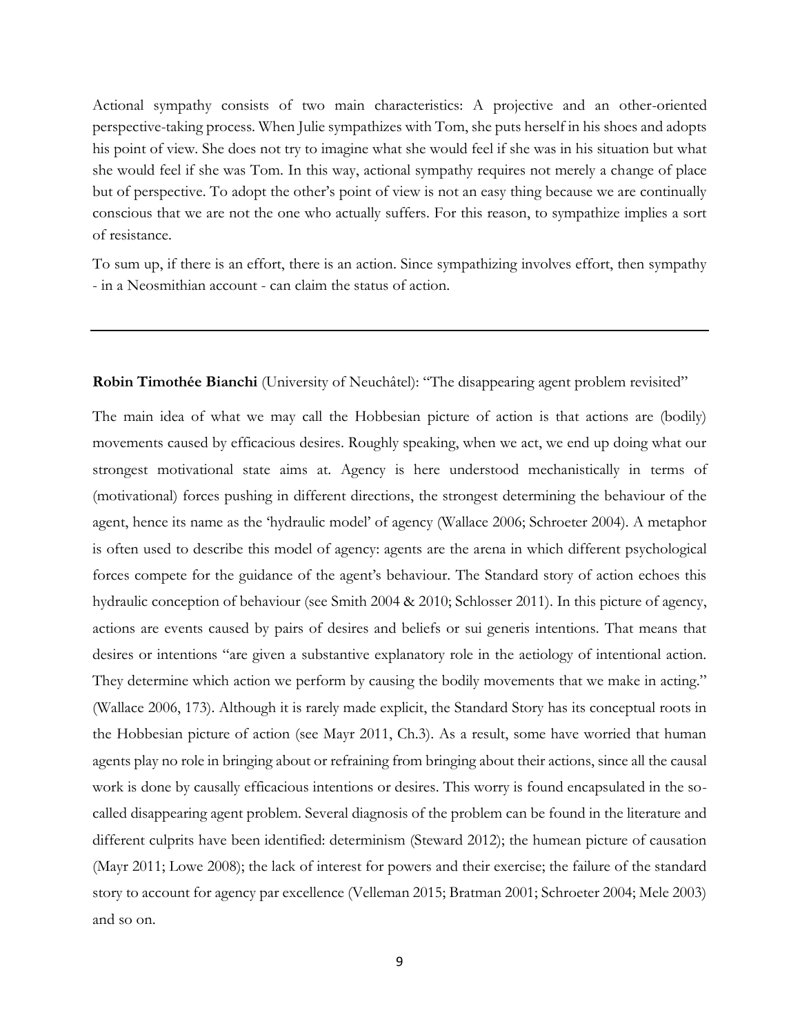Actional sympathy consists of two main characteristics: A projective and an other-oriented perspective-taking process. When Julie sympathizes with Tom, she puts herself in his shoes and adopts his point of view. She does not try to imagine what she would feel if she was in his situation but what she would feel if she was Tom. In this way, actional sympathy requires not merely a change of place but of perspective. To adopt the other's point of view is not an easy thing because we are continually conscious that we are not the one who actually suffers. For this reason, to sympathize implies a sort of resistance.

To sum up, if there is an effort, there is an action. Since sympathizing involves effort, then sympathy - in a Neosmithian account - can claim the status of action.

---

**Robin Timothée Bianchi** (University of Neuchâtel): "The disappearing agent problem revisited"

The main idea of what we may call the Hobbesian picture of action is that actions are (bodily) movements caused by efficacious desires. Roughly speaking, when we act, we end up doing what our strongest motivational state aims at. Agency is here understood mechanistically in terms of (motivational) forces pushing in different directions, the strongest determining the behaviour of the agent, hence its name as the 'hydraulic model' of agency (Wallace 2006; Schroeter 2004). A metaphor is often used to describe this model of agency: agents are the arena in which different psychological forces compete for the guidance of the agent's behaviour. The Standard story of action echoes this hydraulic conception of behaviour (see Smith 2004 & 2010; Schlosser 2011). In this picture of agency, actions are events caused by pairs of desires and beliefs or sui generis intentions. That means that desires or intentions "are given a substantive explanatory role in the aetiology of intentional action. They determine which action we perform by causing the bodily movements that we make in acting." (Wallace 2006, 173). Although it is rarely made explicit, the Standard Story has its conceptual roots in the Hobbesian picture of action (see Mayr 2011, Ch.3). As a result, some have worried that human agents play no role in bringing about or refraining from bringing about their actions, since all the causal work is done by causally efficacious intentions or desires. This worry is found encapsulated in the so-called disappearing agent problem. Several diagnosis of the problem can be found in the literature and different culprits have been identified: determinism (Steward 2012); the humean picture of causation (Mayr 2011; Lowe 2008); the lack of interest for powers and their exercise; the failure of the standard story to account for agency par excellence (Velleman 2015; Bratman 2001; Schroeter 2004; Mele 2003) and so on.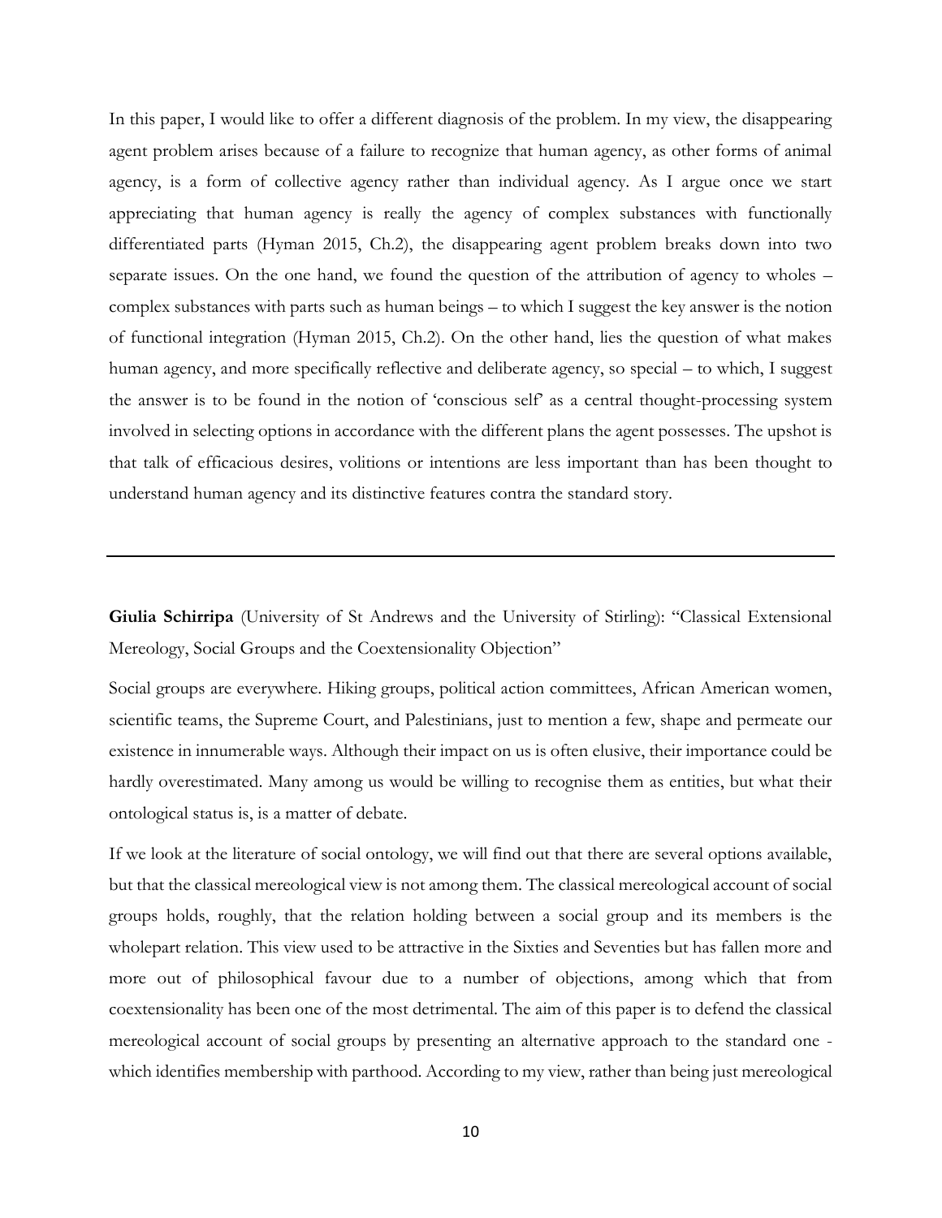In this paper, I would like to offer a different diagnosis of the problem. In my view, the disappearing agent problem arises because of a failure to recognize that human agency, as other forms of animal agency, is a form of collective agency rather than individual agency. As I argue once we start appreciating that human agency is really the agency of complex substances with functionally differentiated parts (Hyman 2015, Ch.2), the disappearing agent problem breaks down into two separate issues. On the one hand, we found the question of the attribution of agency to wholes – complex substances with parts such as human beings – to which I suggest the key answer is the notion of functional integration (Hyman 2015, Ch.2). On the other hand, lies the question of what makes human agency, and more specifically reflective and deliberate agency, so special – to which, I suggest the answer is to be found in the notion of 'conscious self' as a central thought-processing system involved in selecting options in accordance with the different plans the agent possesses. The upshot is that talk of efficacious desires, volitions or intentions are less important than has been thought to understand human agency and its distinctive features contra the standard story.

---

**Giulia Schirripa** (University of St Andrews and the University of Stirling): "Classical Extensional Mereology, Social Groups and the Coextensionality Objection"

Social groups are everywhere. Hiking groups, political action committees, African American women, scientific teams, the Supreme Court, and Palestinians, just to mention a few, shape and permeate our existence in innumerable ways. Although their impact on us is often elusive, their importance could be hardly overestimated. Many among us would be willing to recognise them as entities, but what their ontological status is, is a matter of debate.

If we look at the literature of social ontology, we will find out that there are several options available, but that the classical mereological view is not among them. The classical mereological account of social groups holds, roughly, that the relation holding between a social group and its members is the wholepart relation. This view used to be attractive in the Sixties and Seventies but has fallen more and more out of philosophical favour due to a number of objections, among which that from coextensionality has been one of the most detrimental. The aim of this paper is to defend the classical mereological account of social groups by presenting an alternative approach to the standard one - which identifies membership with parthood. According to my view, rather than being just mereological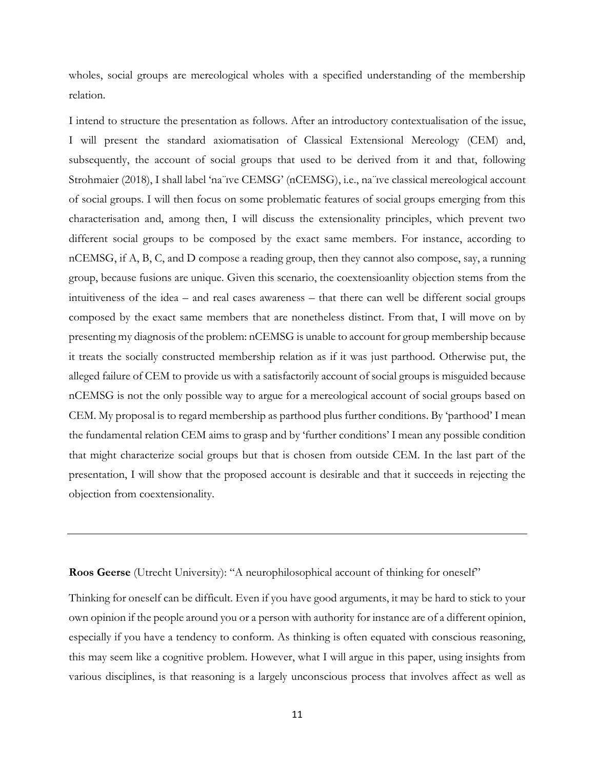wholes, social groups are mereological wholes with a specified understanding of the membership relation.

I intend to structure the presentation as follows. After an introductory contextualisation of the issue, I will present the standard axiomatisation of Classical Extensional Mereology (CEM) and, subsequently, the account of social groups that used to be derived from it and that, following Strohmaier (2018), I shall label 'na¨ıve CEMSG' (nCEMSG), i.e., na¨ıve classical mereological account of social groups. I will then focus on some problematic features of social groups emerging from this characterisation and, among then, I will discuss the extensionality principles, which prevent two different social groups to be composed by the exact same members. For instance, according to nCEMSG, if A, B, C, and D compose a reading group, then they cannot also compose, say, a running group, because fusions are unique. Given this scenario, the coextensioanlity objection stems from the intuitiveness of the idea – and real cases awareness – that there can well be different social groups composed by the exact same members that are nonetheless distinct. From that, I will move on by presenting my diagnosis of the problem: nCEMSG is unable to account for group membership because it treats the socially constructed membership relation as if it was just parthood. Otherwise put, the alleged failure of CEM to provide us with a satisfactorily account of social groups is misguided because nCEMSG is not the only possible way to argue for a mereological account of social groups based on CEM. My proposal is to regard membership as parthood plus further conditions. By 'parthood' I mean the fundamental relation CEM aims to grasp and by 'further conditions' I mean any possible condition that might characterize social groups but that is chosen from outside CEM. In the last part of the presentation, I will show that the proposed account is desirable and that it succeeds in rejecting the objection from coextensionality.

---

**Roos Geerse** (Utrecht University): "A neurophilosophical account of thinking for oneself"

Thinking for oneself can be difficult. Even if you have good arguments, it may be hard to stick to your own opinion if the people around you or a person with authority for instance are of a different opinion, especially if you have a tendency to conform. As thinking is often equated with conscious reasoning, this may seem like a cognitive problem. However, what I will argue in this paper, using insights from various disciplines, is that reasoning is a largely unconscious process that involves affect as well as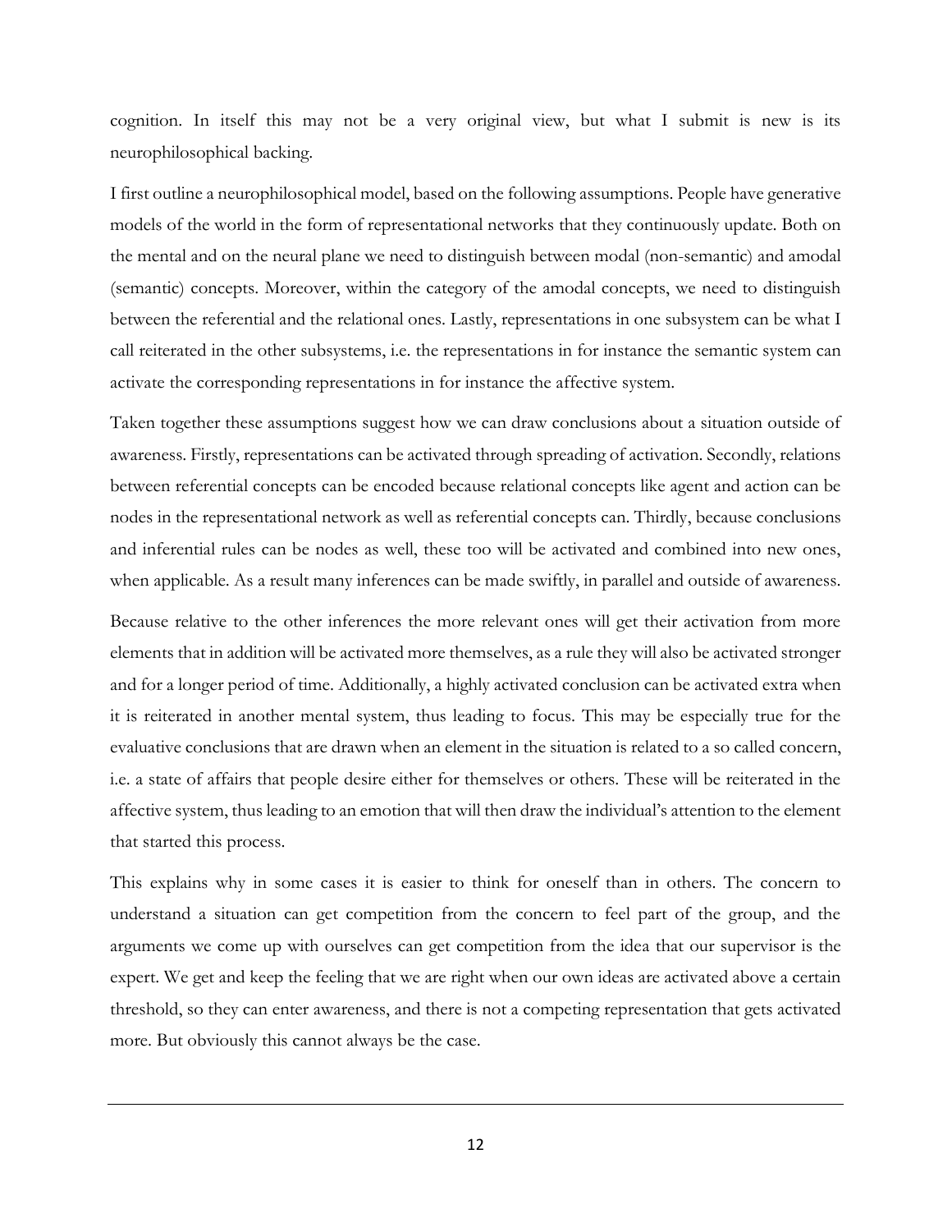cognition. In itself this may not be a very original view, but what I submit is new is its neurophilosophical backing.

I first outline a neurophilosophical model, based on the following assumptions. People have generative models of the world in the form of representational networks that they continuously update. Both on the mental and on the neural plane we need to distinguish between modal (non-semantic) and amodal (semantic) concepts. Moreover, within the category of the amodal concepts, we need to distinguish between the referential and the relational ones. Lastly, representations in one subsystem can be what I call reiterated in the other subsystems, i.e. the representations in for instance the semantic system can activate the corresponding representations in for instance the affective system.

Taken together these assumptions suggest how we can draw conclusions about a situation outside of awareness. Firstly, representations can be activated through spreading of activation. Secondly, relations between referential concepts can be encoded because relational concepts like agent and action can be nodes in the representational network as well as referential concepts can. Thirdly, because conclusions and inferential rules can be nodes as well, these too will be activated and combined into new ones, when applicable. As a result many inferences can be made swiftly, in parallel and outside of awareness.

Because relative to the other inferences the more relevant ones will get their activation from more elements that in addition will be activated more themselves, as a rule they will also be activated stronger and for a longer period of time. Additionally, a highly activated conclusion can be activated extra when it is reiterated in another mental system, thus leading to focus. This may be especially true for the evaluative conclusions that are drawn when an element in the situation is related to a so called concern, i.e. a state of affairs that people desire either for themselves or others. These will be reiterated in the affective system, thus leading to an emotion that will then draw the individual's attention to the element that started this process.

This explains why in some cases it is easier to think for oneself than in others. The concern to understand a situation can get competition from the concern to feel part of the group, and the arguments we come up with ourselves can get competition from the idea that our supervisor is the expert. We get and keep the feeling that we are right when our own ideas are activated above a certain threshold, so they can enter awareness, and there is not a competing representation that gets activated more. But obviously this cannot always be the case.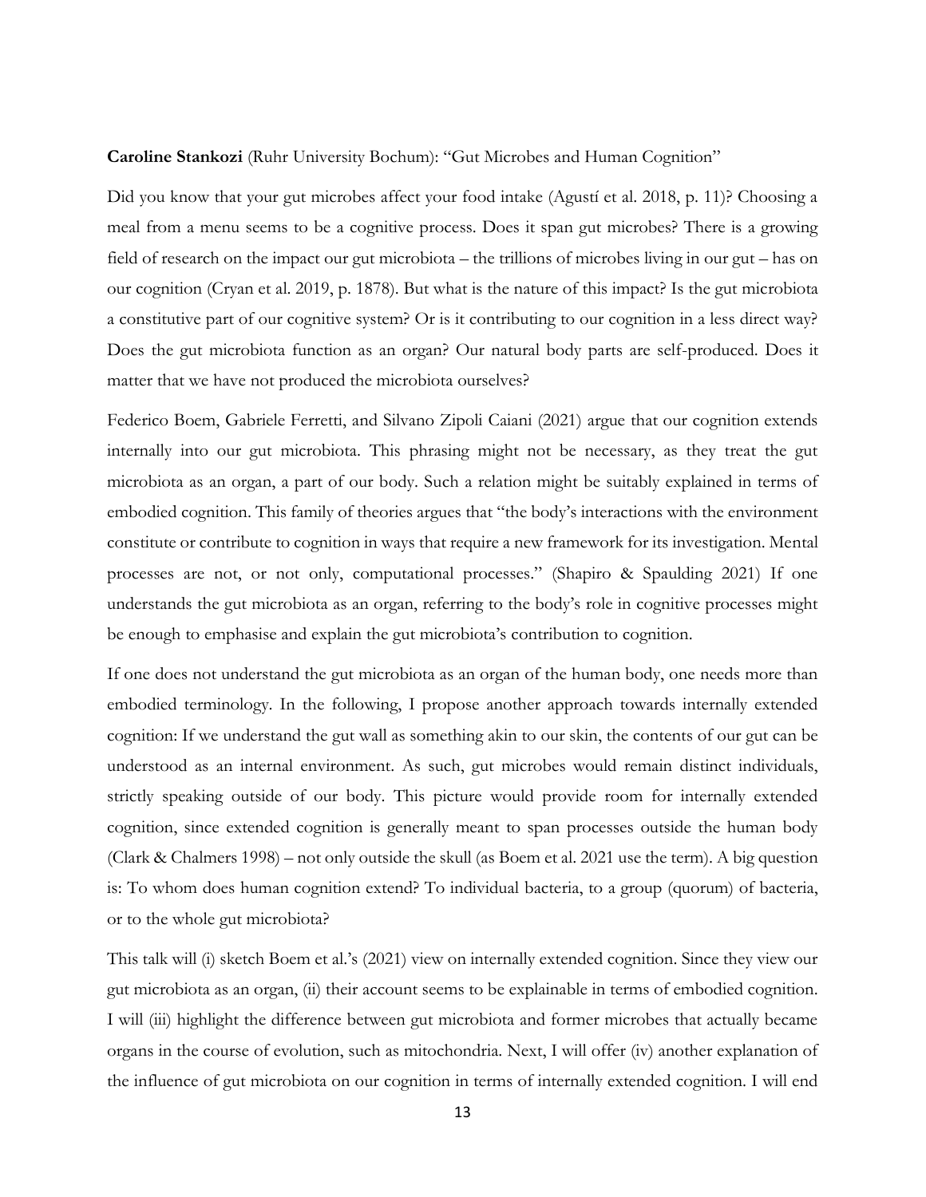**Caroline Stankozi** (Ruhr University Bochum): "Gut Microbes and Human Cognition"

Did you know that your gut microbes affect your food intake (Agustí et al. 2018, p. 11)? Choosing a meal from a menu seems to be a cognitive process. Does it span gut microbes? There is a growing field of research on the impact our gut microbiota – the trillions of microbes living in our gut – has on our cognition (Cryan et al. 2019, p. 1878). But what is the nature of this impact? Is the gut microbiota a constitutive part of our cognitive system? Or is it contributing to our cognition in a less direct way? Does the gut microbiota function as an organ? Our natural body parts are self-produced. Does it matter that we have not produced the microbiota ourselves?

Federico Boem, Gabriele Ferretti, and Silvano Zipoli Caiani (2021) argue that our cognition extends internally into our gut microbiota. This phrasing might not be necessary, as they treat the gut microbiota as an organ, a part of our body. Such a relation might be suitably explained in terms of embodied cognition. This family of theories argues that "the body's interactions with the environment constitute or contribute to cognition in ways that require a new framework for its investigation. Mental processes are not, or not only, computational processes." (Shapiro & Spaulding 2021) If one understands the gut microbiota as an organ, referring to the body's role in cognitive processes might be enough to emphasise and explain the gut microbiota's contribution to cognition.

If one does not understand the gut microbiota as an organ of the human body, one needs more than embodied terminology. In the following, I propose another approach towards internally extended cognition: If we understand the gut wall as something akin to our skin, the contents of our gut can be understood as an internal environment. As such, gut microbes would remain distinct individuals, strictly speaking outside of our body. This picture would provide room for internally extended cognition, since extended cognition is generally meant to span processes outside the human body (Clark & Chalmers 1998) – not only outside the skull (as Boem et al. 2021 use the term). A big question is: To whom does human cognition extend? To individual bacteria, to a group (quorum) of bacteria, or to the whole gut microbiota?

This talk will (i) sketch Boem et al.'s (2021) view on internally extended cognition. Since they view our gut microbiota as an organ, (ii) their account seems to be explainable in terms of embodied cognition. I will (iii) highlight the difference between gut microbiota and former microbes that actually became organs in the course of evolution, such as mitochondria. Next, I will offer (iv) another explanation of the influence of gut microbiota on our cognition in terms of internally extended cognition. I will end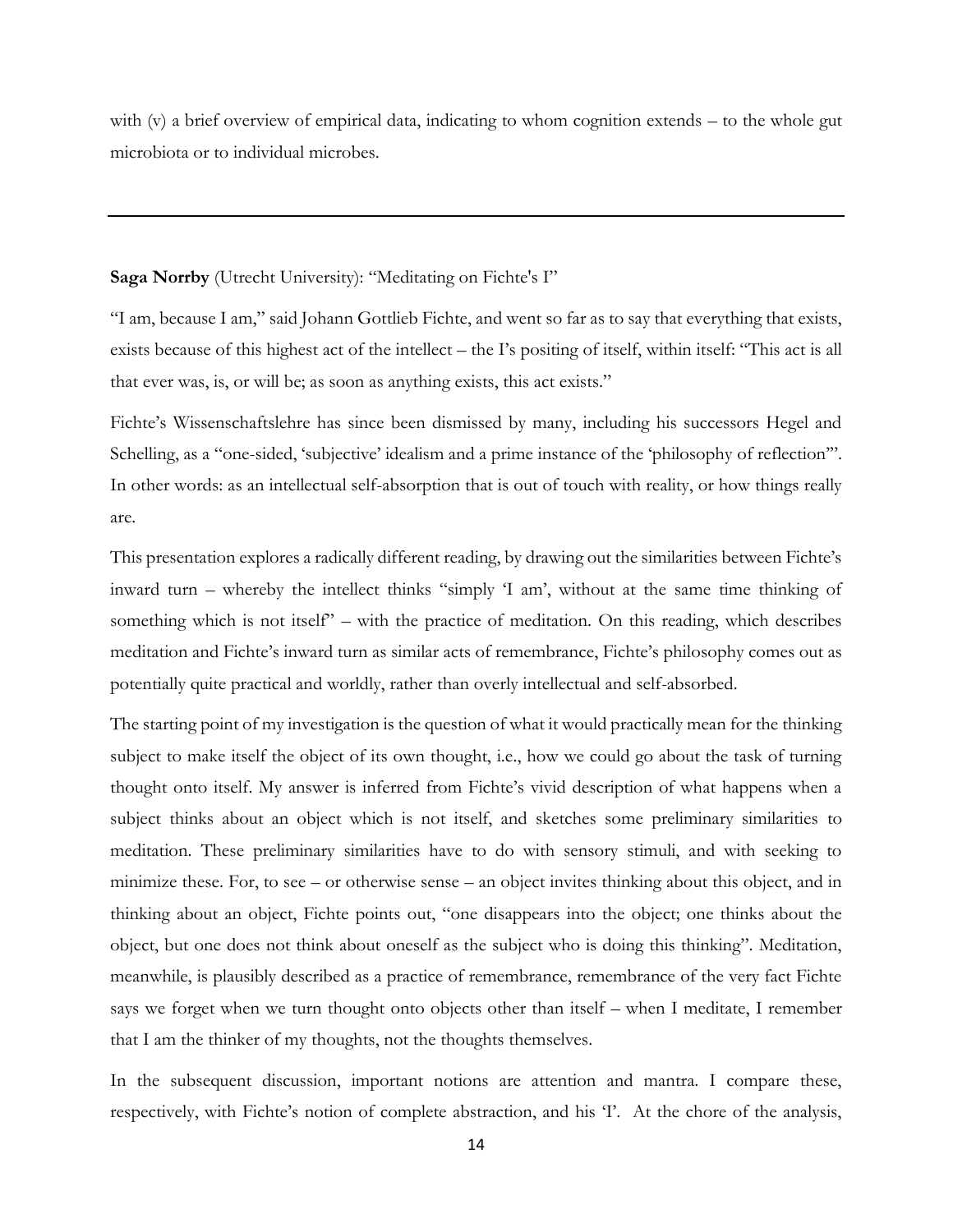with (v) a brief overview of empirical data, indicating to whom cognition extends – to the whole gut microbiota or to individual microbes.

---

**Saga Norrby** (Utrecht University): "Meditating on Fichte's I"

"I am, because I am," said Johann Gottlieb Fichte, and went so far as to say that everything that exists, exists because of this highest act of the intellect – the I's positing of itself, within itself: "This act is all that ever was, is, or will be; as soon as anything exists, this act exists."

Fichte's Wissenschaftslehre has since been dismissed by many, including his successors Hegel and Schelling, as a "one-sided, 'subjective' idealism and a prime instance of the 'philosophy of reflection'". In other words: as an intellectual self-absorption that is out of touch with reality, or how things really are.

This presentation explores a radically different reading, by drawing out the similarities between Fichte's inward turn – whereby the intellect thinks "simply 'I am', without at the same time thinking of something which is not itself" – with the practice of meditation. On this reading, which describes meditation and Fichte's inward turn as similar acts of remembrance, Fichte's philosophy comes out as potentially quite practical and worldly, rather than overly intellectual and self-absorbed.

The starting point of my investigation is the question of what it would practically mean for the thinking subject to make itself the object of its own thought, i.e., how we could go about the task of turning thought onto itself. My answer is inferred from Fichte's vivid description of what happens when a subject thinks about an object which is not itself, and sketches some preliminary similarities to meditation. These preliminary similarities have to do with sensory stimuli, and with seeking to minimize these. For, to see – or otherwise sense – an object invites thinking about this object, and in thinking about an object, Fichte points out, "one disappears into the object; one thinks about the object, but one does not think about oneself as the subject who is doing this thinking". Meditation, meanwhile, is plausibly described as a practice of remembrance, remembrance of the very fact Fichte says we forget when we turn thought onto objects other than itself – when I meditate, I remember that I am the thinker of my thoughts, not the thoughts themselves.

In the subsequent discussion, important notions are attention and mantra. I compare these, respectively, with Fichte's notion of complete abstraction, and his 'I'. At the chore of the analysis,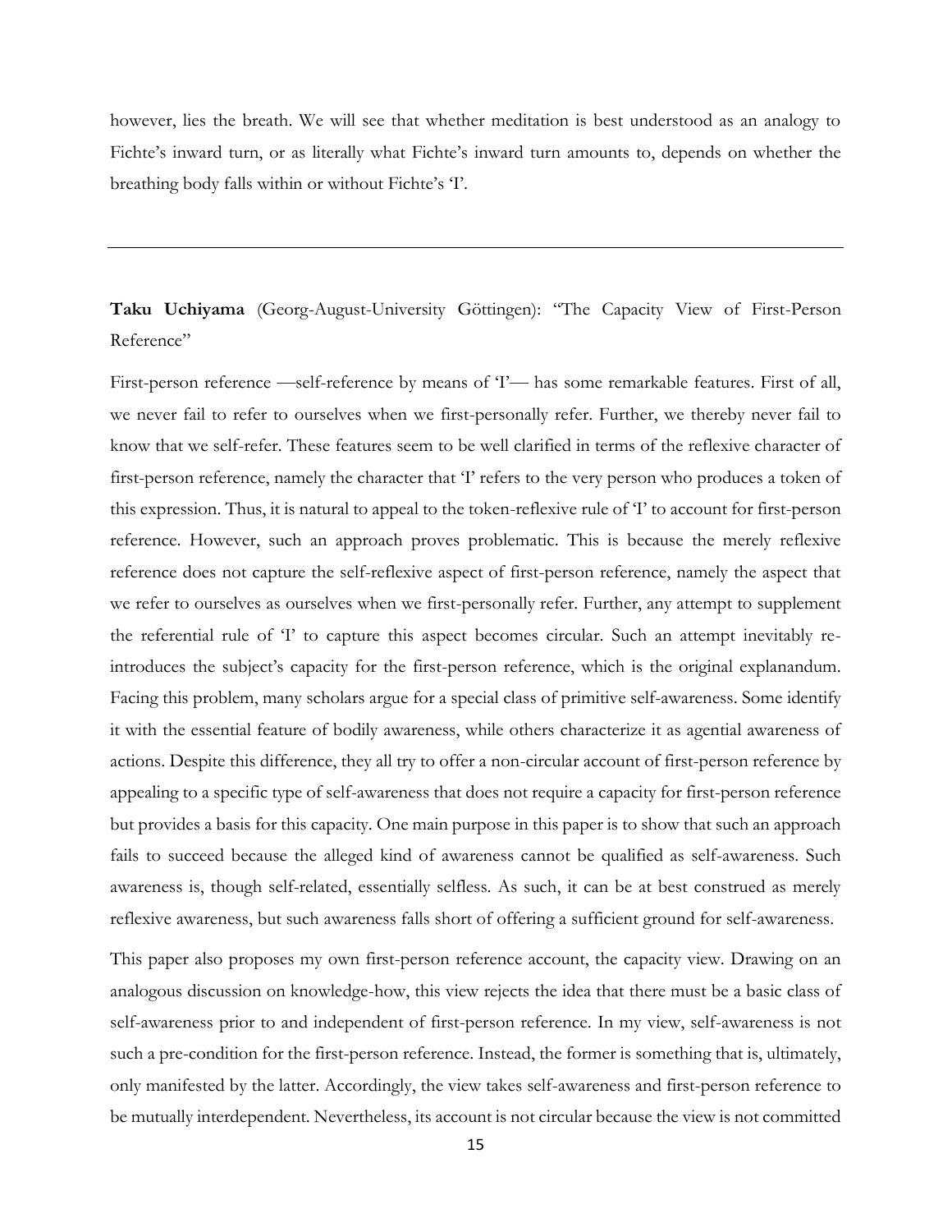however, lies the breath. We will see that whether meditation is best understood as an analogy to Fichte's inward turn, or as literally what Fichte's inward turn amounts to, depends on whether the breathing body falls within or without Fichte's 'I'.

---

**Taku Uchiyama** (Georg-August-University Göttingen): "The Capacity View of First-Person Reference"

First-person reference —self-reference by means of 'I'— has some remarkable features. First of all, we never fail to refer to ourselves when we first-personally refer. Further, we thereby never fail to know that we self-refer. These features seem to be well clarified in terms of the reflexive character of first-person reference, namely the character that 'I' refers to the very person who produces a token of this expression. Thus, it is natural to appeal to the token-reflexive rule of 'I' to account for first-person reference. However, such an approach proves problematic. This is because the merely reflexive reference does not capture the self-reflexive aspect of first-person reference, namely the aspect that we refer to ourselves as ourselves when we first-personally refer. Further, any attempt to supplement the referential rule of 'I' to capture this aspect becomes circular. Such an attempt inevitably re-introduces the subject's capacity for the first-person reference, which is the original explanandum. Facing this problem, many scholars argue for a special class of primitive self-awareness. Some identify it with the essential feature of bodily awareness, while others characterize it as agential awareness of actions. Despite this difference, they all try to offer a non-circular account of first-person reference by appealing to a specific type of self-awareness that does not require a capacity for first-person reference but provides a basis for this capacity. One main purpose in this paper is to show that such an approach fails to succeed because the alleged kind of awareness cannot be qualified as self-awareness. Such awareness is, though self-related, essentially selfless. As such, it can be at best construed as merely reflexive awareness, but such awareness falls short of offering a sufficient ground for self-awareness.

This paper also proposes my own first-person reference account, the capacity view. Drawing on an analogous discussion on knowledge-how, this view rejects the idea that there must be a basic class of self-awareness prior to and independent of first-person reference. In my view, self-awareness is not such a pre-condition for the first-person reference. Instead, the former is something that is, ultimately, only manifested by the latter. Accordingly, the view takes self-awareness and first-person reference to be mutually interdependent. Nevertheless, its account is not circular because the view is not committed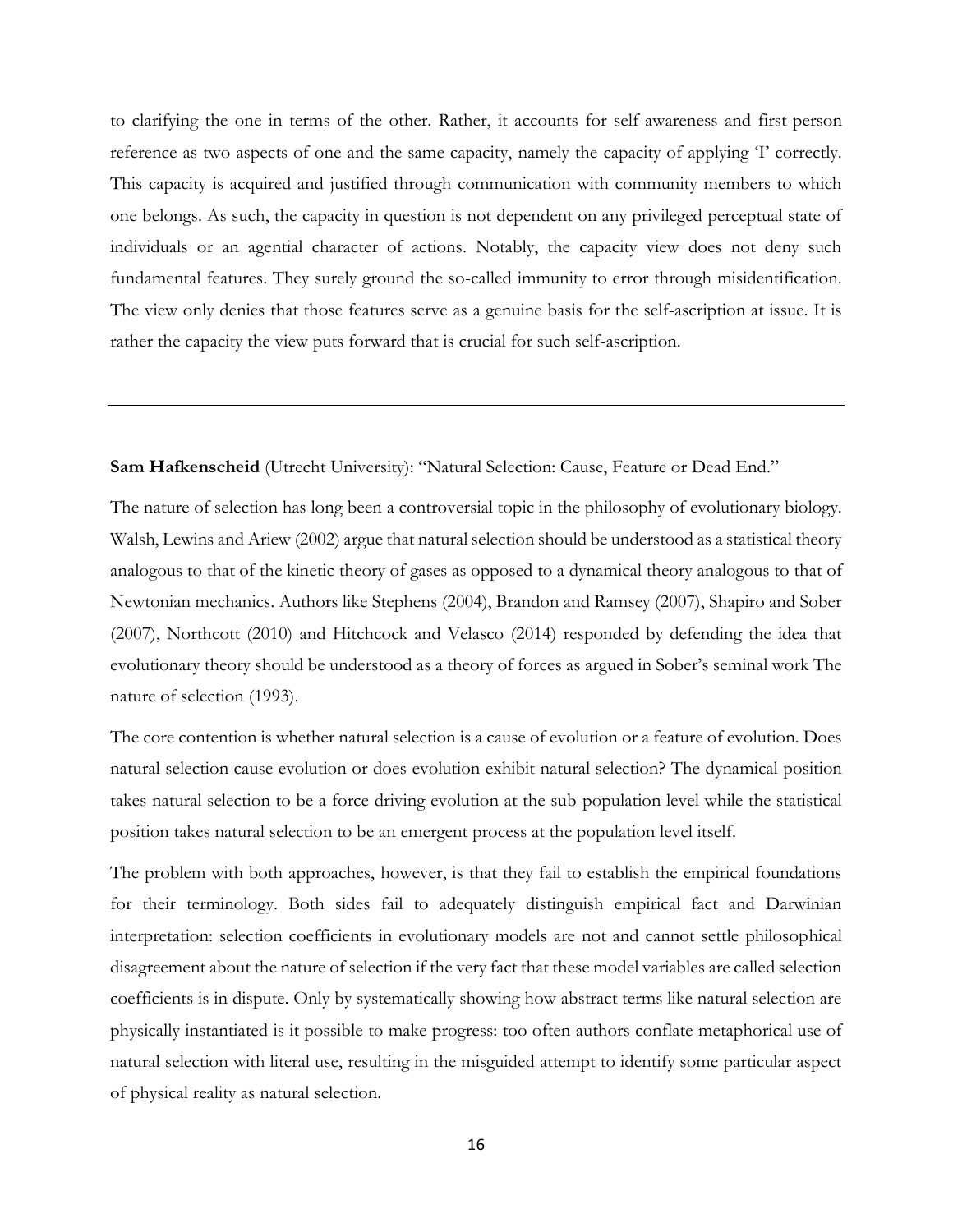to clarifying the one in terms of the other. Rather, it accounts for self-awareness and first-person reference as two aspects of one and the same capacity, namely the capacity of applying 'I' correctly. This capacity is acquired and justified through communication with community members to which one belongs. As such, the capacity in question is not dependent on any privileged perceptual state of individuals or an agential character of actions. Notably, the capacity view does not deny such fundamental features. They surely ground the so-called immunity to error through misidentification. The view only denies that those features serve as a genuine basis for the self-ascription at issue. It is rather the capacity the view puts forward that is crucial for such self-ascription.

---

**Sam Hafkenscheid** (Utrecht University): "Natural Selection: Cause, Feature or Dead End."

The nature of selection has long been a controversial topic in the philosophy of evolutionary biology. Walsh, Lewins and Ariew (2002) argue that natural selection should be understood as a statistical theory analogous to that of the kinetic theory of gases as opposed to a dynamical theory analogous to that of Newtonian mechanics. Authors like Stephens (2004), Brandon and Ramsey (2007), Shapiro and Sober (2007), Northcott (2010) and Hitchcock and Velasco (2014) responded by defending the idea that evolutionary theory should be understood as a theory of forces as argued in Sober's seminal work The nature of selection (1993).

The core contention is whether natural selection is a cause of evolution or a feature of evolution. Does natural selection cause evolution or does evolution exhibit natural selection? The dynamical position takes natural selection to be a force driving evolution at the sub-population level while the statistical position takes natural selection to be an emergent process at the population level itself.

The problem with both approaches, however, is that they fail to establish the empirical foundations for their terminology. Both sides fail to adequately distinguish empirical fact and Darwinian interpretation: selection coefficients in evolutionary models are not and cannot settle philosophical disagreement about the nature of selection if the very fact that these model variables are called selection coefficients is in dispute. Only by systematically showing how abstract terms like natural selection are physically instantiated is it possible to make progress: too often authors conflate metaphorical use of natural selection with literal use, resulting in the misguided attempt to identify some particular aspect of physical reality as natural selection.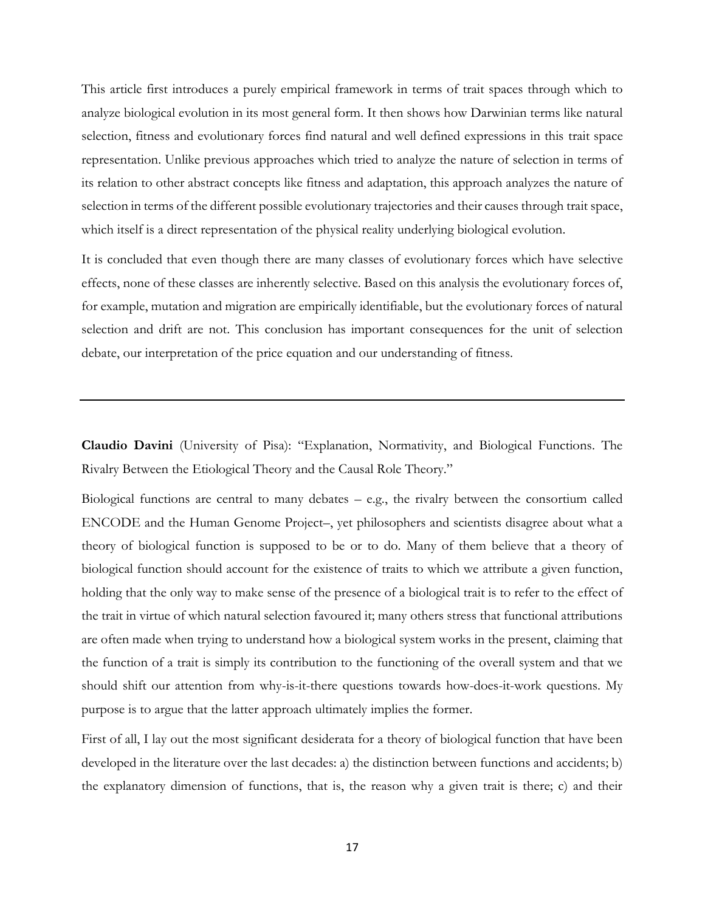This article first introduces a purely empirical framework in terms of trait spaces through which to analyze biological evolution in its most general form. It then shows how Darwinian terms like natural selection, fitness and evolutionary forces find natural and well defined expressions in this trait space representation. Unlike previous approaches which tried to analyze the nature of selection in terms of its relation to other abstract concepts like fitness and adaptation, this approach analyzes the nature of selection in terms of the different possible evolutionary trajectories and their causes through trait space, which itself is a direct representation of the physical reality underlying biological evolution.

It is concluded that even though there are many classes of evolutionary forces which have selective effects, none of these classes are inherently selective. Based on this analysis the evolutionary forces of, for example, mutation and migration are empirically identifiable, but the evolutionary forces of natural selection and drift are not. This conclusion has important consequences for the unit of selection debate, our interpretation of the price equation and our understanding of fitness.

---

**Claudio Davini** (University of Pisa): "Explanation, Normativity, and Biological Functions. The Rivalry Between the Etiological Theory and the Causal Role Theory."

Biological functions are central to many debates – e.g., the rivalry between the consortium called ENCODE and the Human Genome Project–, yet philosophers and scientists disagree about what a theory of biological function is supposed to be or to do. Many of them believe that a theory of biological function should account for the existence of traits to which we attribute a given function, holding that the only way to make sense of the presence of a biological trait is to refer to the effect of the trait in virtue of which natural selection favoured it; many others stress that functional attributions are often made when trying to understand how a biological system works in the present, claiming that the function of a trait is simply its contribution to the functioning of the overall system and that we should shift our attention from why-is-it-there questions towards how-does-it-work questions. My purpose is to argue that the latter approach ultimately implies the former.

First of all, I lay out the most significant desiderata for a theory of biological function that have been developed in the literature over the last decades: a) the distinction between functions and accidents; b) the explanatory dimension of functions, that is, the reason why a given trait is there; c) and their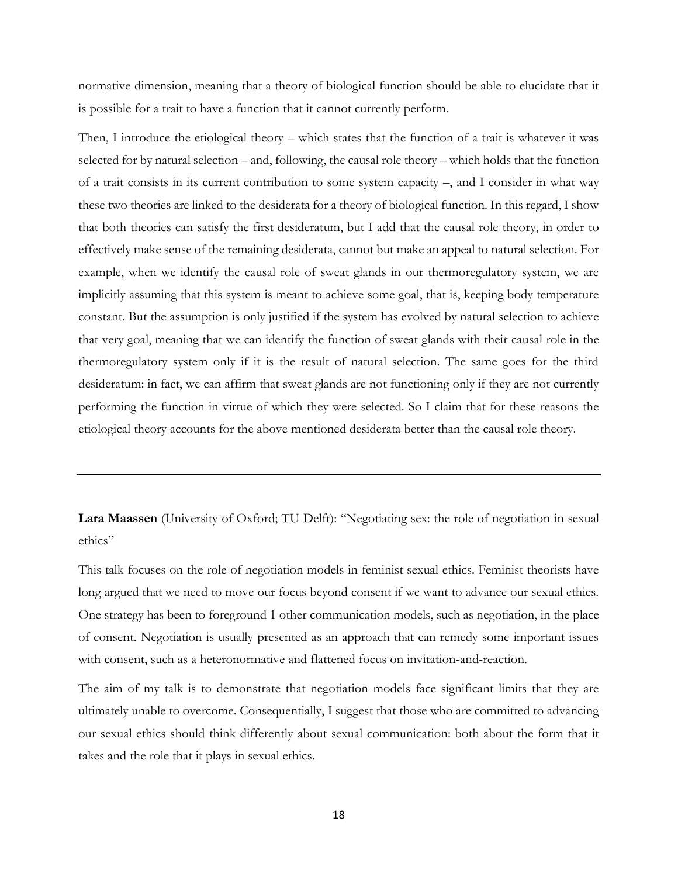normative dimension, meaning that a theory of biological function should be able to elucidate that it is possible for a trait to have a function that it cannot currently perform.

Then, I introduce the etiological theory – which states that the function of a trait is whatever it was selected for by natural selection – and, following, the causal role theory – which holds that the function of a trait consists in its current contribution to some system capacity –, and I consider in what way these two theories are linked to the desiderata for a theory of biological function. In this regard, I show that both theories can satisfy the first desideratum, but I add that the causal role theory, in order to effectively make sense of the remaining desiderata, cannot but make an appeal to natural selection. For example, when we identify the causal role of sweat glands in our thermoregulatory system, we are implicitly assuming that this system is meant to achieve some goal, that is, keeping body temperature constant. But the assumption is only justified if the system has evolved by natural selection to achieve that very goal, meaning that we can identify the function of sweat glands with their causal role in the thermoregulatory system only if it is the result of natural selection. The same goes for the third desideratum: in fact, we can affirm that sweat glands are not functioning only if they are not currently performing the function in virtue of which they were selected. So I claim that for these reasons the etiological theory accounts for the above mentioned desiderata better than the causal role theory.

---

**Lara Maassen** (University of Oxford; TU Delft): "Negotiating sex: the role of negotiation in sexual ethics"

This talk focuses on the role of negotiation models in feminist sexual ethics. Feminist theorists have long argued that we need to move our focus beyond consent if we want to advance our sexual ethics. One strategy has been to foreground 1 other communication models, such as negotiation, in the place of consent. Negotiation is usually presented as an approach that can remedy some important issues with consent, such as a heteronormative and flattened focus on invitation-and-reaction.

The aim of my talk is to demonstrate that negotiation models face significant limits that they are ultimately unable to overcome. Consequentially, I suggest that those who are committed to advancing our sexual ethics should think differently about sexual communication: both about the form that it takes and the role that it plays in sexual ethics.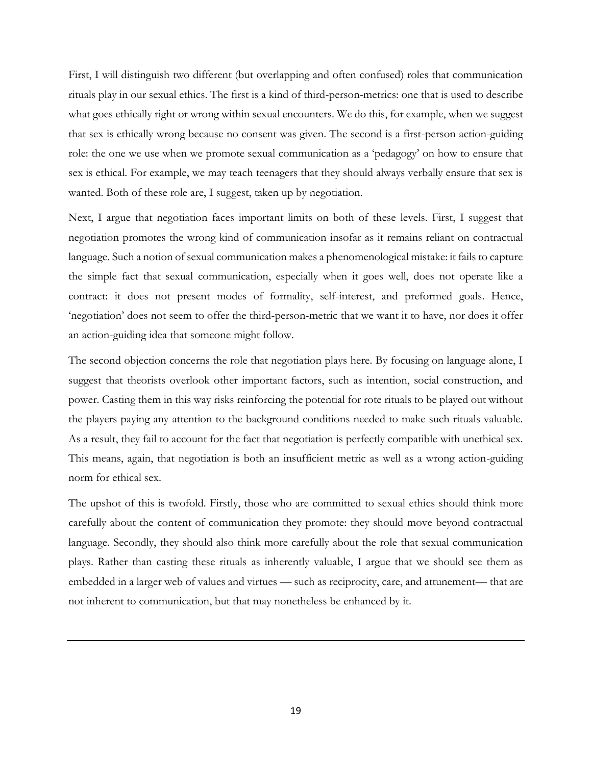First, I will distinguish two different (but overlapping and often confused) roles that communication rituals play in our sexual ethics. The first is a kind of third-person-metrics: one that is used to describe what goes ethically right or wrong within sexual encounters. We do this, for example, when we suggest that sex is ethically wrong because no consent was given. The second is a first-person action-guiding role: the one we use when we promote sexual communication as a 'pedagogy' on how to ensure that sex is ethical. For example, we may teach teenagers that they should always verbally ensure that sex is wanted. Both of these role are, I suggest, taken up by negotiation.

Next, I argue that negotiation faces important limits on both of these levels. First, I suggest that negotiation promotes the wrong kind of communication insofar as it remains reliant on contractual language. Such a notion of sexual communication makes a phenomenological mistake: it fails to capture the simple fact that sexual communication, especially when it goes well, does not operate like a contract: it does not present modes of formality, self-interest, and preformed goals. Hence, 'negotiation' does not seem to offer the third-person-metric that we want it to have, nor does it offer an action-guiding idea that someone might follow.

The second objection concerns the role that negotiation plays here. By focusing on language alone, I suggest that theorists overlook other important factors, such as intention, social construction, and power. Casting them in this way risks reinforcing the potential for rote rituals to be played out without the players paying any attention to the background conditions needed to make such rituals valuable. As a result, they fail to account for the fact that negotiation is perfectly compatible with unethical sex. This means, again, that negotiation is both an insufficient metric as well as a wrong action-guiding norm for ethical sex.

The upshot of this is twofold. Firstly, those who are committed to sexual ethics should think more carefully about the content of communication they promote: they should move beyond contractual language. Secondly, they should also think more carefully about the role that sexual communication plays. Rather than casting these rituals as inherently valuable, I argue that we should see them as embedded in a larger web of values and virtues — such as reciprocity, care, and attunement— that are not inherent to communication, but that may nonetheless be enhanced by it.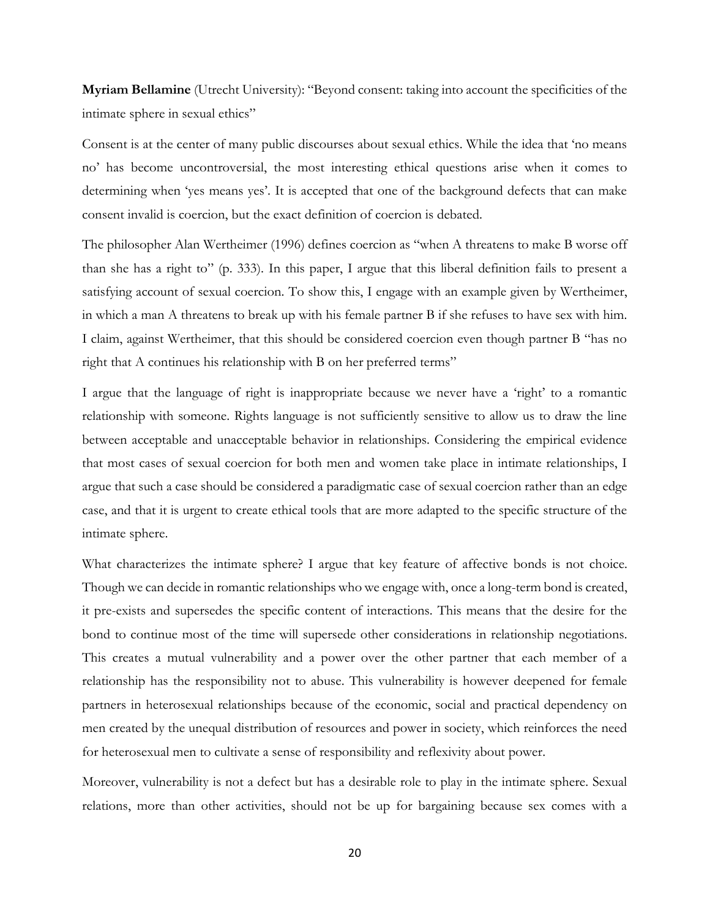**Myriam Bellamine** (Utrecht University): "Beyond consent: taking into account the specificities of the intimate sphere in sexual ethics"

Consent is at the center of many public discourses about sexual ethics. While the idea that 'no means no' has become uncontroversial, the most interesting ethical questions arise when it comes to determining when 'yes means yes'. It is accepted that one of the background defects that can make consent invalid is coercion, but the exact definition of coercion is debated.

The philosopher Alan Wertheimer (1996) defines coercion as "when A threatens to make B worse off than she has a right to" (p. 333). In this paper, I argue that this liberal definition fails to present a satisfying account of sexual coercion. To show this, I engage with an example given by Wertheimer, in which a man A threatens to break up with his female partner B if she refuses to have sex with him. I claim, against Wertheimer, that this should be considered coercion even though partner B "has no right that A continues his relationship with B on her preferred terms"

I argue that the language of right is inappropriate because we never have a 'right' to a romantic relationship with someone. Rights language is not sufficiently sensitive to allow us to draw the line between acceptable and unacceptable behavior in relationships. Considering the empirical evidence that most cases of sexual coercion for both men and women take place in intimate relationships, I argue that such a case should be considered a paradigmatic case of sexual coercion rather than an edge case, and that it is urgent to create ethical tools that are more adapted to the specific structure of the intimate sphere.

What characterizes the intimate sphere? I argue that key feature of affective bonds is not choice. Though we can decide in romantic relationships who we engage with, once a long-term bond is created, it pre-exists and supersedes the specific content of interactions. This means that the desire for the bond to continue most of the time will supersede other considerations in relationship negotiations. This creates a mutual vulnerability and a power over the other partner that each member of a relationship has the responsibility not to abuse. This vulnerability is however deepened for female partners in heterosexual relationships because of the economic, social and practical dependency on men created by the unequal distribution of resources and power in society, which reinforces the need for heterosexual men to cultivate a sense of responsibility and reflexivity about power.

Moreover, vulnerability is not a defect but has a desirable role to play in the intimate sphere. Sexual relations, more than other activities, should not be up for bargaining because sex comes with a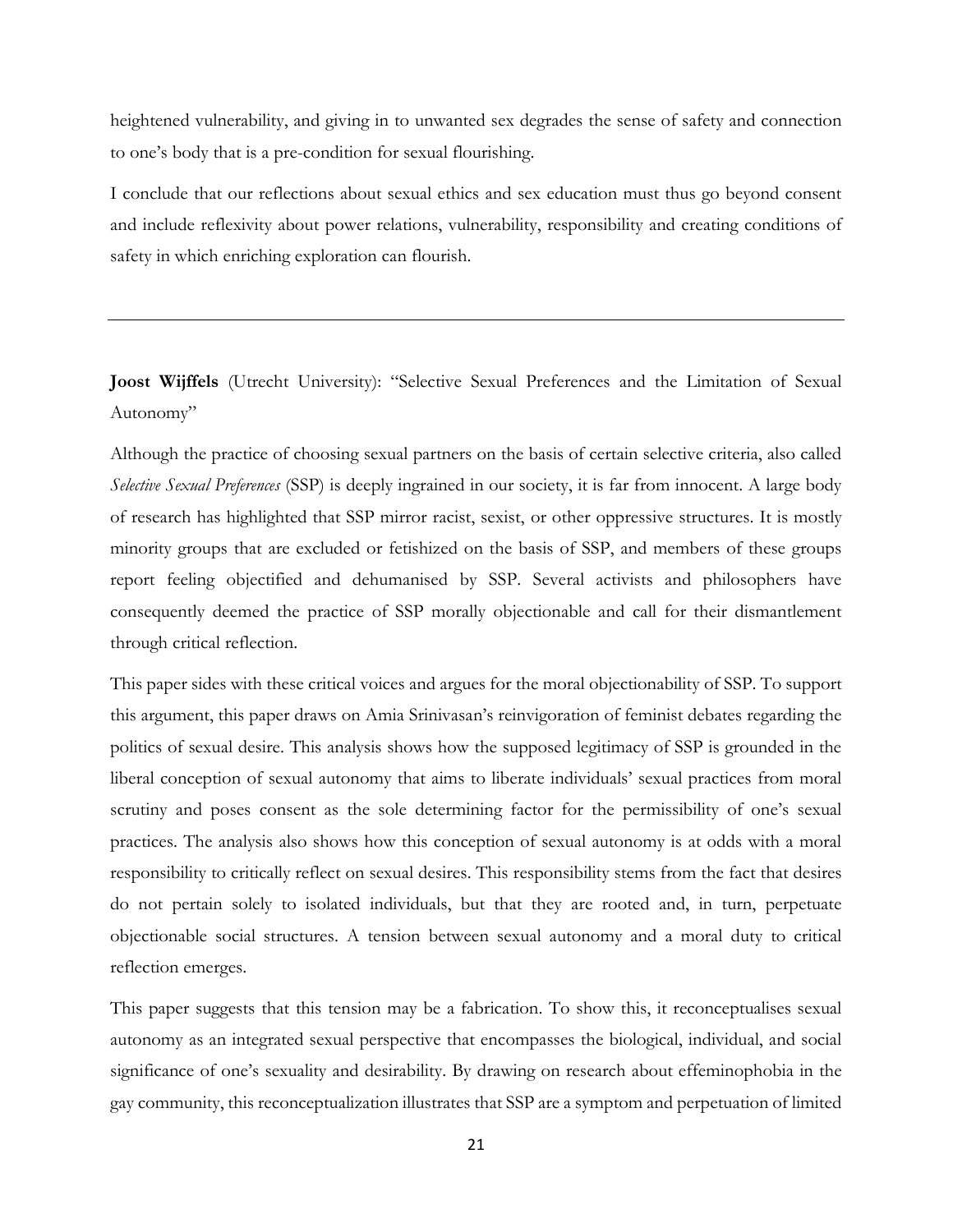heightened vulnerability, and giving in to unwanted sex degrades the sense of safety and connection to one's body that is a pre-condition for sexual flourishing.

I conclude that our reflections about sexual ethics and sex education must thus go beyond consent and include reflexivity about power relations, vulnerability, responsibility and creating conditions of safety in which enriching exploration can flourish.

---

**Joost Wijffels** (Utrecht University): "Selective Sexual Preferences and the Limitation of Sexual Autonomy"

Although the practice of choosing sexual partners on the basis of certain selective criteria, also called *Selective Sexual Preferences* (SSP) is deeply ingrained in our society, it is far from innocent. A large body of research has highlighted that SSP mirror racist, sexist, or other oppressive structures. It is mostly minority groups that are excluded or fetishized on the basis of SSP, and members of these groups report feeling objectified and dehumanised by SSP. Several activists and philosophers have consequently deemed the practice of SSP morally objectionable and call for their dismantlement through critical reflection.

This paper sides with these critical voices and argues for the moral objectionability of SSP. To support this argument, this paper draws on Amia Srinivasan's reinvigoration of feminist debates regarding the politics of sexual desire. This analysis shows how the supposed legitimacy of SSP is grounded in the liberal conception of sexual autonomy that aims to liberate individuals' sexual practices from moral scrutiny and poses consent as the sole determining factor for the permissibility of one's sexual practices. The analysis also shows how this conception of sexual autonomy is at odds with a moral responsibility to critically reflect on sexual desires. This responsibility stems from the fact that desires do not pertain solely to isolated individuals, but that they are rooted and, in turn, perpetuate objectionable social structures. A tension between sexual autonomy and a moral duty to critical reflection emerges.

This paper suggests that this tension may be a fabrication. To show this, it reconceptualises sexual autonomy as an integrated sexual perspective that encompasses the biological, individual, and social significance of one's sexuality and desirability. By drawing on research about effeminophobia in the gay community, this reconceptualization illustrates that SSP are a symptom and perpetuation of limited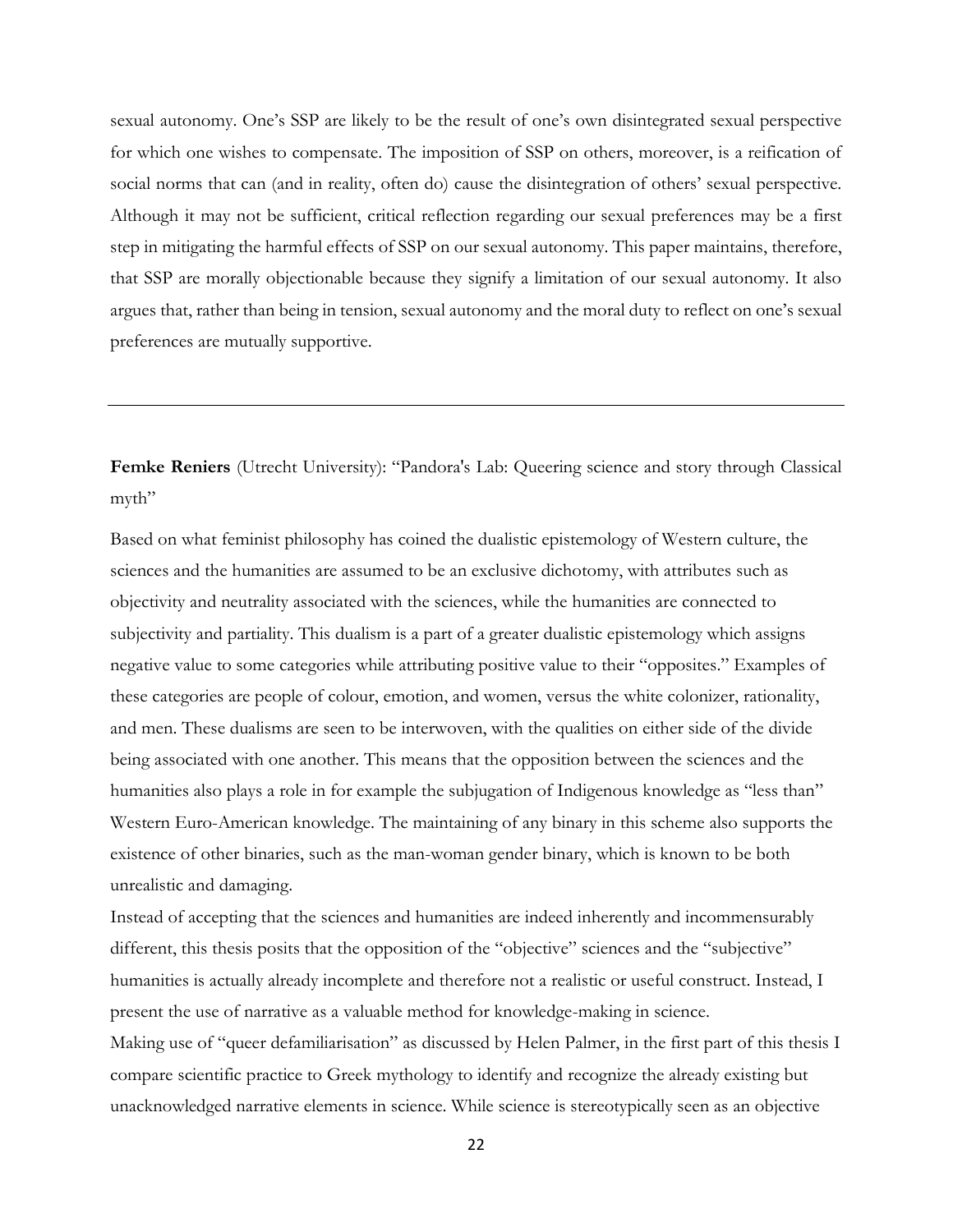sexual autonomy. One's SSP are likely to be the result of one's own disintegrated sexual perspective for which one wishes to compensate. The imposition of SSP on others, moreover, is a reification of social norms that can (and in reality, often do) cause the disintegration of others' sexual perspective. Although it may not be sufficient, critical reflection regarding our sexual preferences may be a first step in mitigating the harmful effects of SSP on our sexual autonomy. This paper maintains, therefore, that SSP are morally objectionable because they signify a limitation of our sexual autonomy. It also argues that, rather than being in tension, sexual autonomy and the moral duty to reflect on one's sexual preferences are mutually supportive.

---

**Femke Reniers** (Utrecht University): "Pandora's Lab: Queering science and story through Classical myth"

Based on what feminist philosophy has coined the dualistic epistemology of Western culture, the sciences and the humanities are assumed to be an exclusive dichotomy, with attributes such as objectivity and neutrality associated with the sciences, while the humanities are connected to subjectivity and partiality. This dualism is a part of a greater dualistic epistemology which assigns negative value to some categories while attributing positive value to their "opposites." Examples of these categories are people of colour, emotion, and women, versus the white colonizer, rationality, and men. These dualisms are seen to be interwoven, with the qualities on either side of the divide being associated with one another. This means that the opposition between the sciences and the humanities also plays a role in for example the subjugation of Indigenous knowledge as "less than" Western Euro-American knowledge. The maintaining of any binary in this scheme also supports the existence of other binaries, such as the man-woman gender binary, which is known to be both unrealistic and damaging.

Instead of accepting that the sciences and humanities are indeed inherently and incommensurably different, this thesis posits that the opposition of the "objective" sciences and the "subjective" humanities is actually already incomplete and therefore not a realistic or useful construct. Instead, I present the use of narrative as a valuable method for knowledge-making in science.

Making use of "queer defamiliarisation" as discussed by Helen Palmer, in the first part of this thesis I compare scientific practice to Greek mythology to identify and recognize the already existing but unacknowledged narrative elements in science. While science is stereotypically seen as an objective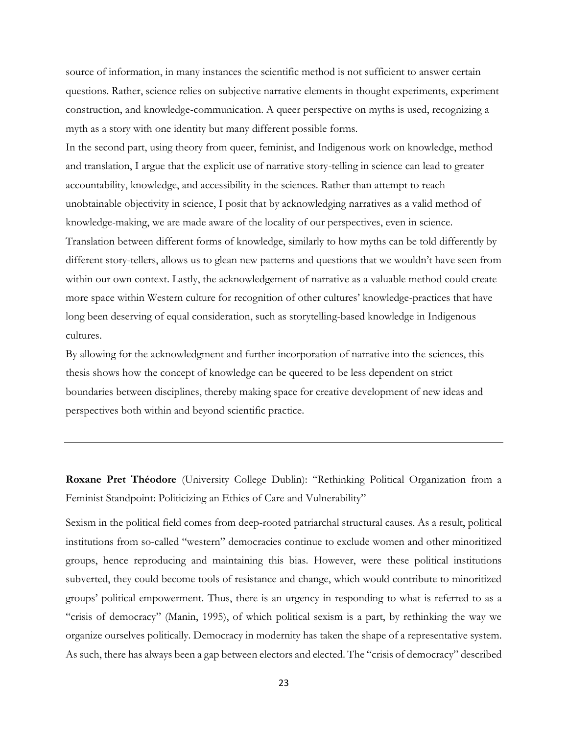source of information, in many instances the scientific method is not sufficient to answer certain questions. Rather, science relies on subjective narrative elements in thought experiments, experiment construction, and knowledge-communication. A queer perspective on myths is used, recognizing a myth as a story with one identity but many different possible forms.

In the second part, using theory from queer, feminist, and Indigenous work on knowledge, method and translation, I argue that the explicit use of narrative story-telling in science can lead to greater accountability, knowledge, and accessibility in the sciences. Rather than attempt to reach unobtainable objectivity in science, I posit that by acknowledging narratives as a valid method of knowledge-making, we are made aware of the locality of our perspectives, even in science. Translation between different forms of knowledge, similarly to how myths can be told differently by different story-tellers, allows us to glean new patterns and questions that we wouldn't have seen from within our own context. Lastly, the acknowledgement of narrative as a valuable method could create more space within Western culture for recognition of other cultures' knowledge-practices that have long been deserving of equal consideration, such as storytelling-based knowledge in Indigenous cultures.

By allowing for the acknowledgment and further incorporation of narrative into the sciences, this thesis shows how the concept of knowledge can be queered to be less dependent on strict boundaries between disciplines, thereby making space for creative development of new ideas and perspectives both within and beyond scientific practice.

---

**Roxane Pret Théodore** (University College Dublin): "Rethinking Political Organization from a Feminist Standpoint: Politicizing an Ethics of Care and Vulnerability"

Sexism in the political field comes from deep-rooted patriarchal structural causes. As a result, political institutions from so-called "western" democracies continue to exclude women and other minoritized groups, hence reproducing and maintaining this bias. However, were these political institutions subverted, they could become tools of resistance and change, which would contribute to minoritized groups' political empowerment. Thus, there is an urgency in responding to what is referred to as a "crisis of democracy" (Manin, 1995), of which political sexism is a part, by rethinking the way we organize ourselves politically. Democracy in modernity has taken the shape of a representative system. As such, there has always been a gap between electors and elected. The "crisis of democracy" described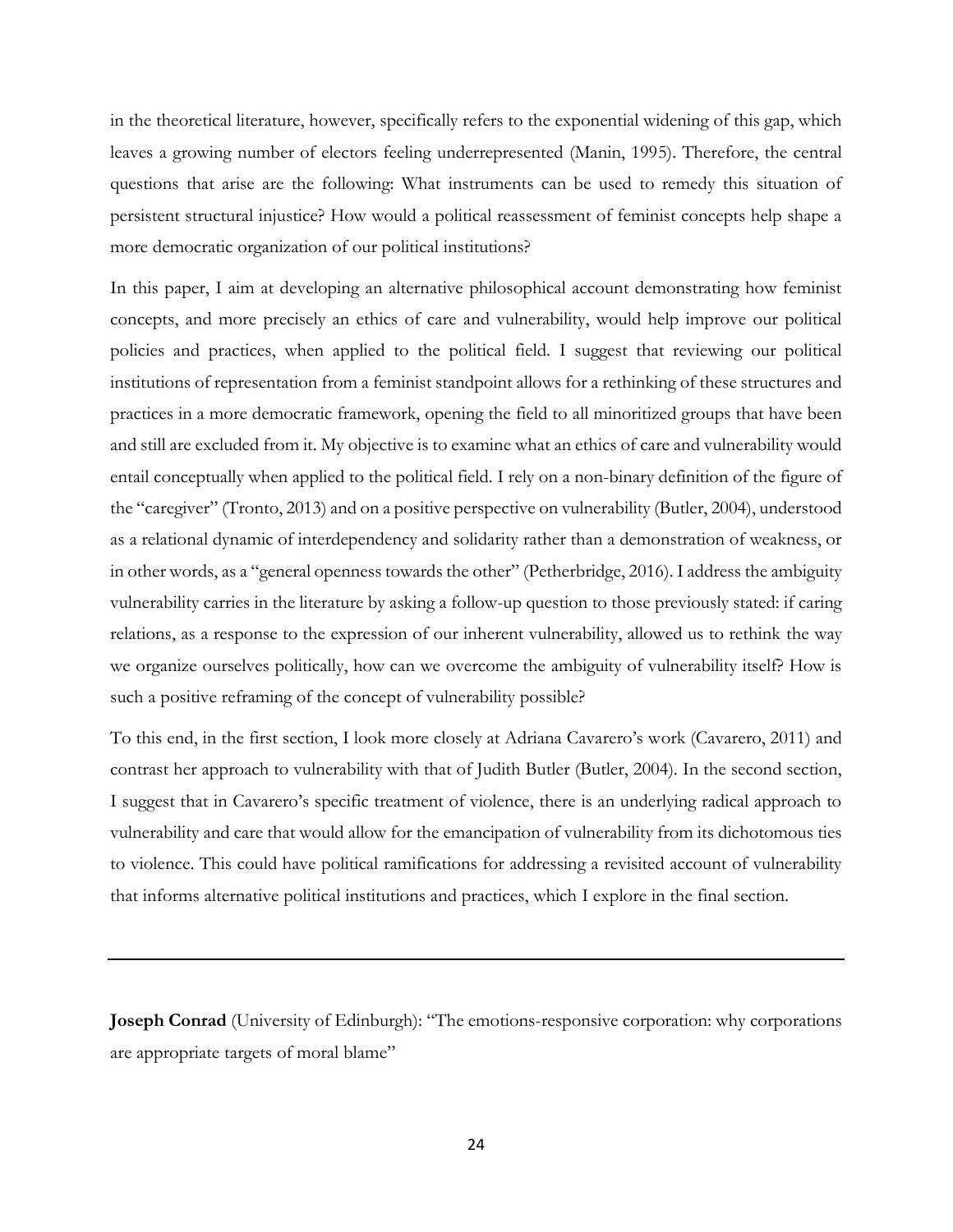in the theoretical literature, however, specifically refers to the exponential widening of this gap, which leaves a growing number of electors feeling underrepresented (Manin, 1995). Therefore, the central questions that arise are the following: What instruments can be used to remedy this situation of persistent structural injustice? How would a political reassessment of feminist concepts help shape a more democratic organization of our political institutions?

In this paper, I aim at developing an alternative philosophical account demonstrating how feminist concepts, and more precisely an ethics of care and vulnerability, would help improve our political policies and practices, when applied to the political field. I suggest that reviewing our political institutions of representation from a feminist standpoint allows for a rethinking of these structures and practices in a more democratic framework, opening the field to all minoritized groups that have been and still are excluded from it. My objective is to examine what an ethics of care and vulnerability would entail conceptually when applied to the political field. I rely on a non-binary definition of the figure of the "caregiver" (Tronto, 2013) and on a positive perspective on vulnerability (Butler, 2004), understood as a relational dynamic of interdependency and solidarity rather than a demonstration of weakness, or in other words, as a "general openness towards the other" (Petherbridge, 2016). I address the ambiguity vulnerability carries in the literature by asking a follow-up question to those previously stated: if caring relations, as a response to the expression of our inherent vulnerability, allowed us to rethink the way we organize ourselves politically, how can we overcome the ambiguity of vulnerability itself? How is such a positive reframing of the concept of vulnerability possible?

To this end, in the first section, I look more closely at Adriana Cavarero's work (Cavarero, 2011) and contrast her approach to vulnerability with that of Judith Butler (Butler, 2004). In the second section, I suggest that in Cavarero's specific treatment of violence, there is an underlying radical approach to vulnerability and care that would allow for the emancipation of vulnerability from its dichotomous ties to violence. This could have political ramifications for addressing a revisited account of vulnerability that informs alternative political institutions and practices, which I explore in the final section.

---

**Joseph Conrad** (University of Edinburgh): "The emotions-responsive corporation: why corporations are appropriate targets of moral blame"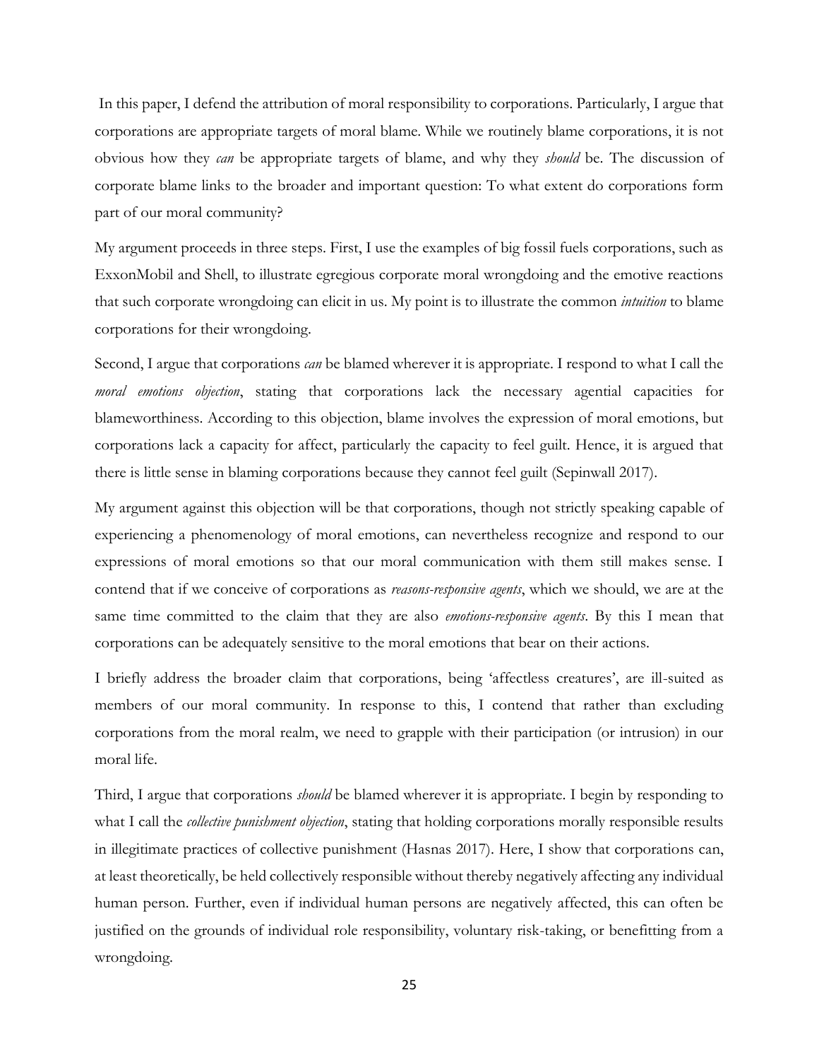In this paper, I defend the attribution of moral responsibility to corporations. Particularly, I argue that corporations are appropriate targets of moral blame. While we routinely blame corporations, it is not obvious how they *can* be appropriate targets of blame, and why they *should* be. The discussion of corporate blame links to the broader and important question: To what extent do corporations form part of our moral community?

My argument proceeds in three steps. First, I use the examples of big fossil fuels corporations, such as ExxonMobil and Shell, to illustrate egregious corporate moral wrongdoing and the emotive reactions that such corporate wrongdoing can elicit in us. My point is to illustrate the common *intuition* to blame corporations for their wrongdoing.

Second, I argue that corporations *can* be blamed wherever it is appropriate. I respond to what I call the *moral emotions objection*, stating that corporations lack the necessary agential capacities for blameworthiness. According to this objection, blame involves the expression of moral emotions, but corporations lack a capacity for affect, particularly the capacity to feel guilt. Hence, it is argued that there is little sense in blaming corporations because they cannot feel guilt (Sepinwall 2017).

My argument against this objection will be that corporations, though not strictly speaking capable of experiencing a phenomenology of moral emotions, can nevertheless recognize and respond to our expressions of moral emotions so that our moral communication with them still makes sense. I contend that if we conceive of corporations as *reasons-responsive agents*, which we should, we are at the same time committed to the claim that they are also *emotions-responsive agents*. By this I mean that corporations can be adequately sensitive to the moral emotions that bear on their actions.

I briefly address the broader claim that corporations, being 'affectless creatures', are ill-suited as members of our moral community. In response to this, I contend that rather than excluding corporations from the moral realm, we need to grapple with their participation (or intrusion) in our moral life.

Third, I argue that corporations *should* be blamed wherever it is appropriate. I begin by responding to what I call the *collective punishment objection*, stating that holding corporations morally responsible results in illegitimate practices of collective punishment (Hasnas 2017). Here, I show that corporations can, at least theoretically, be held collectively responsible without thereby negatively affecting any individual human person. Further, even if individual human persons are negatively affected, this can often be justified on the grounds of individual role responsibility, voluntary risk-taking, or benefitting from a wrongdoing.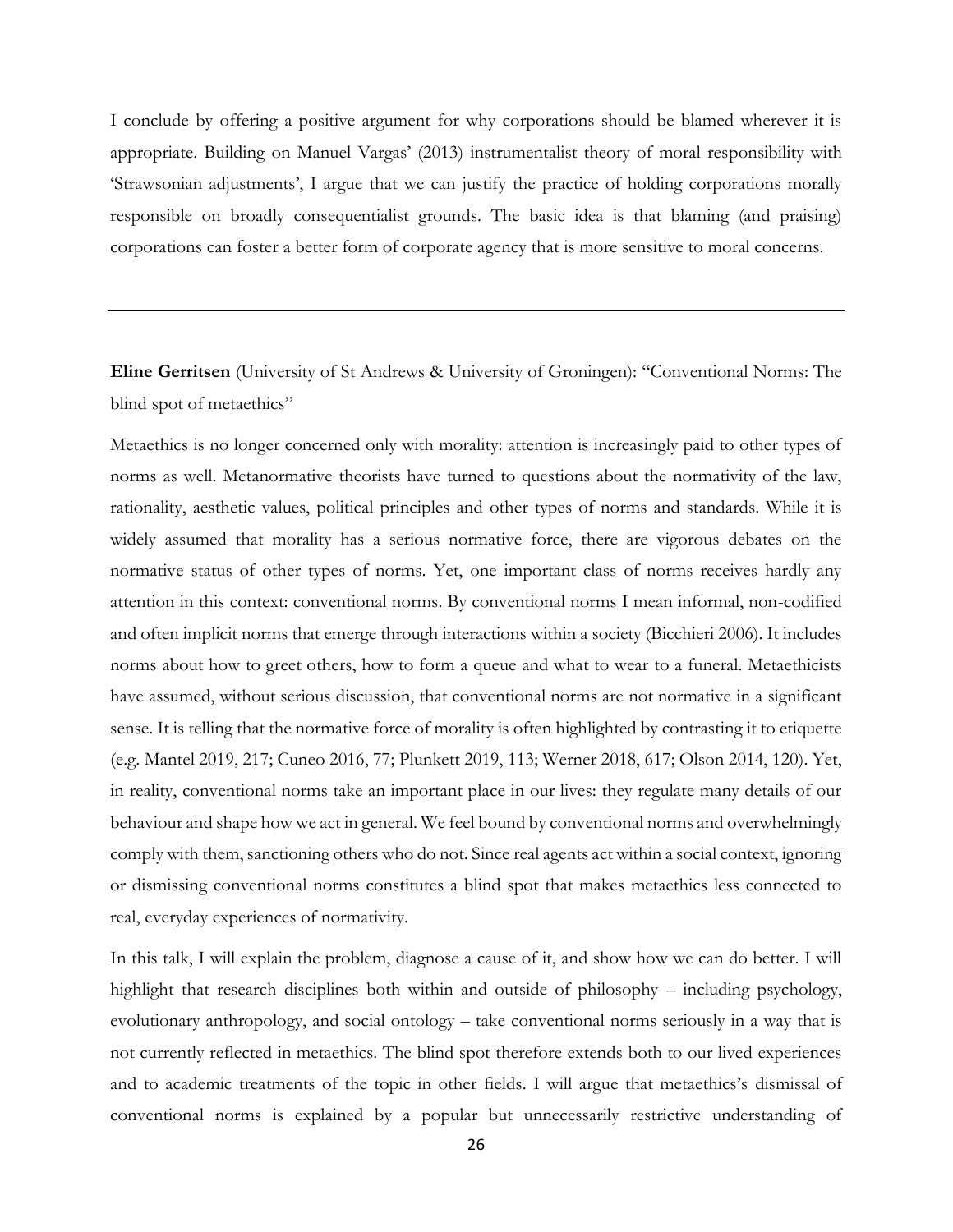I conclude by offering a positive argument for why corporations should be blamed wherever it is appropriate. Building on Manuel Vargas' (2013) instrumentalist theory of moral responsibility with 'Strawsonian adjustments', I argue that we can justify the practice of holding corporations morally responsible on broadly consequentialist grounds. The basic idea is that blaming (and praising) corporations can foster a better form of corporate agency that is more sensitive to moral concerns.

---

**Eline Gerritsen** (University of St Andrews & University of Groningen): "Conventional Norms: The blind spot of metaethics"

Metaethics is no longer concerned only with morality: attention is increasingly paid to other types of norms as well. Metanormative theorists have turned to questions about the normativity of the law, rationality, aesthetic values, political principles and other types of norms and standards. While it is widely assumed that morality has a serious normative force, there are vigorous debates on the normative status of other types of norms. Yet, one important class of norms receives hardly any attention in this context: conventional norms. By conventional norms I mean informal, non-codified and often implicit norms that emerge through interactions within a society (Bicchieri 2006). It includes norms about how to greet others, how to form a queue and what to wear to a funeral. Metaethicists have assumed, without serious discussion, that conventional norms are not normative in a significant sense. It is telling that the normative force of morality is often highlighted by contrasting it to etiquette (e.g. Mantel 2019, 217; Cuneo 2016, 77; Plunkett 2019, 113; Werner 2018, 617; Olson 2014, 120). Yet, in reality, conventional norms take an important place in our lives: they regulate many details of our behaviour and shape how we act in general. We feel bound by conventional norms and overwhelmingly comply with them, sanctioning others who do not. Since real agents act within a social context, ignoring or dismissing conventional norms constitutes a blind spot that makes metaethics less connected to real, everyday experiences of normativity.

In this talk, I will explain the problem, diagnose a cause of it, and show how we can do better. I will highlight that research disciplines both within and outside of philosophy – including psychology, evolutionary anthropology, and social ontology – take conventional norms seriously in a way that is not currently reflected in metaethics. The blind spot therefore extends both to our lived experiences and to academic treatments of the topic in other fields. I will argue that metaethics's dismissal of conventional norms is explained by a popular but unnecessarily restrictive understanding of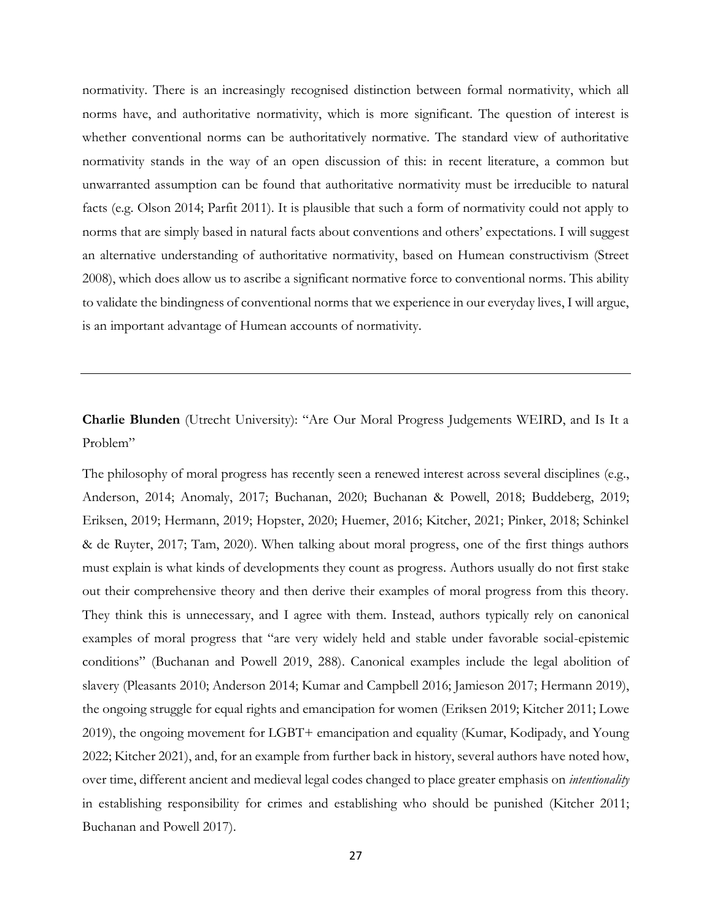normativity. There is an increasingly recognised distinction between formal normativity, which all norms have, and authoritative normativity, which is more significant. The question of interest is whether conventional norms can be authoritatively normative. The standard view of authoritative normativity stands in the way of an open discussion of this: in recent literature, a common but unwarranted assumption can be found that authoritative normativity must be irreducible to natural facts (e.g. Olson 2014; Parfit 2011). It is plausible that such a form of normativity could not apply to norms that are simply based in natural facts about conventions and others' expectations. I will suggest an alternative understanding of authoritative normativity, based on Humean constructivism (Street 2008), which does allow us to ascribe a significant normative force to conventional norms. This ability to validate the bindingness of conventional norms that we experience in our everyday lives, I will argue, is an important advantage of Humean accounts of normativity.

---

**Charlie Blunden** (Utrecht University): "Are Our Moral Progress Judgements WEIRD, and Is It a Problem"

The philosophy of moral progress has recently seen a renewed interest across several disciplines (e.g., Anderson, 2014; Anomaly, 2017; Buchanan, 2020; Buchanan & Powell, 2018; Buddeberg, 2019; Eriksen, 2019; Hermann, 2019; Hopster, 2020; Huemer, 2016; Kitcher, 2021; Pinker, 2018; Schinkel & de Ruyter, 2017; Tam, 2020). When talking about moral progress, one of the first things authors must explain is what kinds of developments they count as progress. Authors usually do not first stake out their comprehensive theory and then derive their examples of moral progress from this theory. They think this is unnecessary, and I agree with them. Instead, authors typically rely on canonical examples of moral progress that "are very widely held and stable under favorable social-epistemic conditions" (Buchanan and Powell 2019, 288). Canonical examples include the legal abolition of slavery (Pleasants 2010; Anderson 2014; Kumar and Campbell 2016; Jamieson 2017; Hermann 2019), the ongoing struggle for equal rights and emancipation for women (Eriksen 2019; Kitcher 2011; Lowe 2019), the ongoing movement for LGBT+ emancipation and equality (Kumar, Kodipady, and Young 2022; Kitcher 2021), and, for an example from further back in history, several authors have noted how, over time, different ancient and medieval legal codes changed to place greater emphasis on *intentionality* in establishing responsibility for crimes and establishing who should be punished (Kitcher 2011; Buchanan and Powell 2017).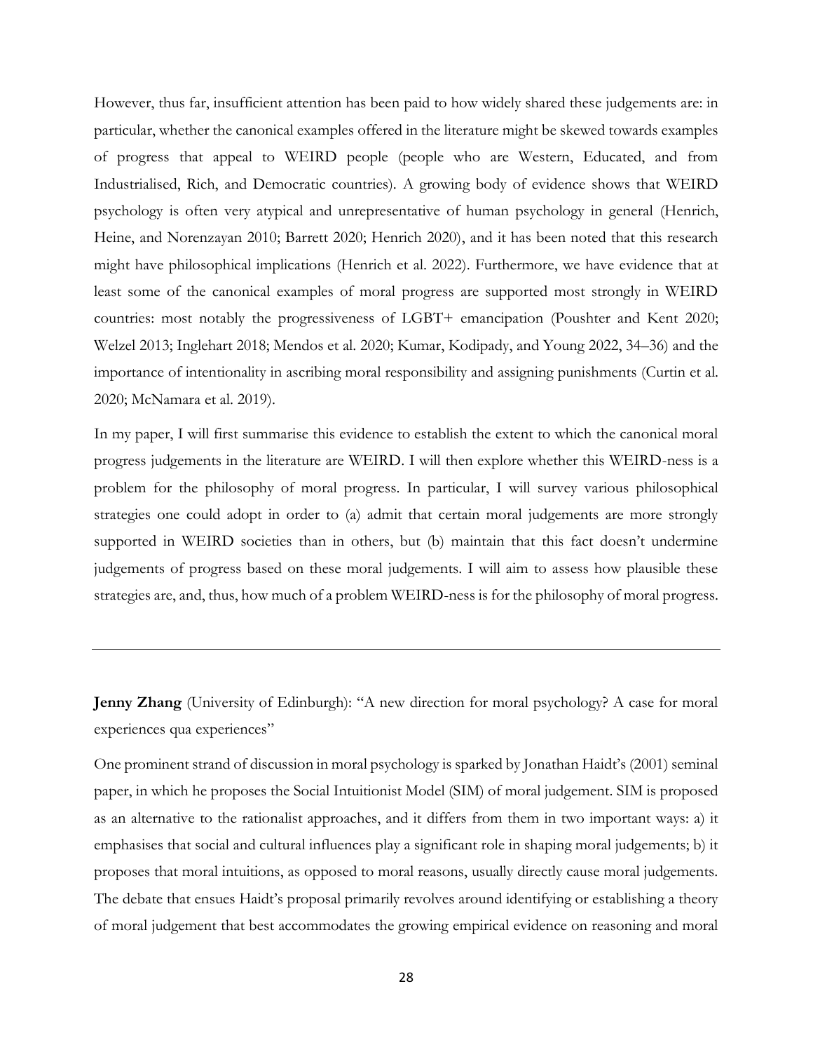However, thus far, insufficient attention has been paid to how widely shared these judgements are: in particular, whether the canonical examples offered in the literature might be skewed towards examples of progress that appeal to WEIRD people (people who are Western, Educated, and from Industrialised, Rich, and Democratic countries). A growing body of evidence shows that WEIRD psychology is often very atypical and unrepresentative of human psychology in general (Henrich, Heine, and Norenzayan 2010; Barrett 2020; Henrich 2020), and it has been noted that this research might have philosophical implications (Henrich et al. 2022). Furthermore, we have evidence that at least some of the canonical examples of moral progress are supported most strongly in WEIRD countries: most notably the progressiveness of LGBT+ emancipation (Poushter and Kent 2020; Welzel 2013; Inglehart 2018; Mendos et al. 2020; Kumar, Kodipady, and Young 2022, 34–36) and the importance of intentionality in ascribing moral responsibility and assigning punishments (Curtin et al. 2020; McNamara et al. 2019).

In my paper, I will first summarise this evidence to establish the extent to which the canonical moral progress judgements in the literature are WEIRD. I will then explore whether this WEIRD-ness is a problem for the philosophy of moral progress. In particular, I will survey various philosophical strategies one could adopt in order to (a) admit that certain moral judgements are more strongly supported in WEIRD societies than in others, but (b) maintain that this fact doesn't undermine judgements of progress based on these moral judgements. I will aim to assess how plausible these strategies are, and, thus, how much of a problem WEIRD-ness is for the philosophy of moral progress.

---

**Jenny Zhang** (University of Edinburgh): "A new direction for moral psychology? A case for moral experiences qua experiences"

One prominent strand of discussion in moral psychology is sparked by Jonathan Haidt's (2001) seminal paper, in which he proposes the Social Intuitionist Model (SIM) of moral judgement. SIM is proposed as an alternative to the rationalist approaches, and it differs from them in two important ways: a) it emphasises that social and cultural influences play a significant role in shaping moral judgements; b) it proposes that moral intuitions, as opposed to moral reasons, usually directly cause moral judgements. The debate that ensues Haidt's proposal primarily revolves around identifying or establishing a theory of moral judgement that best accommodates the growing empirical evidence on reasoning and moral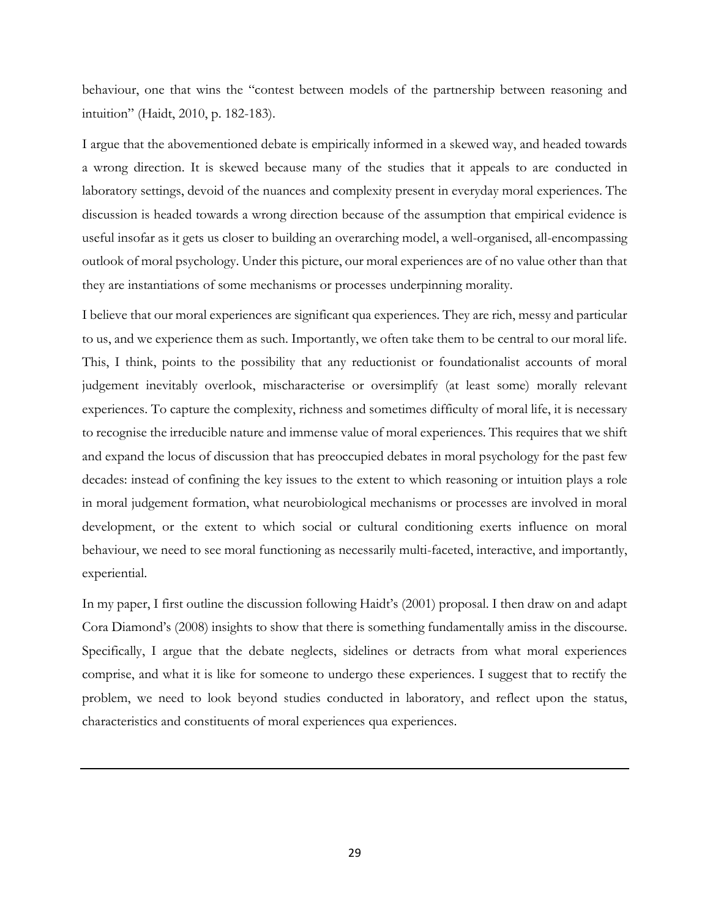behaviour, one that wins the "contest between models of the partnership between reasoning and intuition" (Haidt, 2010, p. 182-183).

I argue that the abovementioned debate is empirically informed in a skewed way, and headed towards a wrong direction. It is skewed because many of the studies that it appeals to are conducted in laboratory settings, devoid of the nuances and complexity present in everyday moral experiences. The discussion is headed towards a wrong direction because of the assumption that empirical evidence is useful insofar as it gets us closer to building an overarching model, a well-organised, all-encompassing outlook of moral psychology. Under this picture, our moral experiences are of no value other than that they are instantiations of some mechanisms or processes underpinning morality.

I believe that our moral experiences are significant qua experiences. They are rich, messy and particular to us, and we experience them as such. Importantly, we often take them to be central to our moral life. This, I think, points to the possibility that any reductionist or foundationalist accounts of moral judgement inevitably overlook, mischaracterise or oversimplify (at least some) morally relevant experiences. To capture the complexity, richness and sometimes difficulty of moral life, it is necessary to recognise the irreducible nature and immense value of moral experiences. This requires that we shift and expand the locus of discussion that has preoccupied debates in moral psychology for the past few decades: instead of confining the key issues to the extent to which reasoning or intuition plays a role in moral judgement formation, what neurobiological mechanisms or processes are involved in moral development, or the extent to which social or cultural conditioning exerts influence on moral behaviour, we need to see moral functioning as necessarily multi-faceted, interactive, and importantly, experiential.

In my paper, I first outline the discussion following Haidt's (2001) proposal. I then draw on and adapt Cora Diamond's (2008) insights to show that there is something fundamentally amiss in the discourse. Specifically, I argue that the debate neglects, sidelines or detracts from what moral experiences comprise, and what it is like for someone to undergo these experiences. I suggest that to rectify the problem, we need to look beyond studies conducted in laboratory, and reflect upon the status, characteristics and constituents of moral experiences qua experiences.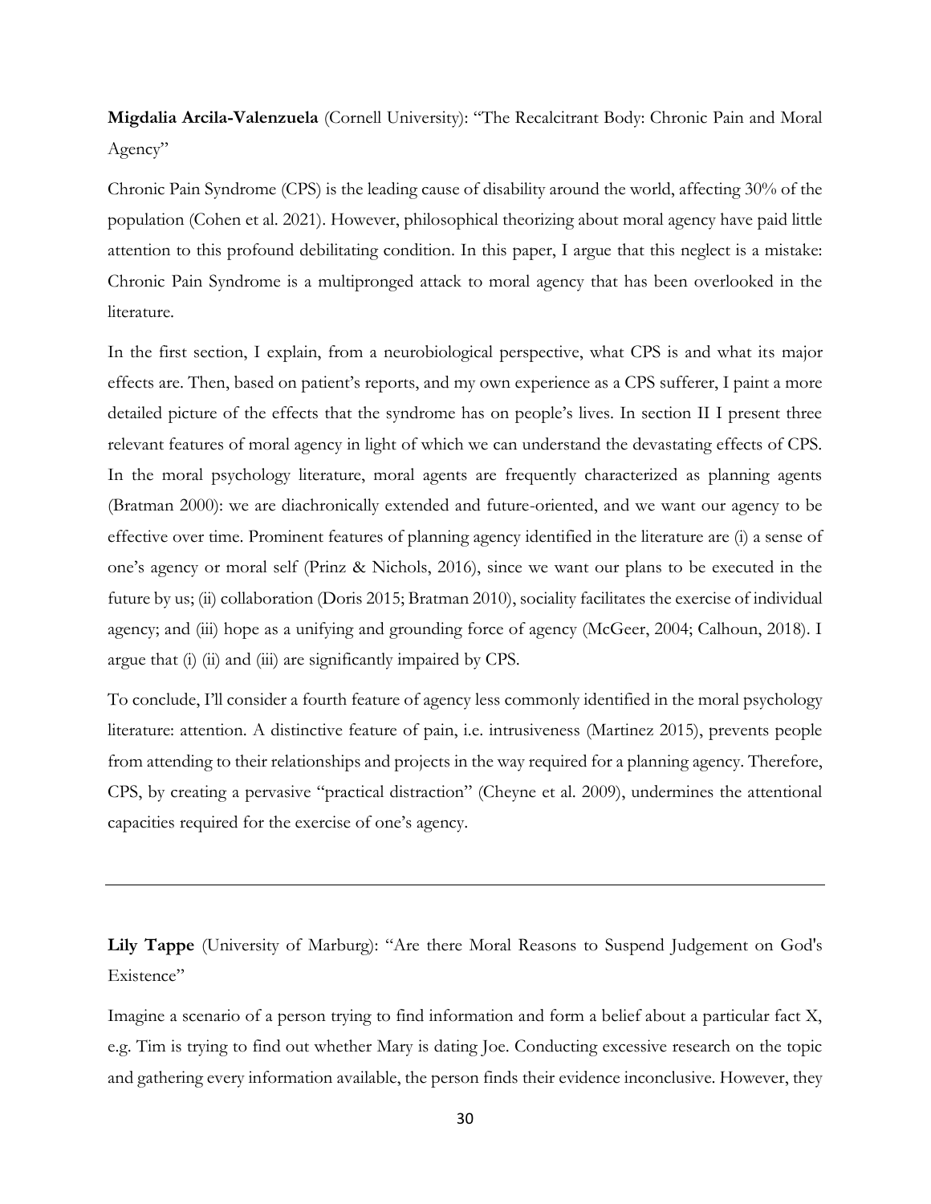**Migdalia Arcila-Valenzuela** (Cornell University): "The Recalcitrant Body: Chronic Pain and Moral Agency"

Chronic Pain Syndrome (CPS) is the leading cause of disability around the world, affecting 30% of the population (Cohen et al. 2021). However, philosophical theorizing about moral agency have paid little attention to this profound debilitating condition. In this paper, I argue that this neglect is a mistake: Chronic Pain Syndrome is a multipronged attack to moral agency that has been overlooked in the literature.

In the first section, I explain, from a neurobiological perspective, what CPS is and what its major effects are. Then, based on patient's reports, and my own experience as a CPS sufferer, I paint a more detailed picture of the effects that the syndrome has on people's lives. In section II I present three relevant features of moral agency in light of which we can understand the devastating effects of CPS. In the moral psychology literature, moral agents are frequently characterized as planning agents (Bratman 2000): we are diachronically extended and future-oriented, and we want our agency to be effective over time. Prominent features of planning agency identified in the literature are (i) a sense of one's agency or moral self (Prinz & Nichols, 2016), since we want our plans to be executed in the future by us; (ii) collaboration (Doris 2015; Bratman 2010), sociality facilitates the exercise of individual agency; and (iii) hope as a unifying and grounding force of agency (McGeer, 2004; Calhoun, 2018). I argue that (i) (ii) and (iii) are significantly impaired by CPS.

To conclude, I'll consider a fourth feature of agency less commonly identified in the moral psychology literature: attention. A distinctive feature of pain, i.e. intrusiveness (Martinez 2015), prevents people from attending to their relationships and projects in the way required for a planning agency. Therefore, CPS, by creating a pervasive "practical distraction" (Cheyne et al. 2009), undermines the attentional capacities required for the exercise of one's agency.

---

**Lily Tappe** (University of Marburg): "Are there Moral Reasons to Suspend Judgement on God's Existence"

Imagine a scenario of a person trying to find information and form a belief about a particular fact X, e.g. Tim is trying to find out whether Mary is dating Joe. Conducting excessive research on the topic and gathering every information available, the person finds their evidence inconclusive. However, they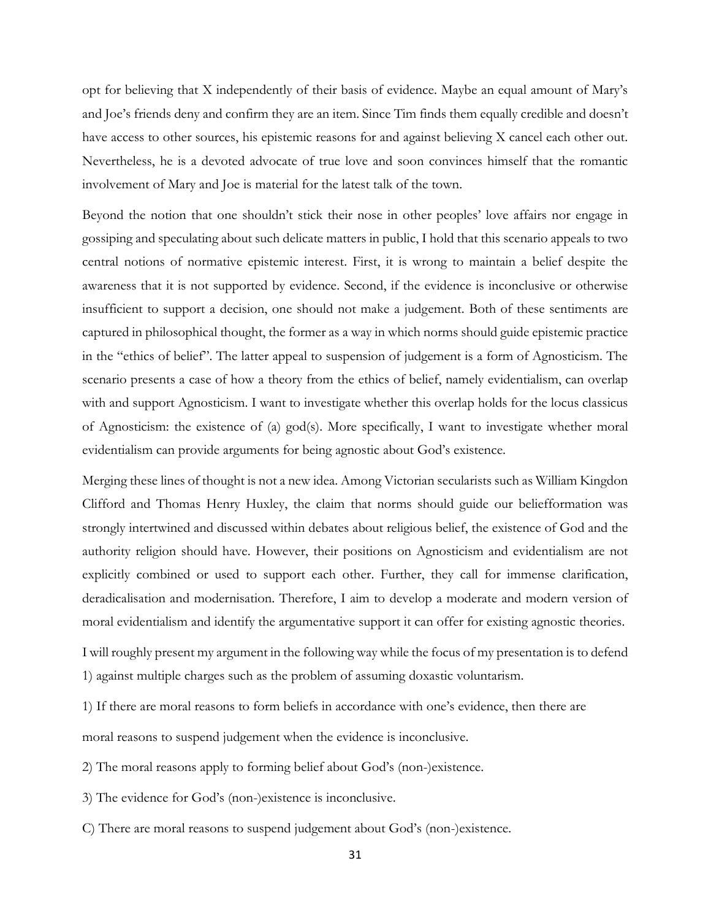opt for believing that X independently of their basis of evidence. Maybe an equal amount of Mary's and Joe's friends deny and confirm they are an item. Since Tim finds them equally credible and doesn't have access to other sources, his epistemic reasons for and against believing X cancel each other out. Nevertheless, he is a devoted advocate of true love and soon convinces himself that the romantic involvement of Mary and Joe is material for the latest talk of the town.

Beyond the notion that one shouldn't stick their nose in other peoples' love affairs nor engage in gossiping and speculating about such delicate matters in public, I hold that this scenario appeals to two central notions of normative epistemic interest. First, it is wrong to maintain a belief despite the awareness that it is not supported by evidence. Second, if the evidence is inconclusive or otherwise insufficient to support a decision, one should not make a judgement. Both of these sentiments are captured in philosophical thought, the former as a way in which norms should guide epistemic practice in the "ethics of belief". The latter appeal to suspension of judgement is a form of Agnosticism. The scenario presents a case of how a theory from the ethics of belief, namely evidentialism, can overlap with and support Agnosticism. I want to investigate whether this overlap holds for the locus classicus of Agnosticism: the existence of (a) god(s). More specifically, I want to investigate whether moral evidentialism can provide arguments for being agnostic about God's existence.

Merging these lines of thought is not a new idea. Among Victorian secularists such as William Kingdon Clifford and Thomas Henry Huxley, the claim that norms should guide our beliefformation was strongly intertwined and discussed within debates about religious belief, the existence of God and the authority religion should have. However, their positions on Agnosticism and evidentialism are not explicitly combined or used to support each other. Further, they call for immense clarification, deradicalisation and modernisation. Therefore, I aim to develop a moderate and modern version of moral evidentialism and identify the argumentative support it can offer for existing agnostic theories.

I will roughly present my argument in the following way while the focus of my presentation is to defend 1) against multiple charges such as the problem of assuming doxastic voluntarism.

1) If there are moral reasons to form beliefs in accordance with one's evidence, then there are moral reasons to suspend judgement when the evidence is inconclusive.

2) The moral reasons apply to forming belief about God's (non-)existence.

3) The evidence for God's (non-)existence is inconclusive.

C) There are moral reasons to suspend judgement about God's (non-)existence.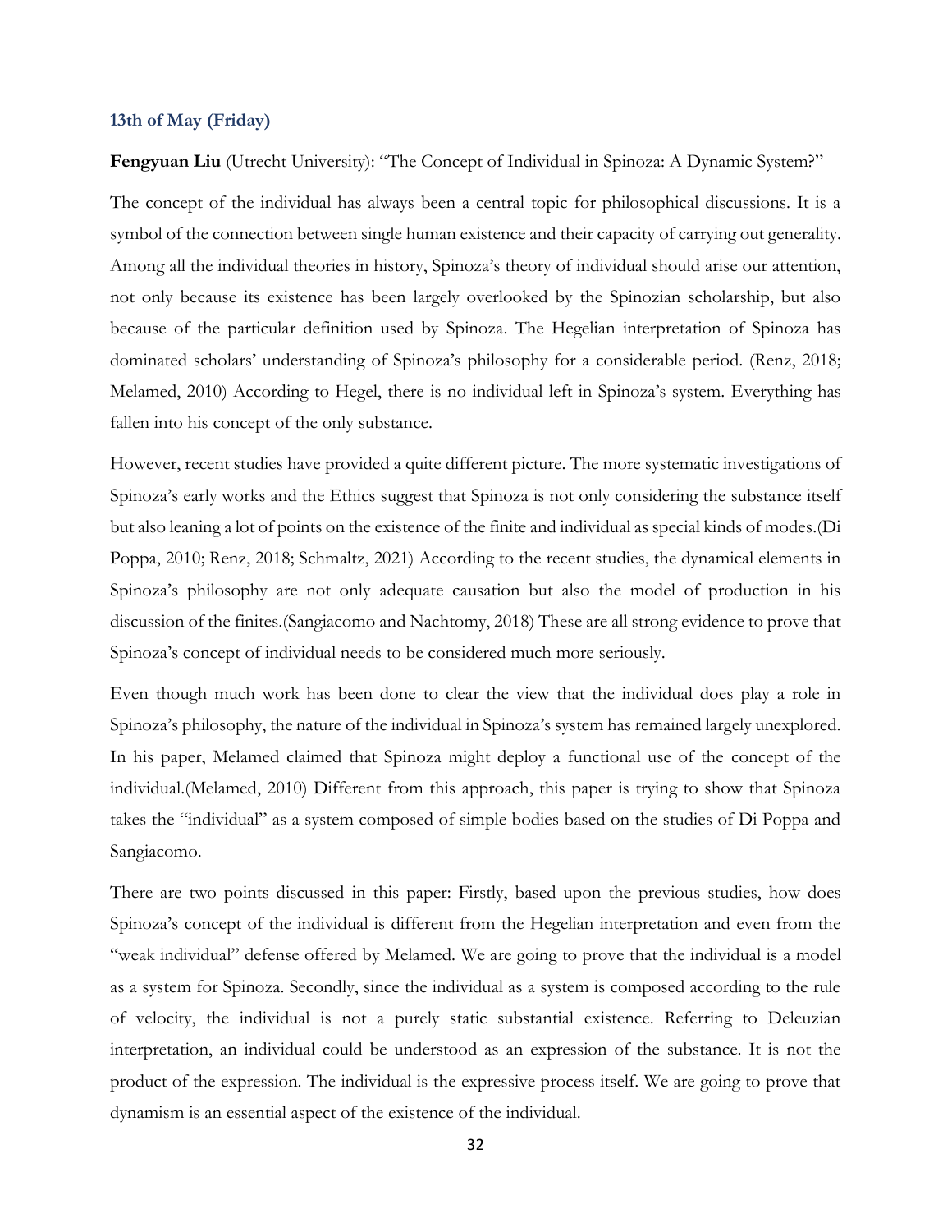### 13th of May (Friday)

**Fengyuan Liu** (Utrecht University): "The Concept of Individual in Spinoza: A Dynamic System?"

The concept of the individual has always been a central topic for philosophical discussions. It is a symbol of the connection between single human existence and their capacity of carrying out generality. Among all the individual theories in history, Spinoza's theory of individual should arise our attention, not only because its existence has been largely overlooked by the Spinozian scholarship, but also because of the particular definition used by Spinoza. The Hegelian interpretation of Spinoza has dominated scholars' understanding of Spinoza's philosophy for a considerable period. (Renz, 2018; Melamed, 2010) According to Hegel, there is no individual left in Spinoza's system. Everything has fallen into his concept of the only substance.

However, recent studies have provided a quite different picture. The more systematic investigations of Spinoza's early works and the Ethics suggest that Spinoza is not only considering the substance itself but also leaning a lot of points on the existence of the finite and individual as special kinds of modes.(Di Poppa, 2010; Renz, 2018; Schmaltz, 2021) According to the recent studies, the dynamical elements in Spinoza's philosophy are not only adequate causation but also the model of production in his discussion of the finites.(Sangiacomo and Nachtomy, 2018) These are all strong evidence to prove that Spinoza's concept of individual needs to be considered much more seriously.

Even though much work has been done to clear the view that the individual does play a role in Spinoza's philosophy, the nature of the individual in Spinoza's system has remained largely unexplored. In his paper, Melamed claimed that Spinoza might deploy a functional use of the concept of the individual.(Melamed, 2010) Different from this approach, this paper is trying to show that Spinoza takes the "individual" as a system composed of simple bodies based on the studies of Di Poppa and Sangiacomo.

There are two points discussed in this paper: Firstly, based upon the previous studies, how does Spinoza's concept of the individual is different from the Hegelian interpretation and even from the "weak individual" defense offered by Melamed. We are going to prove that the individual is a model as a system for Spinoza. Secondly, since the individual as a system is composed according to the rule of velocity, the individual is not a purely static substantial existence. Referring to Deleuzian interpretation, an individual could be understood as an expression of the substance. It is not the product of the expression. The individual is the expressive process itself. We are going to prove that dynamism is an essential aspect of the existence of the individual.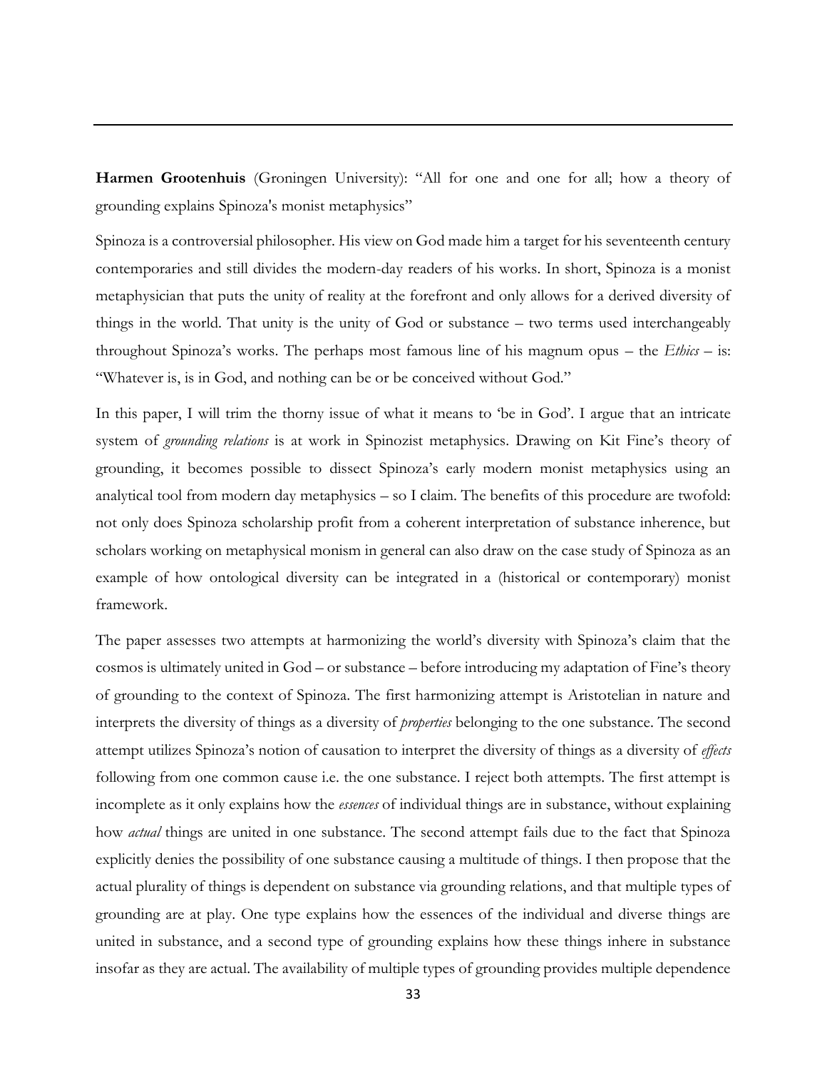---

**Harmen Grootenhuis** (Groningen University): "All for one and one for all; how a theory of grounding explains Spinoza's monist metaphysics"

Spinoza is a controversial philosopher. His view on God made him a target for his seventeenth century contemporaries and still divides the modern-day readers of his works. In short, Spinoza is a monist metaphysician that puts the unity of reality at the forefront and only allows for a derived diversity of things in the world. That unity is the unity of God or substance – two terms used interchangeably throughout Spinoza's works. The perhaps most famous line of his magnum opus – the *Ethics* – is: "Whatever is, is in God, and nothing can be or be conceived without God."

In this paper, I will trim the thorny issue of what it means to 'be in God'. I argue that an intricate system of *grounding relations* is at work in Spinozist metaphysics. Drawing on Kit Fine's theory of grounding, it becomes possible to dissect Spinoza's early modern monist metaphysics using an analytical tool from modern day metaphysics – so I claim. The benefits of this procedure are twofold: not only does Spinoza scholarship profit from a coherent interpretation of substance inherence, but scholars working on metaphysical monism in general can also draw on the case study of Spinoza as an example of how ontological diversity can be integrated in a (historical or contemporary) monist framework.

The paper assesses two attempts at harmonizing the world's diversity with Spinoza's claim that the cosmos is ultimately united in God – or substance – before introducing my adaptation of Fine's theory of grounding to the context of Spinoza. The first harmonizing attempt is Aristotelian in nature and interprets the diversity of things as a diversity of *properties* belonging to the one substance. The second attempt utilizes Spinoza's notion of causation to interpret the diversity of things as a diversity of *effects* following from one common cause i.e. the one substance. I reject both attempts. The first attempt is incomplete as it only explains how the *essences* of individual things are in substance, without explaining how *actual* things are united in one substance. The second attempt fails due to the fact that Spinoza explicitly denies the possibility of one substance causing a multitude of things. I then propose that the actual plurality of things is dependent on substance via grounding relations, and that multiple types of grounding are at play. One type explains how the essences of the individual and diverse things are united in substance, and a second type of grounding explains how these things inhere in substance insofar as they are actual. The availability of multiple types of grounding provides multiple dependence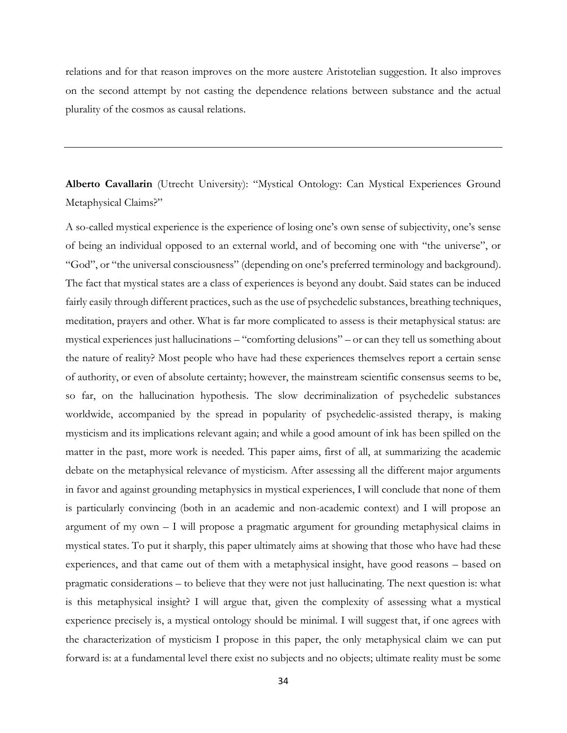relations and for that reason improves on the more austere Aristotelian suggestion. It also improves on the second attempt by not casting the dependence relations between substance and the actual plurality of the cosmos as causal relations.

---

**Alberto Cavallarin** (Utrecht University): "Mystical Ontology: Can Mystical Experiences Ground Metaphysical Claims?"

A so-called mystical experience is the experience of losing one's own sense of subjectivity, one's sense of being an individual opposed to an external world, and of becoming one with "the universe", or "God", or "the universal consciousness" (depending on one's preferred terminology and background). The fact that mystical states are a class of experiences is beyond any doubt. Said states can be induced fairly easily through different practices, such as the use of psychedelic substances, breathing techniques, meditation, prayers and other. What is far more complicated to assess is their metaphysical status: are mystical experiences just hallucinations – "comforting delusions" – or can they tell us something about the nature of reality? Most people who have had these experiences themselves report a certain sense of authority, or even of absolute certainty; however, the mainstream scientific consensus seems to be, so far, on the hallucination hypothesis. The slow decriminalization of psychedelic substances worldwide, accompanied by the spread in popularity of psychedelic-assisted therapy, is making mysticism and its implications relevant again; and while a good amount of ink has been spilled on the matter in the past, more work is needed. This paper aims, first of all, at summarizing the academic debate on the metaphysical relevance of mysticism. After assessing all the different major arguments in favor and against grounding metaphysics in mystical experiences, I will conclude that none of them is particularly convincing (both in an academic and non-academic context) and I will propose an argument of my own – I will propose a pragmatic argument for grounding metaphysical claims in mystical states. To put it sharply, this paper ultimately aims at showing that those who have had these experiences, and that came out of them with a metaphysical insight, have good reasons – based on pragmatic considerations – to believe that they were not just hallucinating. The next question is: what is this metaphysical insight? I will argue that, given the complexity of assessing what a mystical experience precisely is, a mystical ontology should be minimal. I will suggest that, if one agrees with the characterization of mysticism I propose in this paper, the only metaphysical claim we can put forward is: at a fundamental level there exist no subjects and no objects; ultimate reality must be some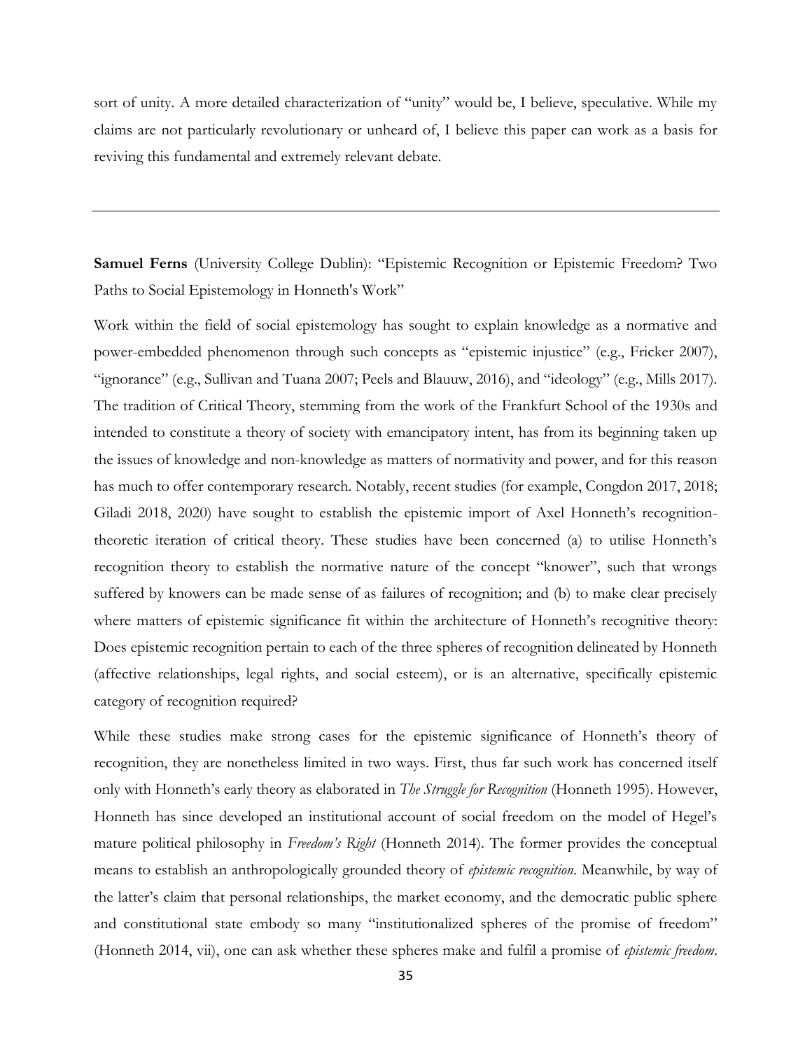sort of unity. A more detailed characterization of "unity" would be, I believe, speculative. While my claims are not particularly revolutionary or unheard of, I believe this paper can work as a basis for reviving this fundamental and extremely relevant debate.

---

**Samuel Ferns** (University College Dublin): "Epistemic Recognition or Epistemic Freedom? Two Paths to Social Epistemology in Honneth's Work"

Work within the field of social epistemology has sought to explain knowledge as a normative and power-embedded phenomenon through such concepts as "epistemic injustice" (e.g., Fricker 2007), "ignorance" (e.g., Sullivan and Tuana 2007; Peels and Blauuw, 2016), and "ideology" (e.g., Mills 2017). The tradition of Critical Theory, stemming from the work of the Frankfurt School of the 1930s and intended to constitute a theory of society with emancipatory intent, has from its beginning taken up the issues of knowledge and non-knowledge as matters of normativity and power, and for this reason has much to offer contemporary research. Notably, recent studies (for example, Congdon 2017, 2018; Giladi 2018, 2020) have sought to establish the epistemic import of Axel Honneth's recognition-theoretic iteration of critical theory. These studies have been concerned (a) to utilise Honneth's recognition theory to establish the normative nature of the concept "knower", such that wrongs suffered by knowers can be made sense of as failures of recognition; and (b) to make clear precisely where matters of epistemic significance fit within the architecture of Honneth's recognitive theory: Does epistemic recognition pertain to each of the three spheres of recognition delineated by Honneth (affective relationships, legal rights, and social esteem), or is an alternative, specifically epistemic category of recognition required?

While these studies make strong cases for the epistemic significance of Honneth's theory of recognition, they are nonetheless limited in two ways. First, thus far such work has concerned itself only with Honneth's early theory as elaborated in *The Struggle for Recognition* (Honneth 1995). However, Honneth has since developed an institutional account of social freedom on the model of Hegel's mature political philosophy in *Freedom's Right* (Honneth 2014). The former provides the conceptual means to establish an anthropologically grounded theory of *epistemic recognition*. Meanwhile, by way of the latter's claim that personal relationships, the market economy, and the democratic public sphere and constitutional state embody so many "institutionalized spheres of the promise of freedom" (Honneth 2014, vii), one can ask whether these spheres make and fulfil a promise of *epistemic freedom*.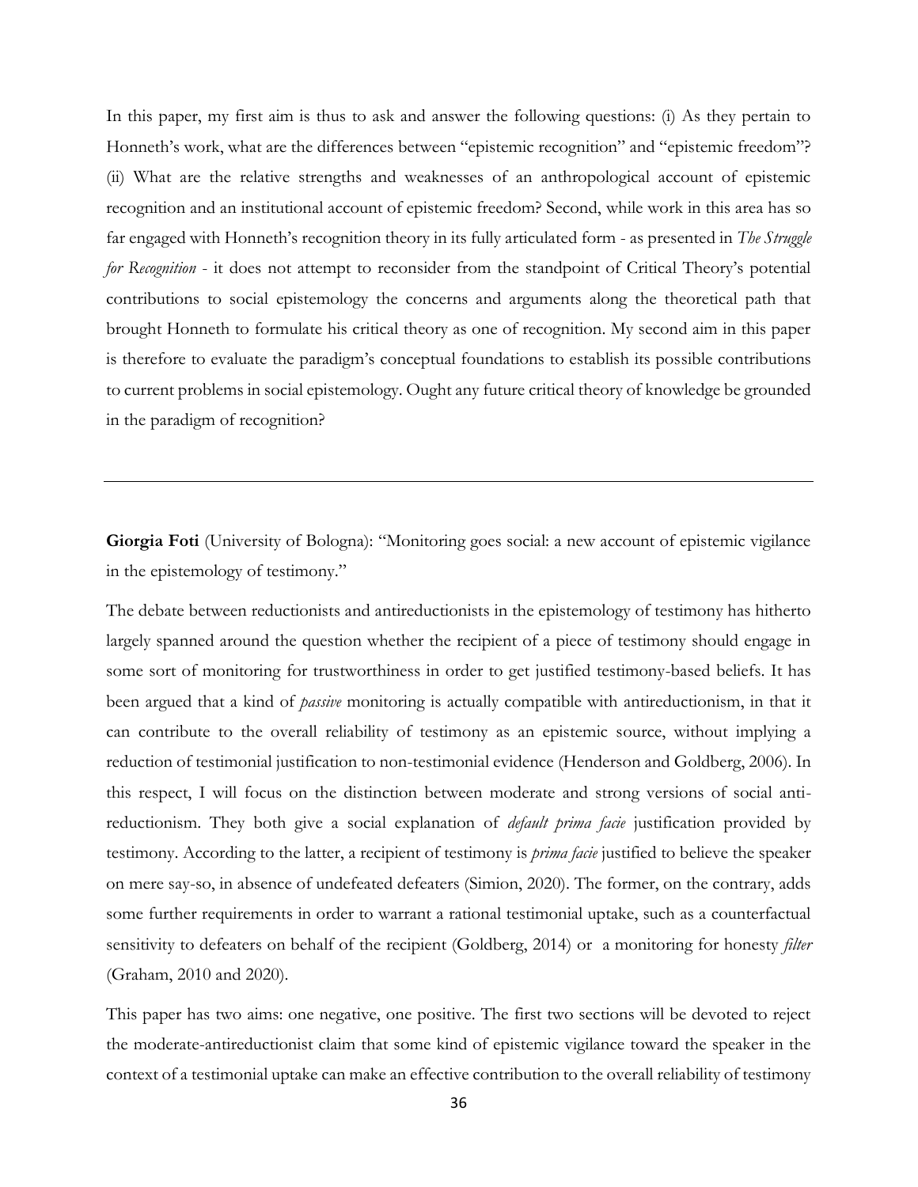In this paper, my first aim is thus to ask and answer the following questions: (i) As they pertain to Honneth's work, what are the differences between "epistemic recognition" and "epistemic freedom"? (ii) What are the relative strengths and weaknesses of an anthropological account of epistemic recognition and an institutional account of epistemic freedom? Second, while work in this area has so far engaged with Honneth's recognition theory in its fully articulated form - as presented in *The Struggle for Recognition* - it does not attempt to reconsider from the standpoint of Critical Theory's potential contributions to social epistemology the concerns and arguments along the theoretical path that brought Honneth to formulate his critical theory as one of recognition. My second aim in this paper is therefore to evaluate the paradigm's conceptual foundations to establish its possible contributions to current problems in social epistemology. Ought any future critical theory of knowledge be grounded in the paradigm of recognition?

---

**Giorgia Foti** (University of Bologna): "Monitoring goes social: a new account of epistemic vigilance in the epistemology of testimony."

The debate between reductionists and antireductionists in the epistemology of testimony has hitherto largely spanned around the question whether the recipient of a piece of testimony should engage in some sort of monitoring for trustworthiness in order to get justified testimony-based beliefs. It has been argued that a kind of *passive* monitoring is actually compatible with antireductionism, in that it can contribute to the overall reliability of testimony as an epistemic source, without implying a reduction of testimonial justification to non-testimonial evidence (Henderson and Goldberg, 2006). In this respect, I will focus on the distinction between moderate and strong versions of social anti-reductionism. They both give a social explanation of *default prima facie* justification provided by testimony. According to the latter, a recipient of testimony is *prima facie* justified to believe the speaker on mere say-so, in absence of undefeated defeaters (Simion, 2020). The former, on the contrary, adds some further requirements in order to warrant a rational testimonial uptake, such as a counterfactual sensitivity to defeaters on behalf of the recipient (Goldberg, 2014) or a monitoring for honesty *filter* (Graham, 2010 and 2020).

This paper has two aims: one negative, one positive. The first two sections will be devoted to reject the moderate-antireductionist claim that some kind of epistemic vigilance toward the speaker in the context of a testimonial uptake can make an effective contribution to the overall reliability of testimony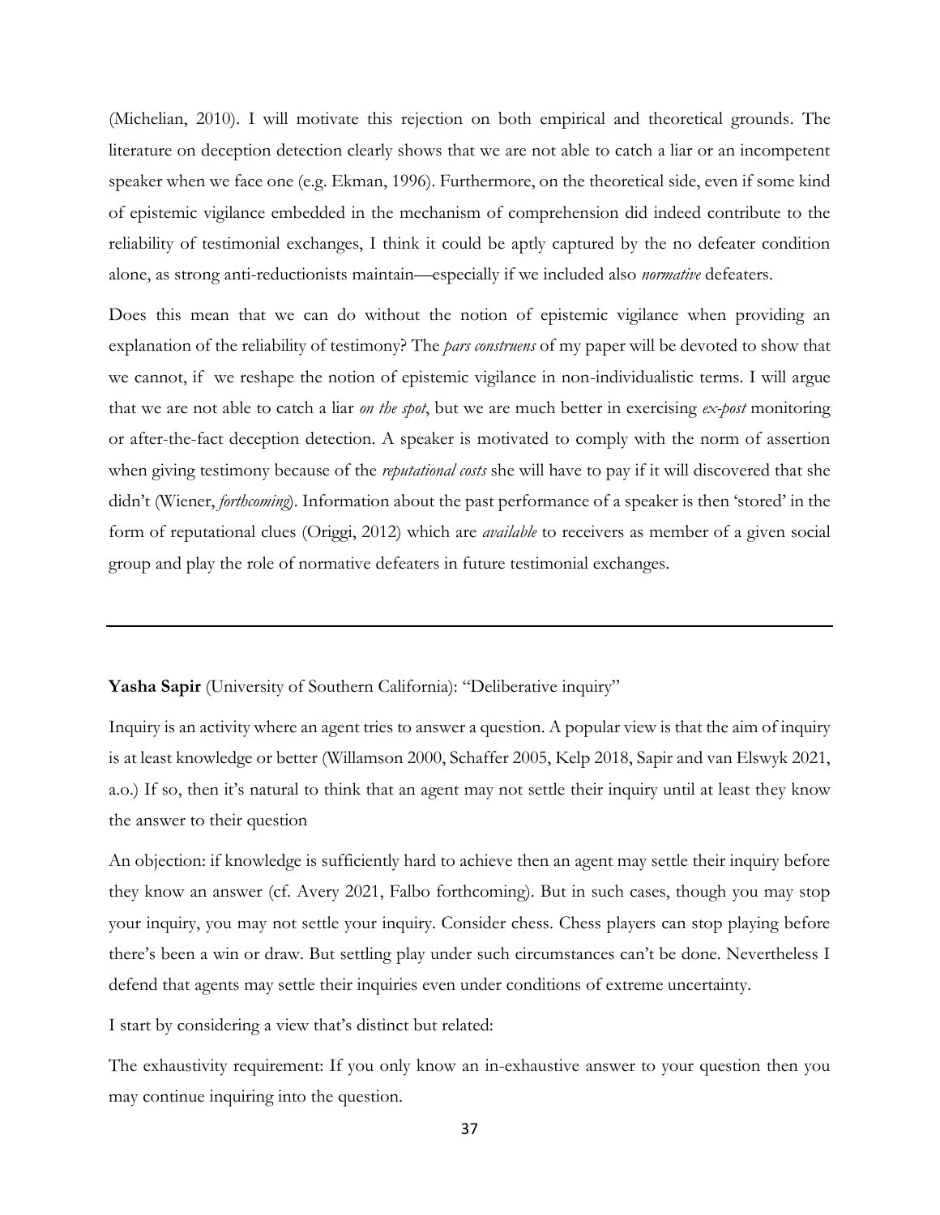(Michelian, 2010). I will motivate this rejection on both empirical and theoretical grounds. The literature on deception detection clearly shows that we are not able to catch a liar or an incompetent speaker when we face one (e.g. Ekman, 1996). Furthermore, on the theoretical side, even if some kind of epistemic vigilance embedded in the mechanism of comprehension did indeed contribute to the reliability of testimonial exchanges, I think it could be aptly captured by the no defeater condition alone, as strong anti-reductionists maintain—especially if we included also *normative* defeaters.

Does this mean that we can do without the notion of epistemic vigilance when providing an explanation of the reliability of testimony? The *pars construens* of my paper will be devoted to show that we cannot, if we reshape the notion of epistemic vigilance in non-individualistic terms. I will argue that we are not able to catch a liar *on the spot*, but we are much better in exercising *ex-post* monitoring or after-the-fact deception detection. A speaker is motivated to comply with the norm of assertion when giving testimony because of the *reputational costs* she will have to pay if it will discovered that she didn't (Wiener, *forthcoming*). Information about the past performance of a speaker is then 'stored' in the form of reputational clues (Origgi, 2012) which are *available* to receivers as member of a given social group and play the role of normative defeaters in future testimonial exchanges.

---

**Yasha Sapir** (University of Southern California): "Deliberative inquiry"

Inquiry is an activity where an agent tries to answer a question. A popular view is that the aim of inquiry is at least knowledge or better (Willamson 2000, Schaffer 2005, Kelp 2018, Sapir and van Elswyk 2021, a.o.) If so, then it's natural to think that an agent may not settle their inquiry until at least they know the answer to their question

An objection: if knowledge is sufficiently hard to achieve then an agent may settle their inquiry before they know an answer (cf. Avery 2021, Falbo forthcoming). But in such cases, though you may stop your inquiry, you may not settle your inquiry. Consider chess. Chess players can stop playing before there's been a win or draw. But settling play under such circumstances can't be done. Nevertheless I defend that agents may settle their inquiries even under conditions of extreme uncertainty.

I start by considering a view that's distinct but related:

The exhaustivity requirement: If you only know an in-exhaustive answer to your question then you may continue inquiring into the question.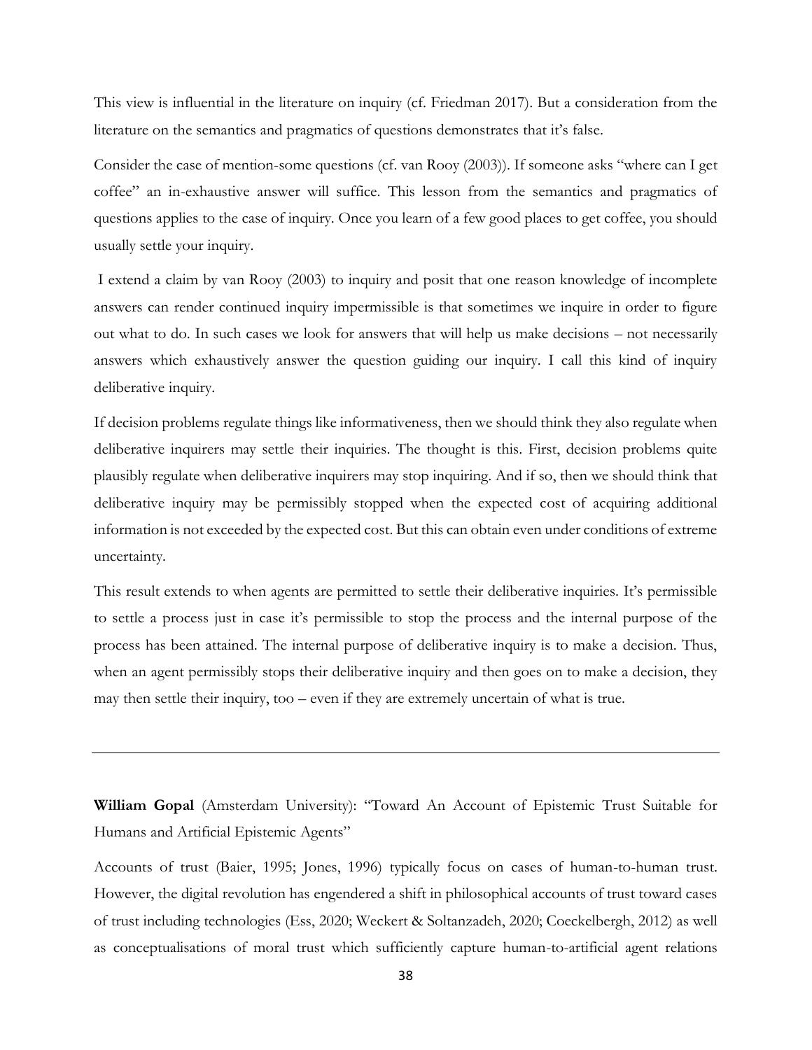This view is influential in the literature on inquiry (cf. Friedman 2017). But a consideration from the literature on the semantics and pragmatics of questions demonstrates that it's false.

Consider the case of mention-some questions (cf. van Rooy (2003)). If someone asks "where can I get coffee" an in-exhaustive answer will suffice. This lesson from the semantics and pragmatics of questions applies to the case of inquiry. Once you learn of a few good places to get coffee, you should usually settle your inquiry.

I extend a claim by van Rooy (2003) to inquiry and posit that one reason knowledge of incomplete answers can render continued inquiry impermissible is that sometimes we inquire in order to figure out what to do. In such cases we look for answers that will help us make decisions – not necessarily answers which exhaustively answer the question guiding our inquiry. I call this kind of inquiry deliberative inquiry.

If decision problems regulate things like informativeness, then we should think they also regulate when deliberative inquirers may settle their inquiries. The thought is this. First, decision problems quite plausibly regulate when deliberative inquirers may stop inquiring. And if so, then we should think that deliberative inquiry may be permissibly stopped when the expected cost of acquiring additional information is not exceeded by the expected cost. But this can obtain even under conditions of extreme uncertainty.

This result extends to when agents are permitted to settle their deliberative inquiries. It's permissible to settle a process just in case it's permissible to stop the process and the internal purpose of the process has been attained. The internal purpose of deliberative inquiry is to make a decision. Thus, when an agent permissibly stops their deliberative inquiry and then goes on to make a decision, they may then settle their inquiry, too – even if they are extremely uncertain of what is true.

---

**William Gopal** (Amsterdam University): "Toward An Account of Epistemic Trust Suitable for Humans and Artificial Epistemic Agents"

Accounts of trust (Baier, 1995; Jones, 1996) typically focus on cases of human-to-human trust. However, the digital revolution has engendered a shift in philosophical accounts of trust toward cases of trust including technologies (Ess, 2020; Weckert & Soltanzadeh, 2020; Coeckelbergh, 2012) as well as conceptualisations of moral trust which sufficiently capture human-to-artificial agent relations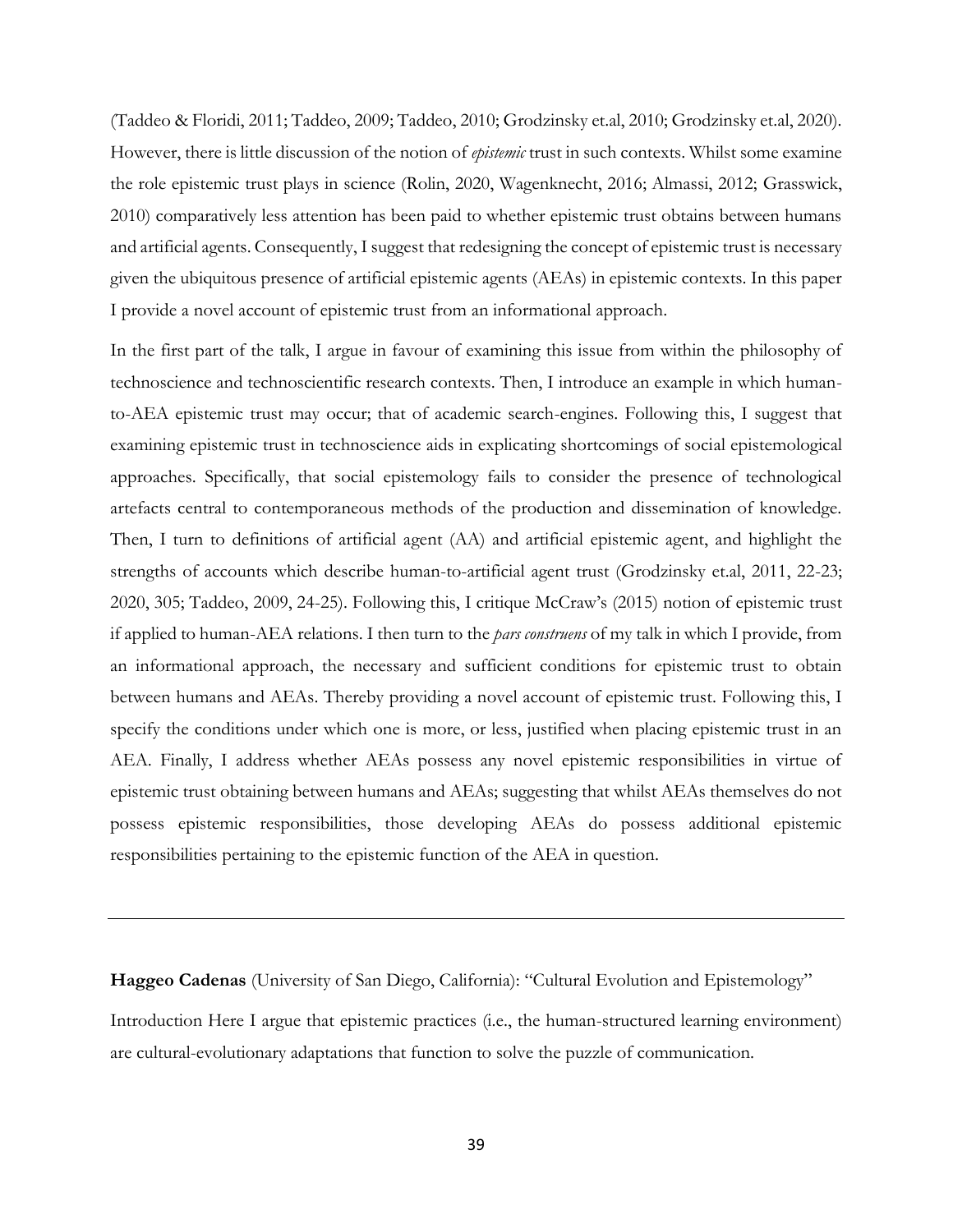(Taddeo & Floridi, 2011; Taddeo, 2009; Taddeo, 2010; Grodzinsky et.al, 2010; Grodzinsky et.al, 2020). However, there is little discussion of the notion of *epistemic* trust in such contexts. Whilst some examine the role epistemic trust plays in science (Rolin, 2020, Wagenknecht, 2016; Almassi, 2012; Grasswick, 2010) comparatively less attention has been paid to whether epistemic trust obtains between humans and artificial agents. Consequently, I suggest that redesigning the concept of epistemic trust is necessary given the ubiquitous presence of artificial epistemic agents (AEAs) in epistemic contexts. In this paper I provide a novel account of epistemic trust from an informational approach.

In the first part of the talk, I argue in favour of examining this issue from within the philosophy of technoscience and technoscientific research contexts. Then, I introduce an example in which human-to-AEA epistemic trust may occur; that of academic search-engines. Following this, I suggest that examining epistemic trust in technoscience aids in explicating shortcomings of social epistemological approaches. Specifically, that social epistemology fails to consider the presence of technological artefacts central to contemporaneous methods of the production and dissemination of knowledge. Then, I turn to definitions of artificial agent (AA) and artificial epistemic agent, and highlight the strengths of accounts which describe human-to-artificial agent trust (Grodzinsky et.al, 2011, 22-23; 2020, 305; Taddeo, 2009, 24-25). Following this, I critique McCraw's (2015) notion of epistemic trust if applied to human-AEA relations. I then turn to the *pars construens* of my talk in which I provide, from an informational approach, the necessary and sufficient conditions for epistemic trust to obtain between humans and AEAs. Thereby providing a novel account of epistemic trust. Following this, I specify the conditions under which one is more, or less, justified when placing epistemic trust in an AEA. Finally, I address whether AEAs possess any novel epistemic responsibilities in virtue of epistemic trust obtaining between humans and AEAs; suggesting that whilst AEAs themselves do not possess epistemic responsibilities, those developing AEAs do possess additional epistemic responsibilities pertaining to the epistemic function of the AEA in question.

---

**Haggeo Cadenas** (University of San Diego, California): "Cultural Evolution and Epistemology"

Introduction Here I argue that epistemic practices (i.e., the human-structured learning environment) are cultural-evolutionary adaptations that function to solve the puzzle of communication.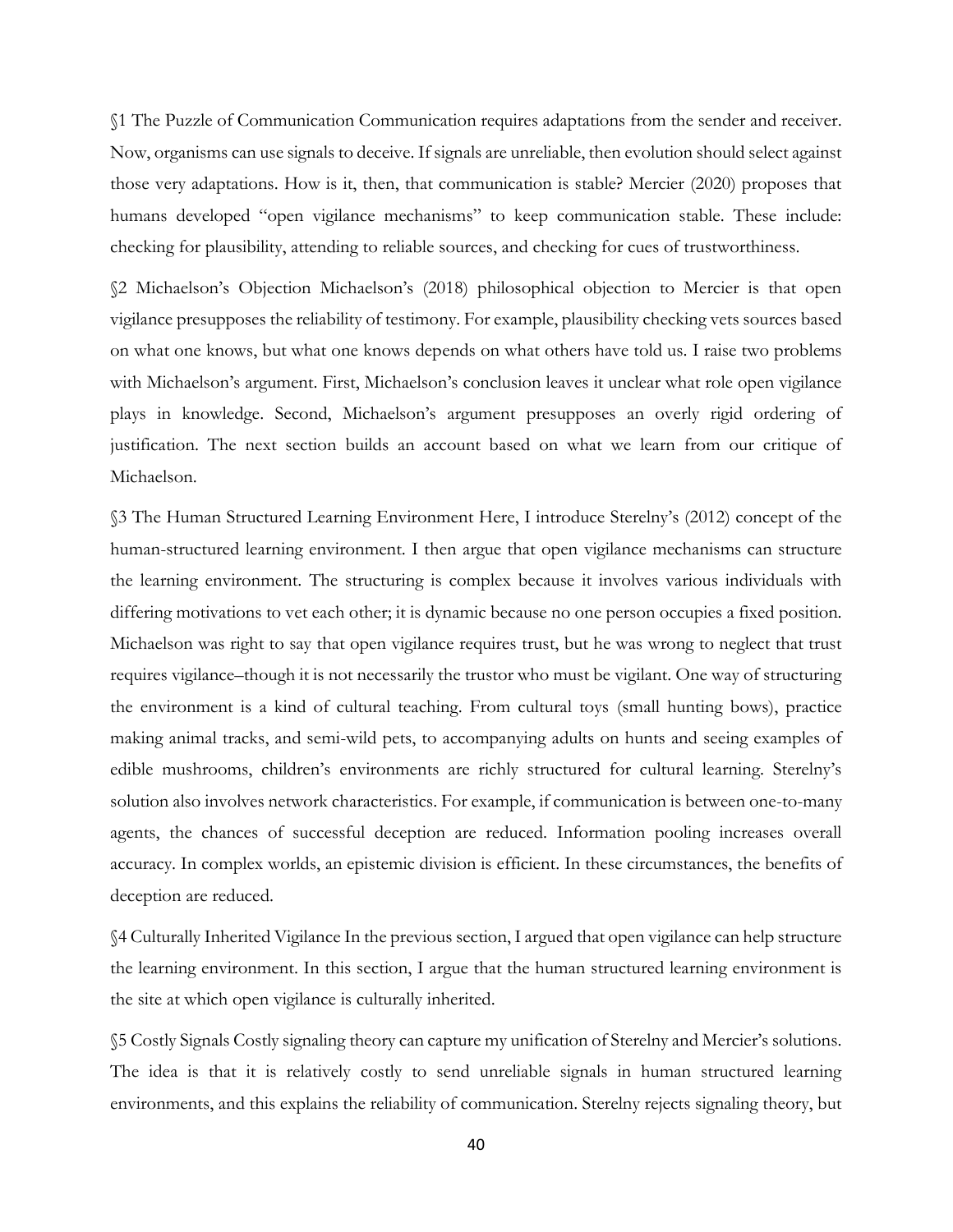§1 The Puzzle of Communication Communication requires adaptations from the sender and receiver. Now, organisms can use signals to deceive. If signals are unreliable, then evolution should select against those very adaptations. How is it, then, that communication is stable? Mercier (2020) proposes that humans developed "open vigilance mechanisms" to keep communication stable. These include: checking for plausibility, attending to reliable sources, and checking for cues of trustworthiness.

§2 Michaelson's Objection Michaelson's (2018) philosophical objection to Mercier is that open vigilance presupposes the reliability of testimony. For example, plausibility checking vets sources based on what one knows, but what one knows depends on what others have told us. I raise two problems with Michaelson's argument. First, Michaelson's conclusion leaves it unclear what role open vigilance plays in knowledge. Second, Michaelson's argument presupposes an overly rigid ordering of justification. The next section builds an account based on what we learn from our critique of Michaelson.

§3 The Human Structured Learning Environment Here, I introduce Sterelny's (2012) concept of the human-structured learning environment. I then argue that open vigilance mechanisms can structure the learning environment. The structuring is complex because it involves various individuals with differing motivations to vet each other; it is dynamic because no one person occupies a fixed position. Michaelson was right to say that open vigilance requires trust, but he was wrong to neglect that trust requires vigilance–though it is not necessarily the trustor who must be vigilant. One way of structuring the environment is a kind of cultural teaching. From cultural toys (small hunting bows), practice making animal tracks, and semi-wild pets, to accompanying adults on hunts and seeing examples of edible mushrooms, children's environments are richly structured for cultural learning. Sterelny's solution also involves network characteristics. For example, if communication is between one-to-many agents, the chances of successful deception are reduced. Information pooling increases overall accuracy. In complex worlds, an epistemic division is efficient. In these circumstances, the benefits of deception are reduced.

§4 Culturally Inherited Vigilance In the previous section, I argued that open vigilance can help structure the learning environment. In this section, I argue that the human structured learning environment is the site at which open vigilance is culturally inherited.

§5 Costly Signals Costly signaling theory can capture my unification of Sterelny and Mercier's solutions. The idea is that it is relatively costly to send unreliable signals in human structured learning environments, and this explains the reliability of communication. Sterelny rejects signaling theory, but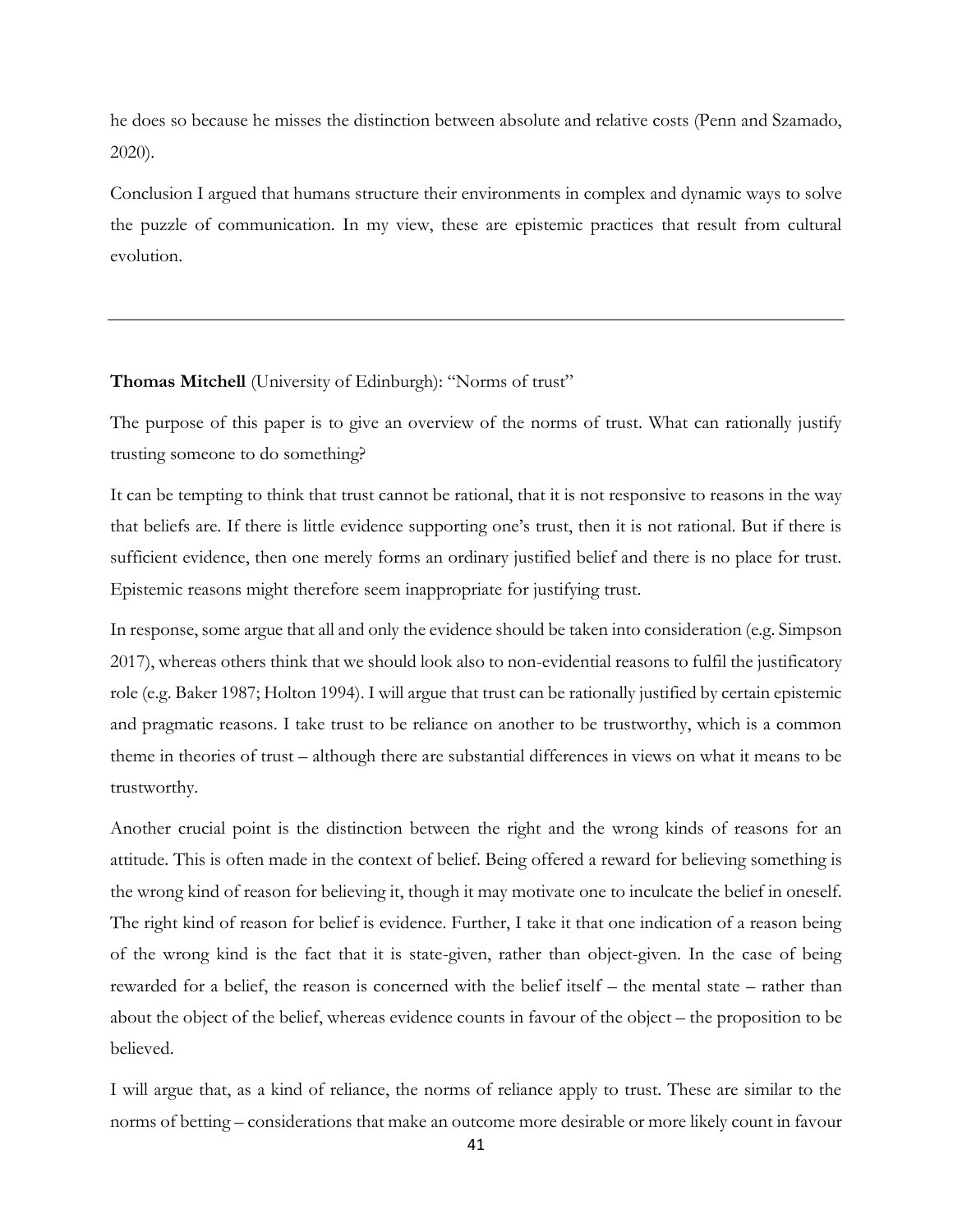he does so because he misses the distinction between absolute and relative costs (Penn and Szamado, 2020).

Conclusion I argued that humans structure their environments in complex and dynamic ways to solve the puzzle of communication. In my view, these are epistemic practices that result from cultural evolution.

---

**Thomas Mitchell** (University of Edinburgh): "Norms of trust"

The purpose of this paper is to give an overview of the norms of trust. What can rationally justify trusting someone to do something?

It can be tempting to think that trust cannot be rational, that it is not responsive to reasons in the way that beliefs are. If there is little evidence supporting one's trust, then it is not rational. But if there is sufficient evidence, then one merely forms an ordinary justified belief and there is no place for trust. Epistemic reasons might therefore seem inappropriate for justifying trust.

In response, some argue that all and only the evidence should be taken into consideration (e.g. Simpson 2017), whereas others think that we should look also to non-evidential reasons to fulfil the justificatory role (e.g. Baker 1987; Holton 1994). I will argue that trust can be rationally justified by certain epistemic and pragmatic reasons. I take trust to be reliance on another to be trustworthy, which is a common theme in theories of trust – although there are substantial differences in views on what it means to be trustworthy.

Another crucial point is the distinction between the right and the wrong kinds of reasons for an attitude. This is often made in the context of belief. Being offered a reward for believing something is the wrong kind of reason for believing it, though it may motivate one to inculcate the belief in oneself. The right kind of reason for belief is evidence. Further, I take it that one indication of a reason being of the wrong kind is the fact that it is state-given, rather than object-given. In the case of being rewarded for a belief, the reason is concerned with the belief itself – the mental state – rather than about the object of the belief, whereas evidence counts in favour of the object – the proposition to be believed.

I will argue that, as a kind of reliance, the norms of reliance apply to trust. These are similar to the norms of betting – considerations that make an outcome more desirable or more likely count in favour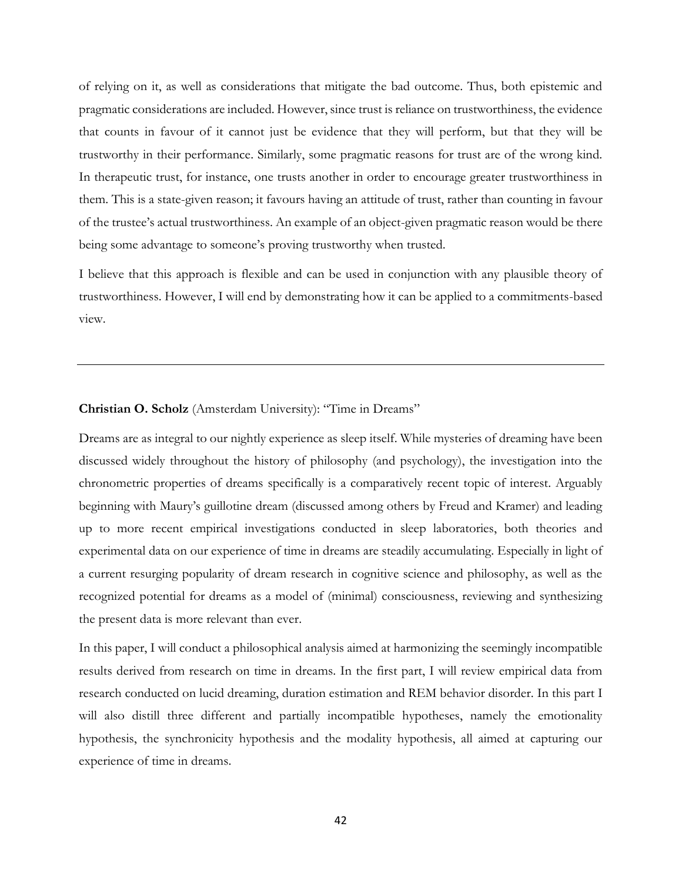of relying on it, as well as considerations that mitigate the bad outcome. Thus, both epistemic and pragmatic considerations are included. However, since trust is reliance on trustworthiness, the evidence that counts in favour of it cannot just be evidence that they will perform, but that they will be trustworthy in their performance. Similarly, some pragmatic reasons for trust are of the wrong kind. In therapeutic trust, for instance, one trusts another in order to encourage greater trustworthiness in them. This is a state-given reason; it favours having an attitude of trust, rather than counting in favour of the trustee's actual trustworthiness. An example of an object-given pragmatic reason would be there being some advantage to someone's proving trustworthy when trusted.

I believe that this approach is flexible and can be used in conjunction with any plausible theory of trustworthiness. However, I will end by demonstrating how it can be applied to a commitments-based view.

---

**Christian O. Scholz** (Amsterdam University): "Time in Dreams"

Dreams are as integral to our nightly experience as sleep itself. While mysteries of dreaming have been discussed widely throughout the history of philosophy (and psychology), the investigation into the chronometric properties of dreams specifically is a comparatively recent topic of interest. Arguably beginning with Maury's guillotine dream (discussed among others by Freud and Kramer) and leading up to more recent empirical investigations conducted in sleep laboratories, both theories and experimental data on our experience of time in dreams are steadily accumulating. Especially in light of a current resurging popularity of dream research in cognitive science and philosophy, as well as the recognized potential for dreams as a model of (minimal) consciousness, reviewing and synthesizing the present data is more relevant than ever.

In this paper, I will conduct a philosophical analysis aimed at harmonizing the seemingly incompatible results derived from research on time in dreams. In the first part, I will review empirical data from research conducted on lucid dreaming, duration estimation and REM behavior disorder. In this part I will also distill three different and partially incompatible hypotheses, namely the emotionality hypothesis, the synchronicity hypothesis and the modality hypothesis, all aimed at capturing our experience of time in dreams.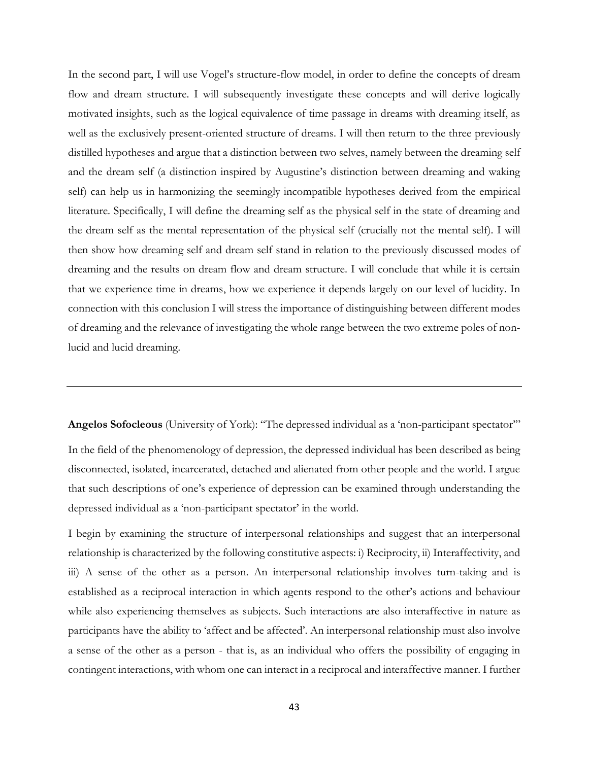In the second part, I will use Vogel's structure-flow model, in order to define the concepts of dream flow and dream structure. I will subsequently investigate these concepts and will derive logically motivated insights, such as the logical equivalence of time passage in dreams with dreaming itself, as well as the exclusively present-oriented structure of dreams. I will then return to the three previously distilled hypotheses and argue that a distinction between two selves, namely between the dreaming self and the dream self (a distinction inspired by Augustine's distinction between dreaming and waking self) can help us in harmonizing the seemingly incompatible hypotheses derived from the empirical literature. Specifically, I will define the dreaming self as the physical self in the state of dreaming and the dream self as the mental representation of the physical self (crucially not the mental self). I will then show how dreaming self and dream self stand in relation to the previously discussed modes of dreaming and the results on dream flow and dream structure. I will conclude that while it is certain that we experience time in dreams, how we experience it depends largely on our level of lucidity. In connection with this conclusion I will stress the importance of distinguishing between different modes of dreaming and the relevance of investigating the whole range between the two extreme poles of non-lucid and lucid dreaming.

---

**Angelos Sofocleous** (University of York): "The depressed individual as a 'non-participant spectator'"

In the field of the phenomenology of depression, the depressed individual has been described as being disconnected, isolated, incarcerated, detached and alienated from other people and the world. I argue that such descriptions of one's experience of depression can be examined through understanding the depressed individual as a 'non-participant spectator' in the world.

I begin by examining the structure of interpersonal relationships and suggest that an interpersonal relationship is characterized by the following constitutive aspects: i) Reciprocity, ii) Interaffectivity, and iii) A sense of the other as a person. An interpersonal relationship involves turn-taking and is established as a reciprocal interaction in which agents respond to the other's actions and behaviour while also experiencing themselves as subjects. Such interactions are also interaffective in nature as participants have the ability to 'affect and be affected'. An interpersonal relationship must also involve a sense of the other as a person - that is, as an individual who offers the possibility of engaging in contingent interactions, with whom one can interact in a reciprocal and interaffective manner. I further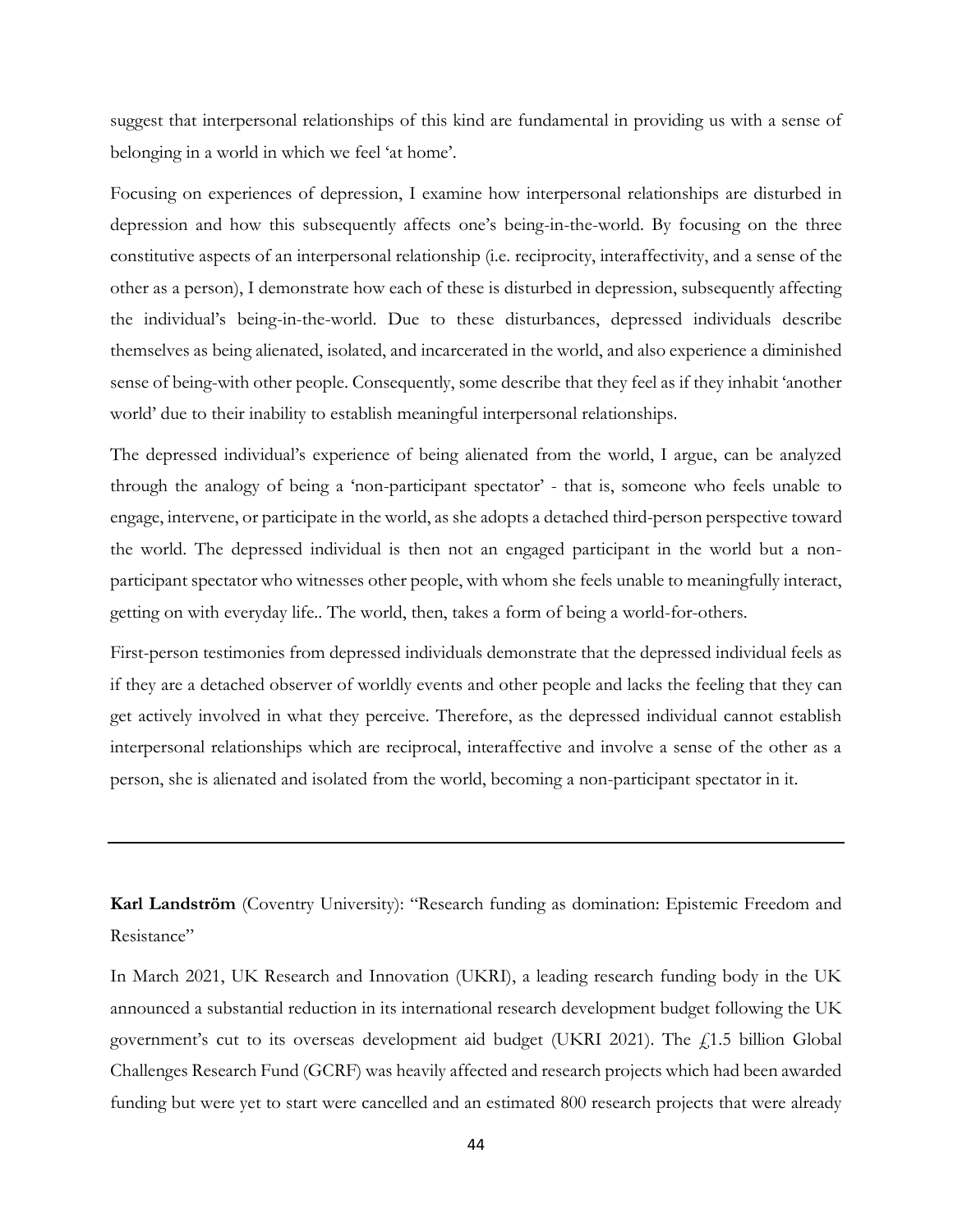suggest that interpersonal relationships of this kind are fundamental in providing us with a sense of belonging in a world in which we feel 'at home'.

Focusing on experiences of depression, I examine how interpersonal relationships are disturbed in depression and how this subsequently affects one's being-in-the-world. By focusing on the three constitutive aspects of an interpersonal relationship (i.e. reciprocity, interaffectivity, and a sense of the other as a person), I demonstrate how each of these is disturbed in depression, subsequently affecting the individual's being-in-the-world. Due to these disturbances, depressed individuals describe themselves as being alienated, isolated, and incarcerated in the world, and also experience a diminished sense of being-with other people. Consequently, some describe that they feel as if they inhabit 'another world' due to their inability to establish meaningful interpersonal relationships.

The depressed individual's experience of being alienated from the world, I argue, can be analyzed through the analogy of being a 'non-participant spectator' - that is, someone who feels unable to engage, intervene, or participate in the world, as she adopts a detached third-person perspective toward the world. The depressed individual is then not an engaged participant in the world but a non-participant spectator who witnesses other people, with whom she feels unable to meaningfully interact, getting on with everyday life.. The world, then, takes a form of being a world-for-others.

First-person testimonies from depressed individuals demonstrate that the depressed individual feels as if they are a detached observer of worldly events and other people and lacks the feeling that they can get actively involved in what they perceive. Therefore, as the depressed individual cannot establish interpersonal relationships which are reciprocal, interaffective and involve a sense of the other as a person, she is alienated and isolated from the world, becoming a non-participant spectator in it.

---

**Karl Landström** (Coventry University): "Research funding as domination: Epistemic Freedom and Resistance"

In March 2021, UK Research and Innovation (UKRI), a leading research funding body in the UK announced a substantial reduction in its international research development budget following the UK government's cut to its overseas development aid budget (UKRI 2021). The £1.5 billion Global Challenges Research Fund (GCRF) was heavily affected and research projects which had been awarded funding but were yet to start were cancelled and an estimated 800 research projects that were already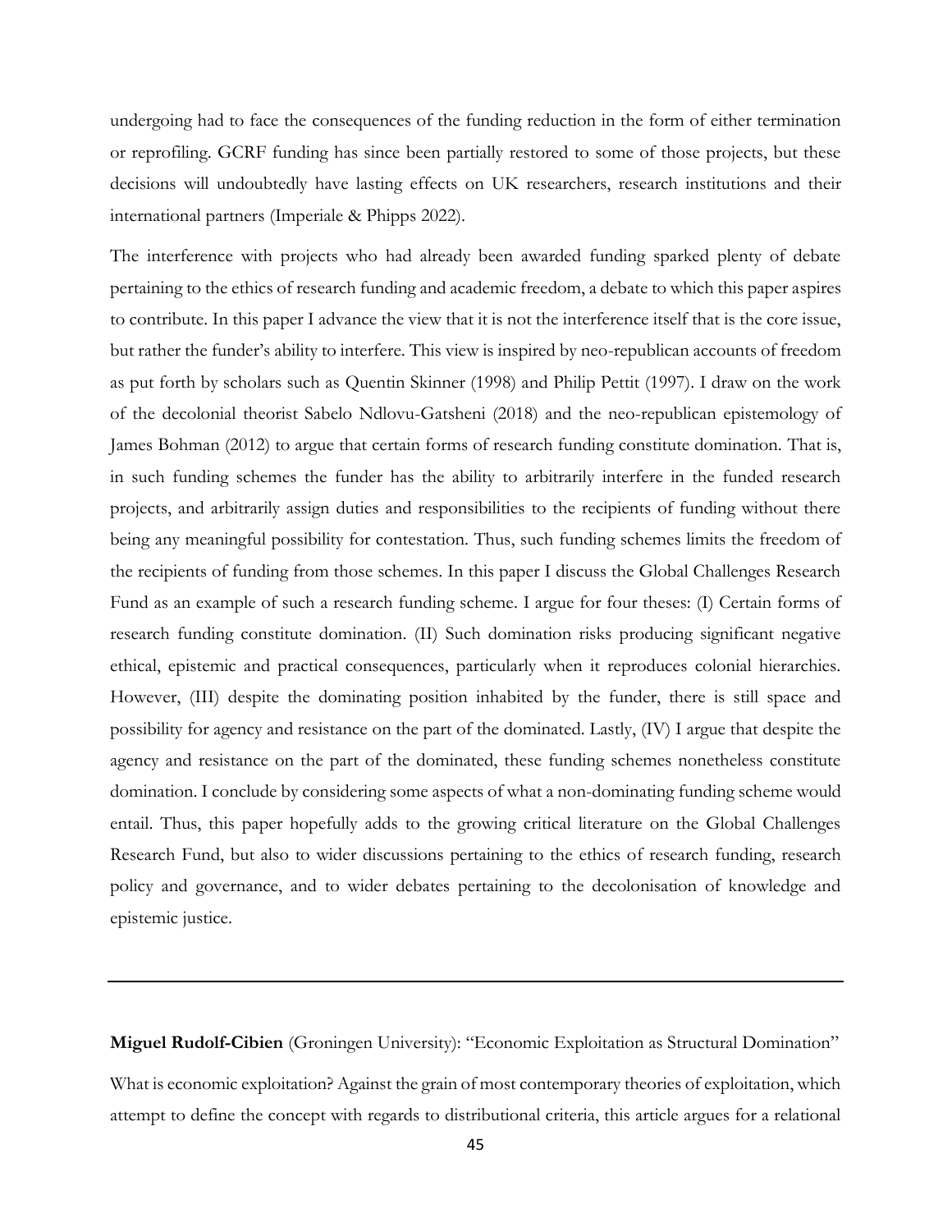undergoing had to face the consequences of the funding reduction in the form of either termination or reprofiling. GCRF funding has since been partially restored to some of those projects, but these decisions will undoubtedly have lasting effects on UK researchers, research institutions and their international partners (Imperiale & Phipps 2022).

The interference with projects who had already been awarded funding sparked plenty of debate pertaining to the ethics of research funding and academic freedom, a debate to which this paper aspires to contribute. In this paper I advance the view that it is not the interference itself that is the core issue, but rather the funder's ability to interfere. This view is inspired by neo-republican accounts of freedom as put forth by scholars such as Quentin Skinner (1998) and Philip Pettit (1997). I draw on the work of the decolonial theorist Sabelo Ndlovu-Gatsheni (2018) and the neo-republican epistemology of James Bohman (2012) to argue that certain forms of research funding constitute domination. That is, in such funding schemes the funder has the ability to arbitrarily interfere in the funded research projects, and arbitrarily assign duties and responsibilities to the recipients of funding without there being any meaningful possibility for contestation. Thus, such funding schemes limits the freedom of the recipients of funding from those schemes. In this paper I discuss the Global Challenges Research Fund as an example of such a research funding scheme. I argue for four theses: (I) Certain forms of research funding constitute domination. (II) Such domination risks producing significant negative ethical, epistemic and practical consequences, particularly when it reproduces colonial hierarchies. However, (III) despite the dominating position inhabited by the funder, there is still space and possibility for agency and resistance on the part of the dominated. Lastly, (IV) I argue that despite the agency and resistance on the part of the dominated, these funding schemes nonetheless constitute domination. I conclude by considering some aspects of what a non-dominating funding scheme would entail. Thus, this paper hopefully adds to the growing critical literature on the Global Challenges Research Fund, but also to wider discussions pertaining to the ethics of research funding, research policy and governance, and to wider debates pertaining to the decolonisation of knowledge and epistemic justice.

---

**Miguel Rudolf-Cibien** (Groningen University): "Economic Exploitation as Structural Domination"

What is economic exploitation? Against the grain of most contemporary theories of exploitation, which attempt to define the concept with regards to distributional criteria, this article argues for a relational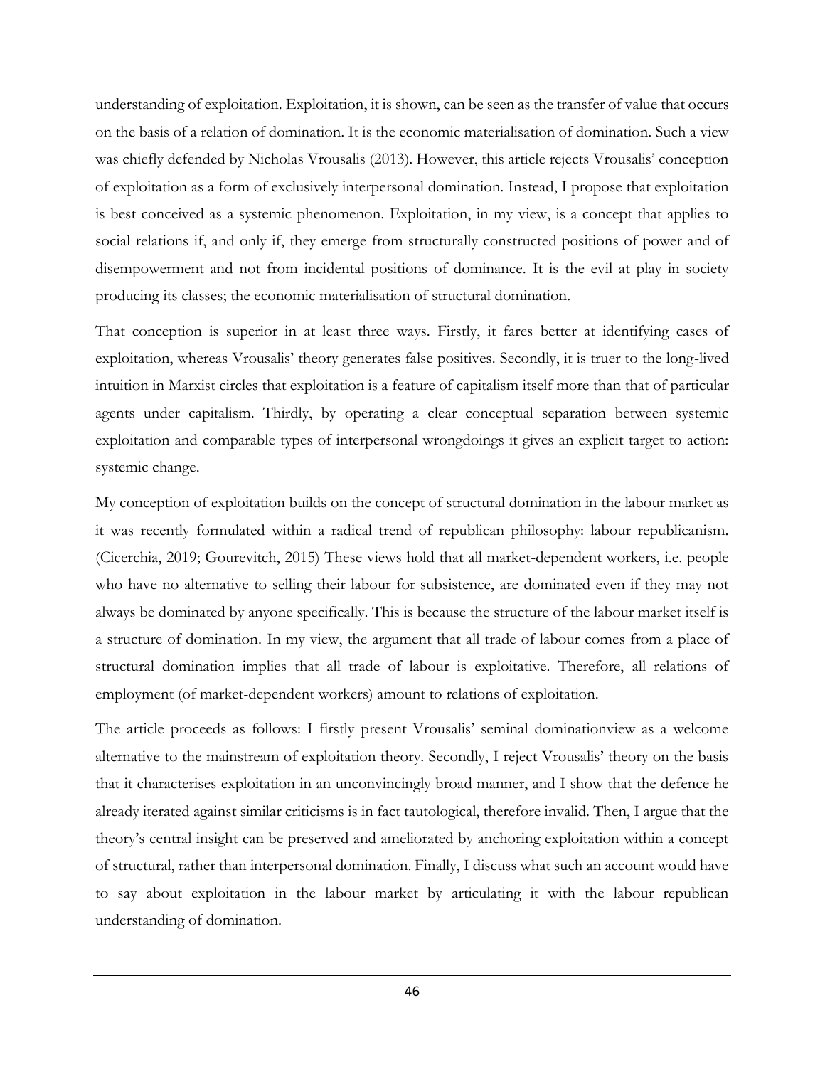understanding of exploitation. Exploitation, it is shown, can be seen as the transfer of value that occurs on the basis of a relation of domination. It is the economic materialisation of domination. Such a view was chiefly defended by Nicholas Vrousalis (2013). However, this article rejects Vrousalis' conception of exploitation as a form of exclusively interpersonal domination. Instead, I propose that exploitation is best conceived as a systemic phenomenon. Exploitation, in my view, is a concept that applies to social relations if, and only if, they emerge from structurally constructed positions of power and of disempowerment and not from incidental positions of dominance. It is the evil at play in society producing its classes; the economic materialisation of structural domination.

That conception is superior in at least three ways. Firstly, it fares better at identifying cases of exploitation, whereas Vrousalis' theory generates false positives. Secondly, it is truer to the long-lived intuition in Marxist circles that exploitation is a feature of capitalism itself more than that of particular agents under capitalism. Thirdly, by operating a clear conceptual separation between systemic exploitation and comparable types of interpersonal wrongdoings it gives an explicit target to action: systemic change.

My conception of exploitation builds on the concept of structural domination in the labour market as it was recently formulated within a radical trend of republican philosophy: labour republicanism. (Cicerchia, 2019; Gourevitch, 2015) These views hold that all market-dependent workers, i.e. people who have no alternative to selling their labour for subsistence, are dominated even if they may not always be dominated by anyone specifically. This is because the structure of the labour market itself is a structure of domination. In my view, the argument that all trade of labour comes from a place of structural domination implies that all trade of labour is exploitative. Therefore, all relations of employment (of market-dependent workers) amount to relations of exploitation.

The article proceeds as follows: I firstly present Vrousalis' seminal dominationview as a welcome alternative to the mainstream of exploitation theory. Secondly, I reject Vrousalis' theory on the basis that it characterises exploitation in an unconvincingly broad manner, and I show that the defence he already iterated against similar criticisms is in fact tautological, therefore invalid. Then, I argue that the theory's central insight can be preserved and ameliorated by anchoring exploitation within a concept of structural, rather than interpersonal domination. Finally, I discuss what such an account would have to say about exploitation in the labour market by articulating it with the labour republican understanding of domination.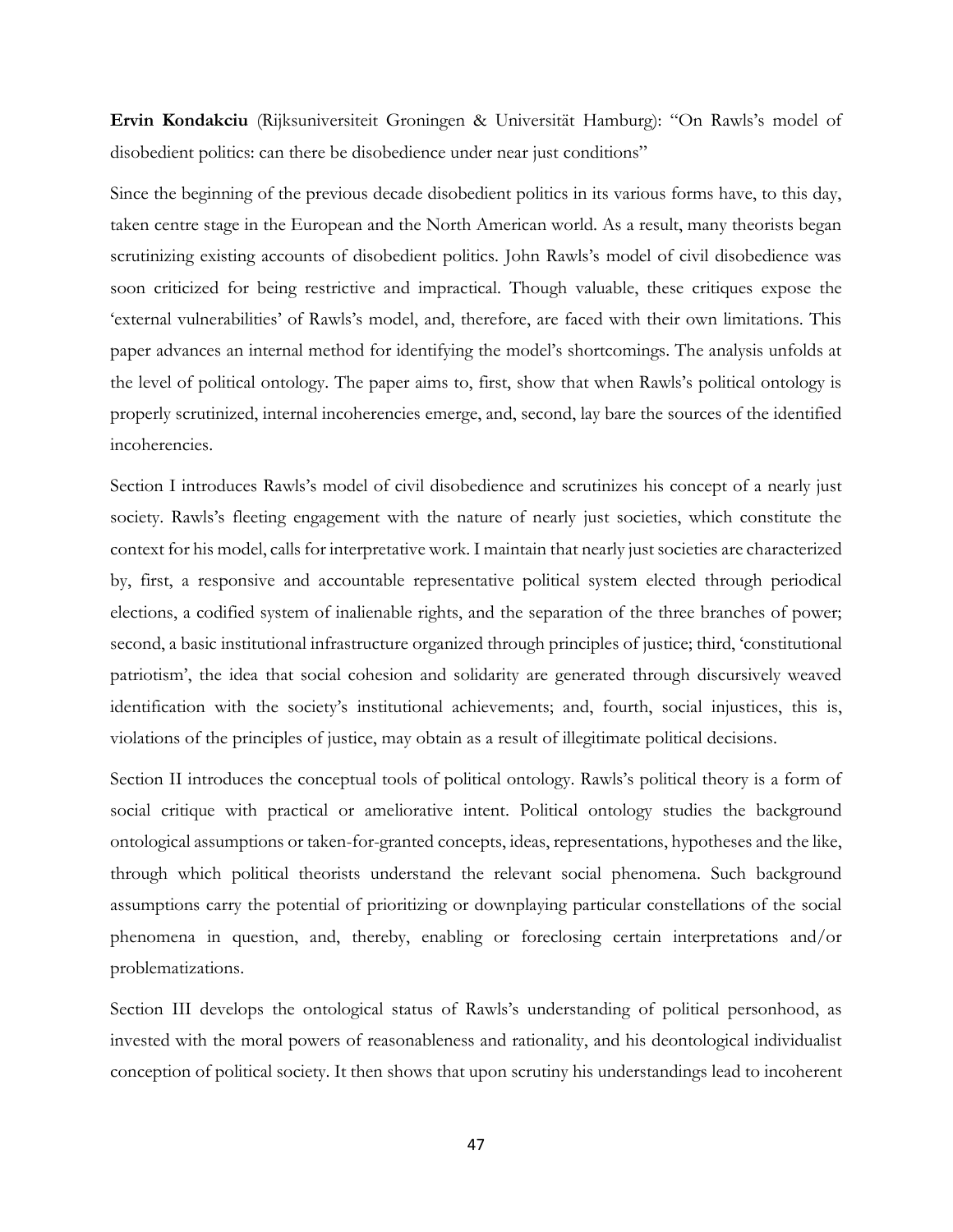**Ervin Kondakciu** (Rijksuniversiteit Groningen & Universität Hamburg): "On Rawls's model of disobedient politics: can there be disobedience under near just conditions"

Since the beginning of the previous decade disobedient politics in its various forms have, to this day, taken centre stage in the European and the North American world. As a result, many theorists began scrutinizing existing accounts of disobedient politics. John Rawls's model of civil disobedience was soon criticized for being restrictive and impractical. Though valuable, these critiques expose the 'external vulnerabilities' of Rawls's model, and, therefore, are faced with their own limitations. This paper advances an internal method for identifying the model's shortcomings. The analysis unfolds at the level of political ontology. The paper aims to, first, show that when Rawls's political ontology is properly scrutinized, internal incoherencies emerge, and, second, lay bare the sources of the identified incoherencies.

Section I introduces Rawls's model of civil disobedience and scrutinizes his concept of a nearly just society. Rawls's fleeting engagement with the nature of nearly just societies, which constitute the context for his model, calls for interpretative work. I maintain that nearly just societies are characterized by, first, a responsive and accountable representative political system elected through periodical elections, a codified system of inalienable rights, and the separation of the three branches of power; second, a basic institutional infrastructure organized through principles of justice; third, 'constitutional patriotism', the idea that social cohesion and solidarity are generated through discursively weaved identification with the society's institutional achievements; and, fourth, social injustices, this is, violations of the principles of justice, may obtain as a result of illegitimate political decisions.

Section II introduces the conceptual tools of political ontology. Rawls's political theory is a form of social critique with practical or ameliorative intent. Political ontology studies the background ontological assumptions or taken-for-granted concepts, ideas, representations, hypotheses and the like, through which political theorists understand the relevant social phenomena. Such background assumptions carry the potential of prioritizing or downplaying particular constellations of the social phenomena in question, and, thereby, enabling or foreclosing certain interpretations and/or problematizations.

Section III develops the ontological status of Rawls's understanding of political personhood, as invested with the moral powers of reasonableness and rationality, and his deontological individualist conception of political society. It then shows that upon scrutiny his understandings lead to incoherent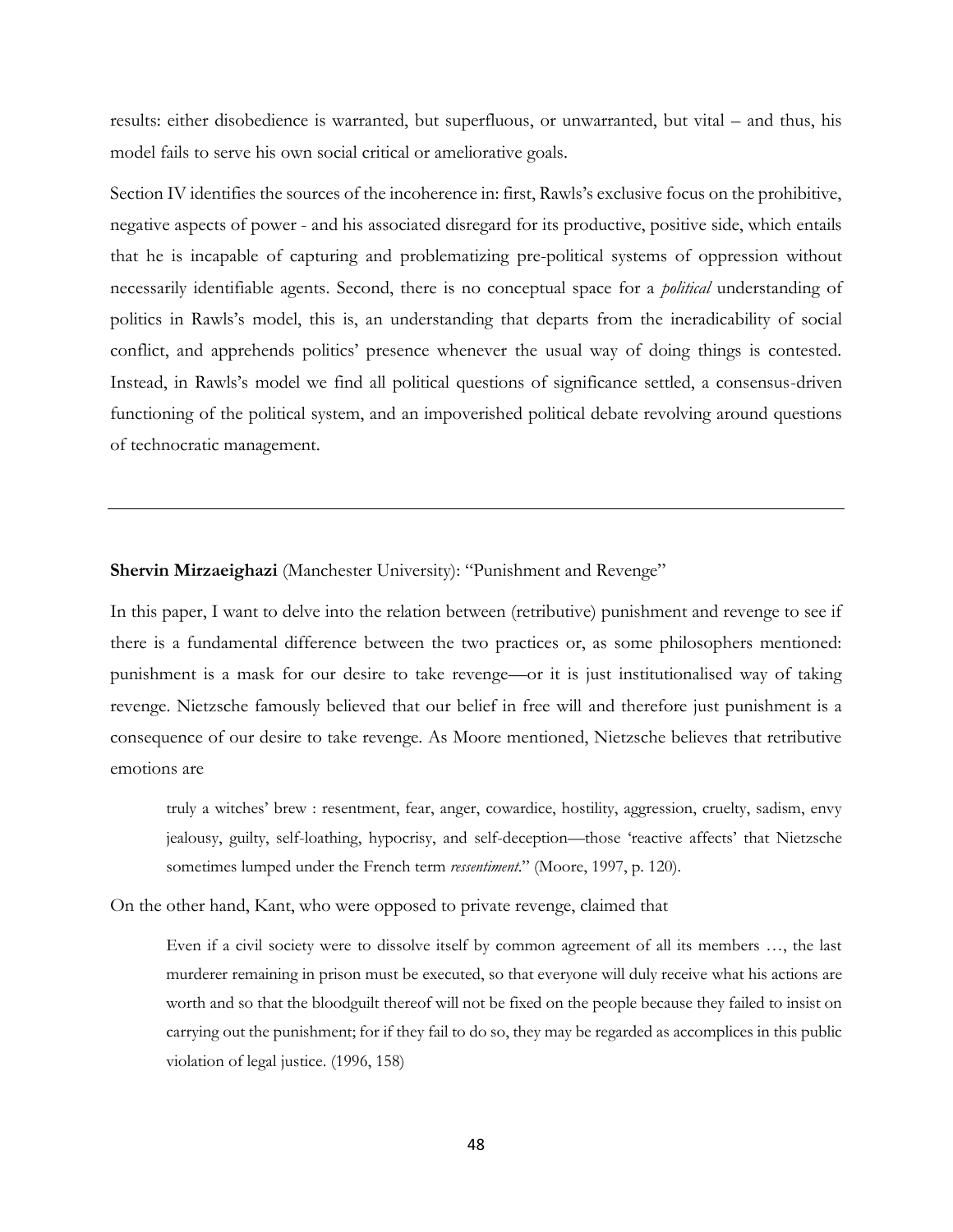results: either disobedience is warranted, but superfluous, or unwarranted, but vital – and thus, his model fails to serve his own social critical or ameliorative goals.

Section IV identifies the sources of the incoherence in: first, Rawls's exclusive focus on the prohibitive, negative aspects of power - and his associated disregard for its productive, positive side, which entails that he is incapable of capturing and problematizing pre-political systems of oppression without necessarily identifiable agents. Second, there is no conceptual space for a *political* understanding of politics in Rawls's model, this is, an understanding that departs from the ineradicability of social conflict, and apprehends politics' presence whenever the usual way of doing things is contested. Instead, in Rawls's model we find all political questions of significance settled, a consensus-driven functioning of the political system, and an impoverished political debate revolving around questions of technocratic management.

---

**Shervin Mirzaeighazi** (Manchester University): "Punishment and Revenge"

In this paper, I want to delve into the relation between (retributive) punishment and revenge to see if there is a fundamental difference between the two practices or, as some philosophers mentioned: punishment is a mask for our desire to take revenge—or it is just institutionalised way of taking revenge. Nietzsche famously believed that our belief in free will and therefore just punishment is a consequence of our desire to take revenge. As Moore mentioned, Nietzsche believes that retributive emotions are

> truly a witches' brew : resentment, fear, anger, cowardice, hostility, aggression, cruelty, sadism, envy jealousy, guilty, self-loathing, hypocrisy, and self-deception—those 'reactive affects' that Nietzsche sometimes lumped under the French term *ressentiment*." (Moore, 1997, p. 120).

On the other hand, Kant, who were opposed to private revenge, claimed that

> Even if a civil society were to dissolve itself by common agreement of all its members …, the last murderer remaining in prison must be executed, so that everyone will duly receive what his actions are worth and so that the bloodguilt thereof will not be fixed on the people because they failed to insist on carrying out the punishment; for if they fail to do so, they may be regarded as accomplices in this public violation of legal justice. (1996, 158)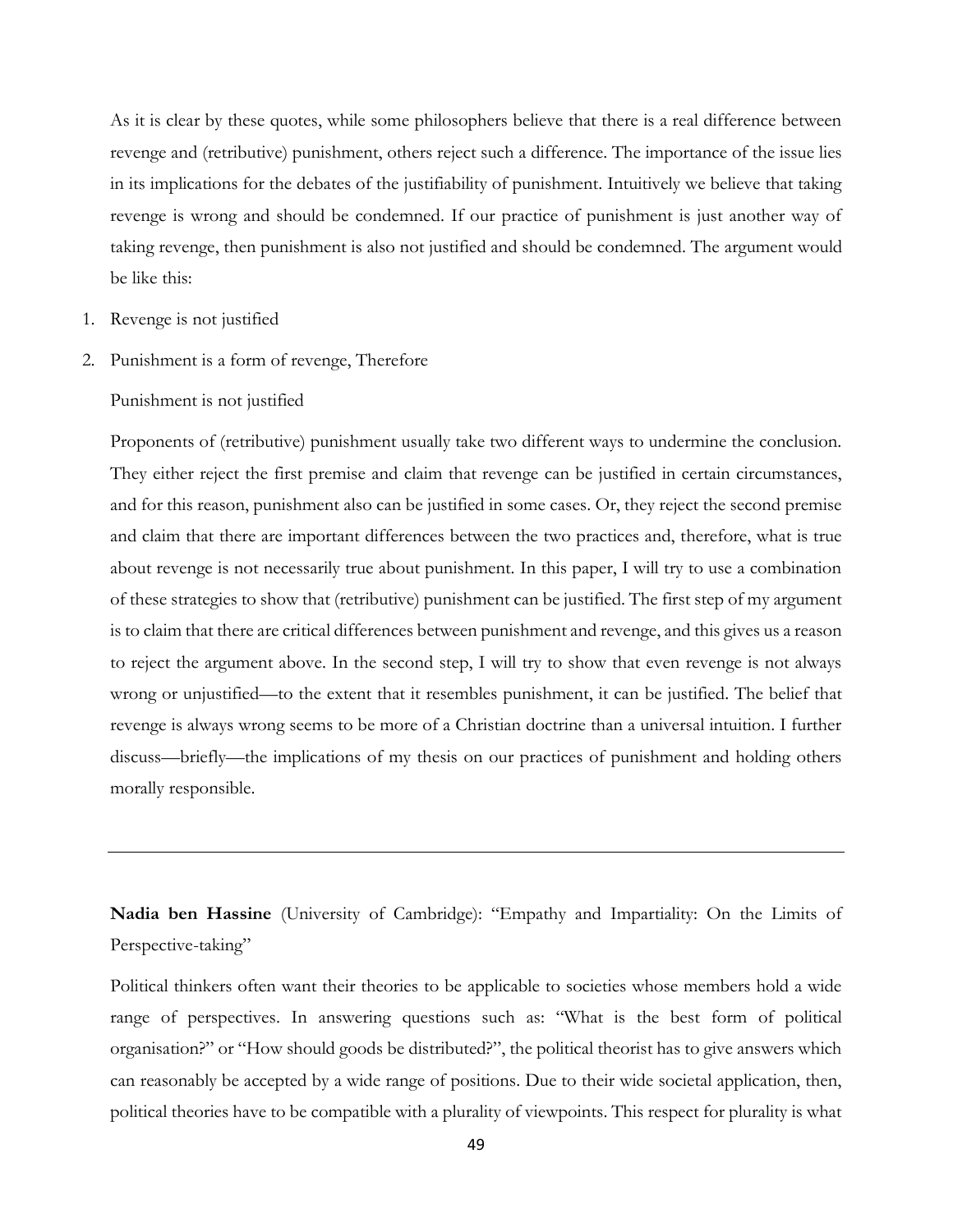As it is clear by these quotes, while some philosophers believe that there is a real difference between revenge and (retributive) punishment, others reject such a difference. The importance of the issue lies in its implications for the debates of the justifiability of punishment. Intuitively we believe that taking revenge is wrong and should be condemned. If our practice of punishment is just another way of taking revenge, then punishment is also not justified and should be condemned. The argument would be like this:

1. Revenge is not justified
2. Punishment is a form of revenge, Therefore

   Punishment is not justified

Proponents of (retributive) punishment usually take two different ways to undermine the conclusion. They either reject the first premise and claim that revenge can be justified in certain circumstances, and for this reason, punishment also can be justified in some cases. Or, they reject the second premise and claim that there are important differences between the two practices and, therefore, what is true about revenge is not necessarily true about punishment. In this paper, I will try to use a combination of these strategies to show that (retributive) punishment can be justified. The first step of my argument is to claim that there are critical differences between punishment and revenge, and this gives us a reason to reject the argument above. In the second step, I will try to show that even revenge is not always wrong or unjustified—to the extent that it resembles punishment, it can be justified. The belief that revenge is always wrong seems to be more of a Christian doctrine than a universal intuition. I further discuss—briefly—the implications of my thesis on our practices of punishment and holding others morally responsible.

---

**Nadia ben Hassine** (University of Cambridge): "Empathy and Impartiality: On the Limits of Perspective-taking"

Political thinkers often want their theories to be applicable to societies whose members hold a wide range of perspectives. In answering questions such as: "What is the best form of political organisation?" or "How should goods be distributed?", the political theorist has to give answers which can reasonably be accepted by a wide range of positions. Due to their wide societal application, then, political theories have to be compatible with a plurality of viewpoints. This respect for plurality is what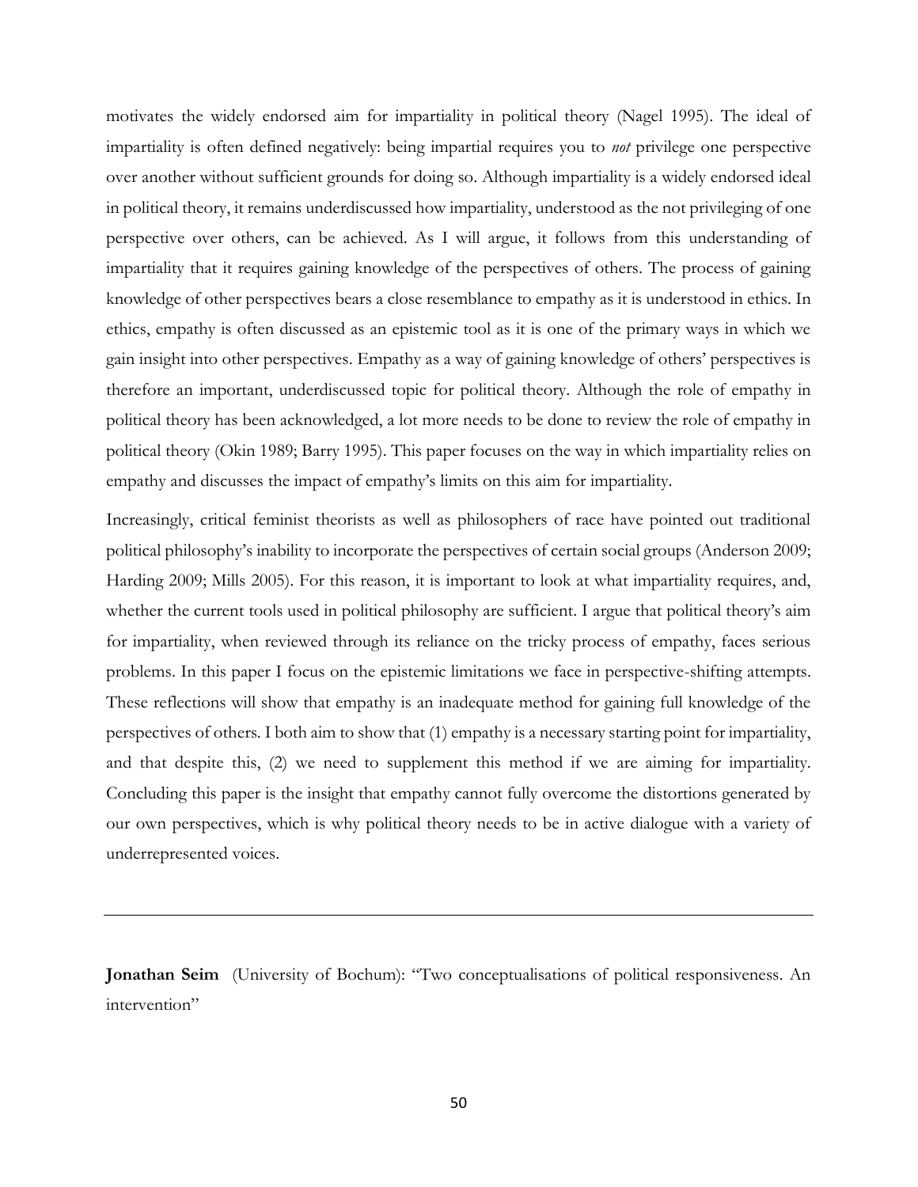motivates the widely endorsed aim for impartiality in political theory (Nagel 1995). The ideal of impartiality is often defined negatively: being impartial requires you to *not* privilege one perspective over another without sufficient grounds for doing so. Although impartiality is a widely endorsed ideal in political theory, it remains underdiscussed how impartiality, understood as the not privileging of one perspective over others, can be achieved. As I will argue, it follows from this understanding of impartiality that it requires gaining knowledge of the perspectives of others. The process of gaining knowledge of other perspectives bears a close resemblance to empathy as it is understood in ethics. In ethics, empathy is often discussed as an epistemic tool as it is one of the primary ways in which we gain insight into other perspectives. Empathy as a way of gaining knowledge of others' perspectives is therefore an important, underdiscussed topic for political theory. Although the role of empathy in political theory has been acknowledged, a lot more needs to be done to review the role of empathy in political theory (Okin 1989; Barry 1995). This paper focuses on the way in which impartiality relies on empathy and discusses the impact of empathy's limits on this aim for impartiality.

Increasingly, critical feminist theorists as well as philosophers of race have pointed out traditional political philosophy's inability to incorporate the perspectives of certain social groups (Anderson 2009; Harding 2009; Mills 2005). For this reason, it is important to look at what impartiality requires, and, whether the current tools used in political philosophy are sufficient. I argue that political theory's aim for impartiality, when reviewed through its reliance on the tricky process of empathy, faces serious problems. In this paper I focus on the epistemic limitations we face in perspective-shifting attempts. These reflections will show that empathy is an inadequate method for gaining full knowledge of the perspectives of others. I both aim to show that (1) empathy is a necessary starting point for impartiality, and that despite this, (2) we need to supplement this method if we are aiming for impartiality. Concluding this paper is the insight that empathy cannot fully overcome the distortions generated by our own perspectives, which is why political theory needs to be in active dialogue with a variety of underrepresented voices.

---

**Jonathan Seim** (University of Bochum): "Two conceptualisations of political responsiveness. An intervention"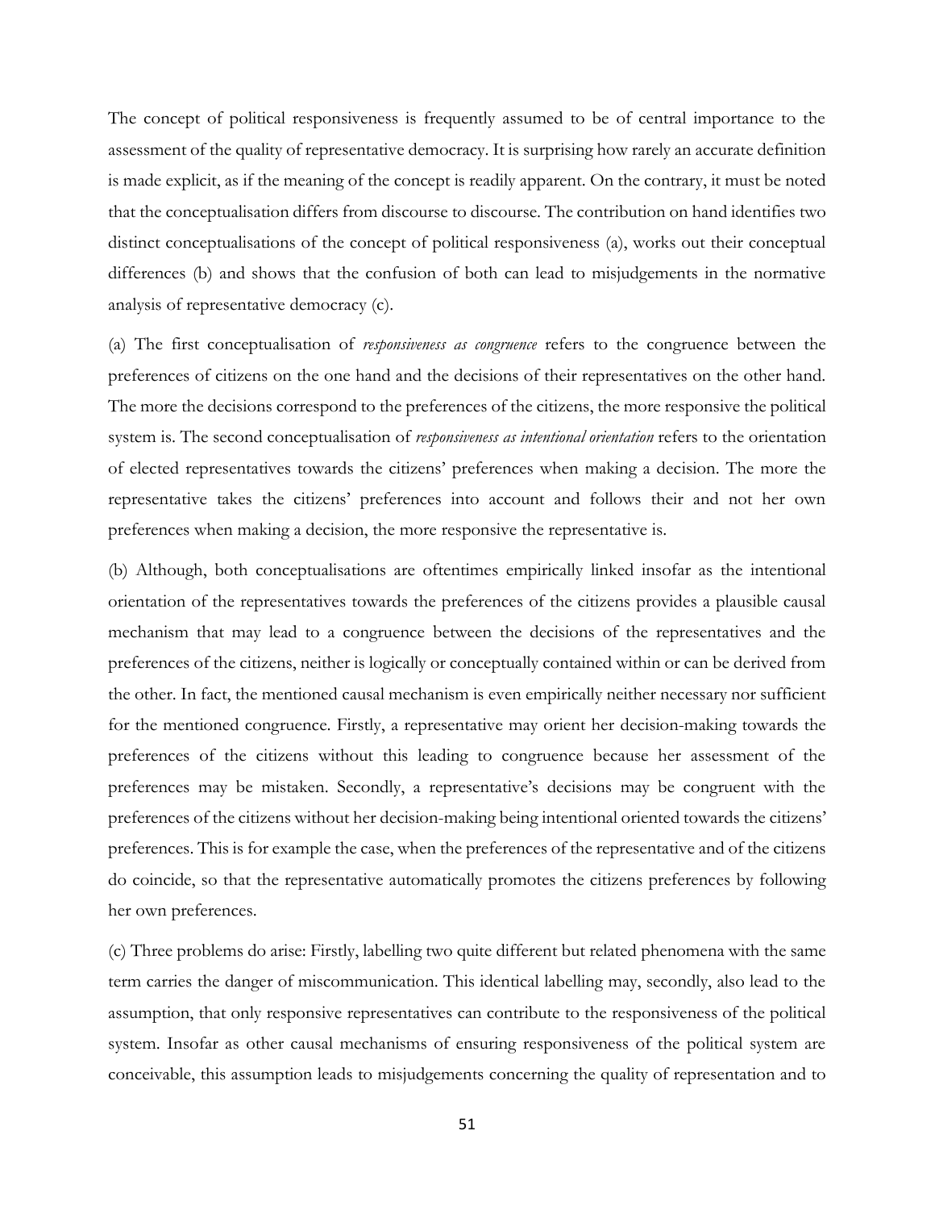The concept of political responsiveness is frequently assumed to be of central importance to the assessment of the quality of representative democracy. It is surprising how rarely an accurate definition is made explicit, as if the meaning of the concept is readily apparent. On the contrary, it must be noted that the conceptualisation differs from discourse to discourse. The contribution on hand identifies two distinct conceptualisations of the concept of political responsiveness (a), works out their conceptual differences (b) and shows that the confusion of both can lead to misjudgements in the normative analysis of representative democracy (c).

(a) The first conceptualisation of *responsiveness as congruence* refers to the congruence between the preferences of citizens on the one hand and the decisions of their representatives on the other hand. The more the decisions correspond to the preferences of the citizens, the more responsive the political system is. The second conceptualisation of *responsiveness as intentional orientation* refers to the orientation of elected representatives towards the citizens' preferences when making a decision. The more the representative takes the citizens' preferences into account and follows their and not her own preferences when making a decision, the more responsive the representative is.

(b) Although, both conceptualisations are oftentimes empirically linked insofar as the intentional orientation of the representatives towards the preferences of the citizens provides a plausible causal mechanism that may lead to a congruence between the decisions of the representatives and the preferences of the citizens, neither is logically or conceptually contained within or can be derived from the other. In fact, the mentioned causal mechanism is even empirically neither necessary nor sufficient for the mentioned congruence. Firstly, a representative may orient her decision-making towards the preferences of the citizens without this leading to congruence because her assessment of the preferences may be mistaken. Secondly, a representative's decisions may be congruent with the preferences of the citizens without her decision-making being intentional oriented towards the citizens' preferences. This is for example the case, when the preferences of the representative and of the citizens do coincide, so that the representative automatically promotes the citizens preferences by following her own preferences.

(c) Three problems do arise: Firstly, labelling two quite different but related phenomena with the same term carries the danger of miscommunication. This identical labelling may, secondly, also lead to the assumption, that only responsive representatives can contribute to the responsiveness of the political system. Insofar as other causal mechanisms of ensuring responsiveness of the political system are conceivable, this assumption leads to misjudgements concerning the quality of representation and to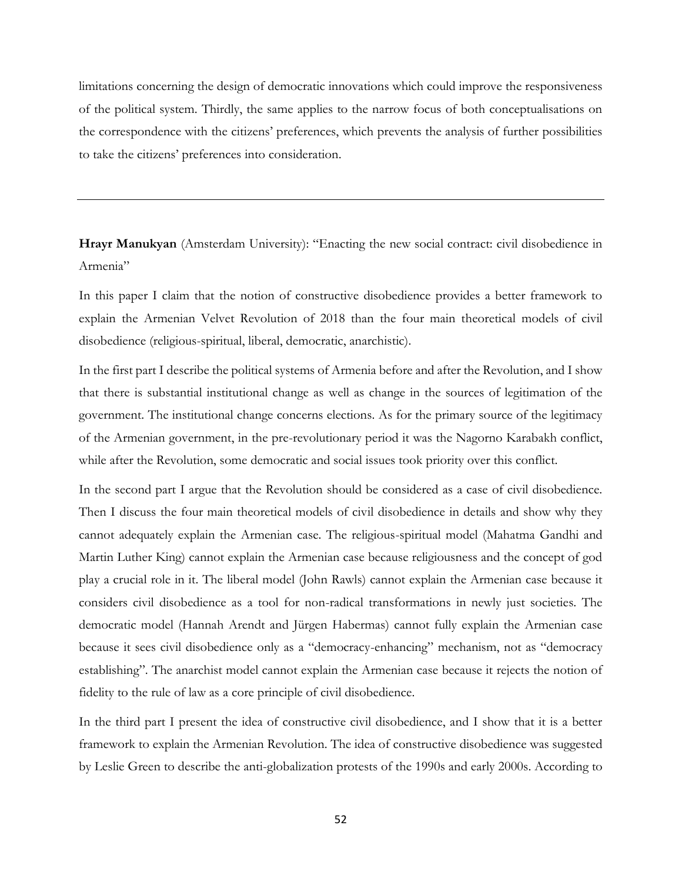limitations concerning the design of democratic innovations which could improve the responsiveness of the political system. Thirdly, the same applies to the narrow focus of both conceptualisations on the correspondence with the citizens' preferences, which prevents the analysis of further possibilities to take the citizens' preferences into consideration.

---

**Hrayr Manukyan** (Amsterdam University): "Enacting the new social contract: civil disobedience in Armenia"

In this paper I claim that the notion of constructive disobedience provides a better framework to explain the Armenian Velvet Revolution of 2018 than the four main theoretical models of civil disobedience (religious-spiritual, liberal, democratic, anarchistic).

In the first part I describe the political systems of Armenia before and after the Revolution, and I show that there is substantial institutional change as well as change in the sources of legitimation of the government. The institutional change concerns elections. As for the primary source of the legitimacy of the Armenian government, in the pre-revolutionary period it was the Nagorno Karabakh conflict, while after the Revolution, some democratic and social issues took priority over this conflict.

In the second part I argue that the Revolution should be considered as a case of civil disobedience. Then I discuss the four main theoretical models of civil disobedience in details and show why they cannot adequately explain the Armenian case. The religious-spiritual model (Mahatma Gandhi and Martin Luther King) cannot explain the Armenian case because religiousness and the concept of god play a crucial role in it. The liberal model (John Rawls) cannot explain the Armenian case because it considers civil disobedience as a tool for non-radical transformations in newly just societies. The democratic model (Hannah Arendt and Jürgen Habermas) cannot fully explain the Armenian case because it sees civil disobedience only as a "democracy-enhancing" mechanism, not as "democracy establishing". The anarchist model cannot explain the Armenian case because it rejects the notion of fidelity to the rule of law as a core principle of civil disobedience.

In the third part I present the idea of constructive civil disobedience, and I show that it is a better framework to explain the Armenian Revolution. The idea of constructive disobedience was suggested by Leslie Green to describe the anti-globalization protests of the 1990s and early 2000s. According to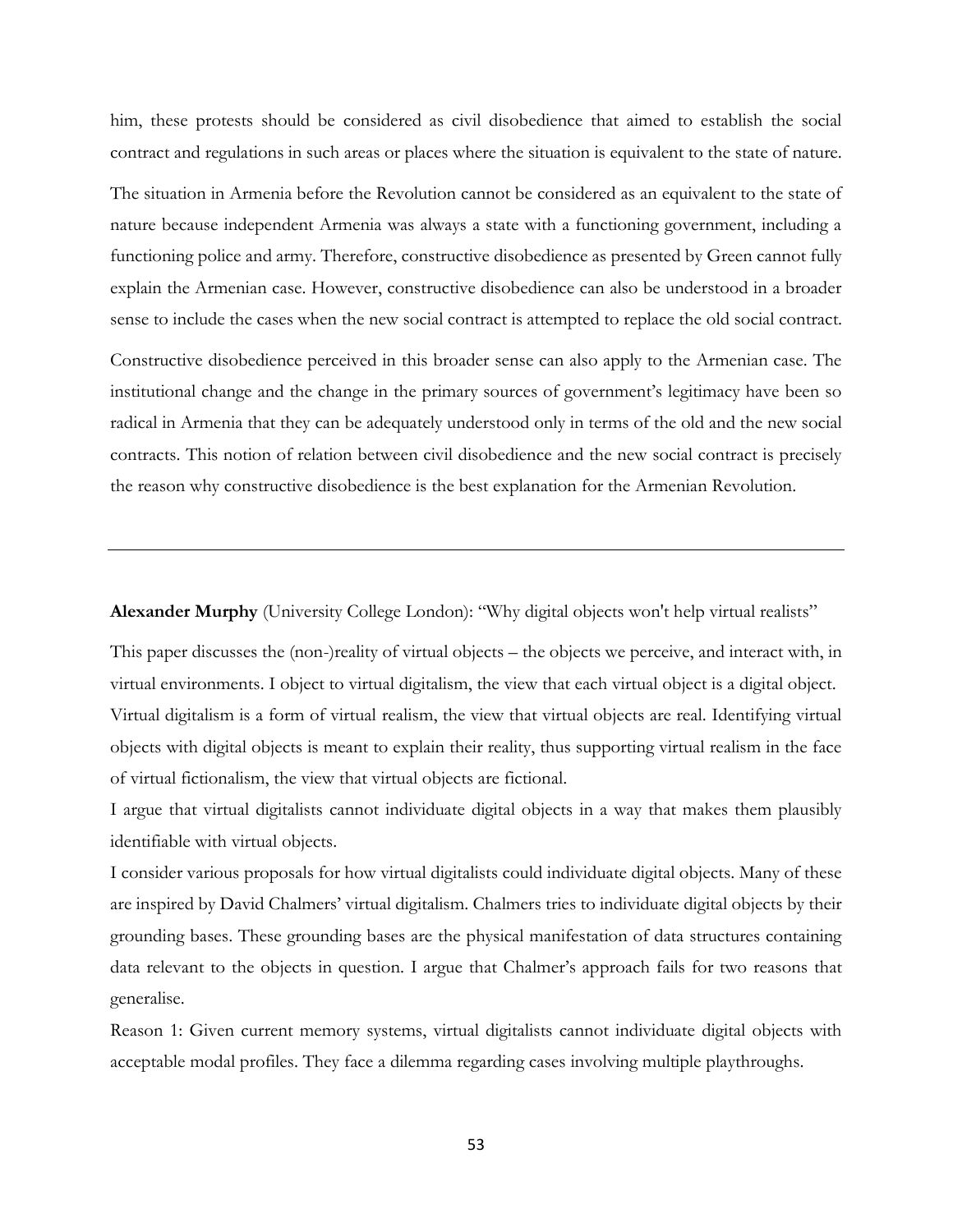him, these protests should be considered as civil disobedience that aimed to establish the social contract and regulations in such areas or places where the situation is equivalent to the state of nature.

The situation in Armenia before the Revolution cannot be considered as an equivalent to the state of nature because independent Armenia was always a state with a functioning government, including a functioning police and army. Therefore, constructive disobedience as presented by Green cannot fully explain the Armenian case. However, constructive disobedience can also be understood in a broader sense to include the cases when the new social contract is attempted to replace the old social contract.

Constructive disobedience perceived in this broader sense can also apply to the Armenian case. The institutional change and the change in the primary sources of government's legitimacy have been so radical in Armenia that they can be adequately understood only in terms of the old and the new social contracts. This notion of relation between civil disobedience and the new social contract is precisely the reason why constructive disobedience is the best explanation for the Armenian Revolution.

---

**Alexander Murphy** (University College London): "Why digital objects won't help virtual realists"

This paper discusses the (non-)reality of virtual objects – the objects we perceive, and interact with, in virtual environments. I object to virtual digitalism, the view that each virtual object is a digital object. Virtual digitalism is a form of virtual realism, the view that virtual objects are real. Identifying virtual objects with digital objects is meant to explain their reality, thus supporting virtual realism in the face of virtual fictionalism, the view that virtual objects are fictional.

I argue that virtual digitalists cannot individuate digital objects in a way that makes them plausibly identifiable with virtual objects.

I consider various proposals for how virtual digitalists could individuate digital objects. Many of these are inspired by David Chalmers' virtual digitalism. Chalmers tries to individuate digital objects by their grounding bases. These grounding bases are the physical manifestation of data structures containing data relevant to the objects in question. I argue that Chalmer's approach fails for two reasons that generalise.

Reason 1: Given current memory systems, virtual digitalists cannot individuate digital objects with acceptable modal profiles. They face a dilemma regarding cases involving multiple playthroughs.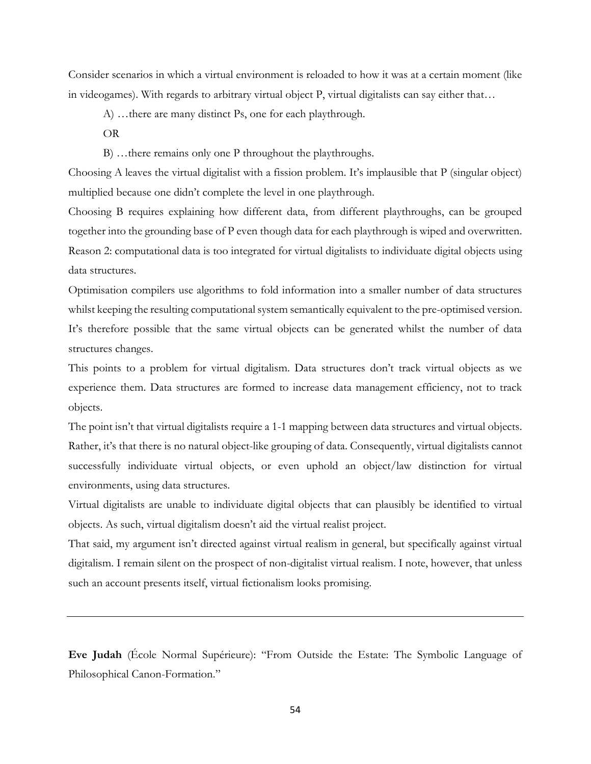Consider scenarios in which a virtual environment is reloaded to how it was at a certain moment (like in videogames). With regards to arbitrary virtual object P, virtual digitalists can say either that…

A) …there are many distinct Ps, one for each playthrough.

OR

B) …there remains only one P throughout the playthroughs.

Choosing A leaves the virtual digitalist with a fission problem. It's implausible that P (singular object) multiplied because one didn't complete the level in one playthrough.

Choosing B requires explaining how different data, from different playthroughs, can be grouped together into the grounding base of P even though data for each playthrough is wiped and overwritten.

Reason 2: computational data is too integrated for virtual digitalists to individuate digital objects using data structures.

Optimisation compilers use algorithms to fold information into a smaller number of data structures whilst keeping the resulting computational system semantically equivalent to the pre-optimised version. It's therefore possible that the same virtual objects can be generated whilst the number of data structures changes.

This points to a problem for virtual digitalism. Data structures don't track virtual objects as we experience them. Data structures are formed to increase data management efficiency, not to track objects.

The point isn't that virtual digitalists require a 1-1 mapping between data structures and virtual objects. Rather, it's that there is no natural object-like grouping of data. Consequently, virtual digitalists cannot successfully individuate virtual objects, or even uphold an object/law distinction for virtual environments, using data structures.

Virtual digitalists are unable to individuate digital objects that can plausibly be identified to virtual objects. As such, virtual digitalism doesn't aid the virtual realist project.

That said, my argument isn't directed against virtual realism in general, but specifically against virtual digitalism. I remain silent on the prospect of non-digitalist virtual realism. I note, however, that unless such an account presents itself, virtual fictionalism looks promising.

---

**Eve Judah** (École Normal Supérieure): "From Outside the Estate: The Symbolic Language of Philosophical Canon-Formation."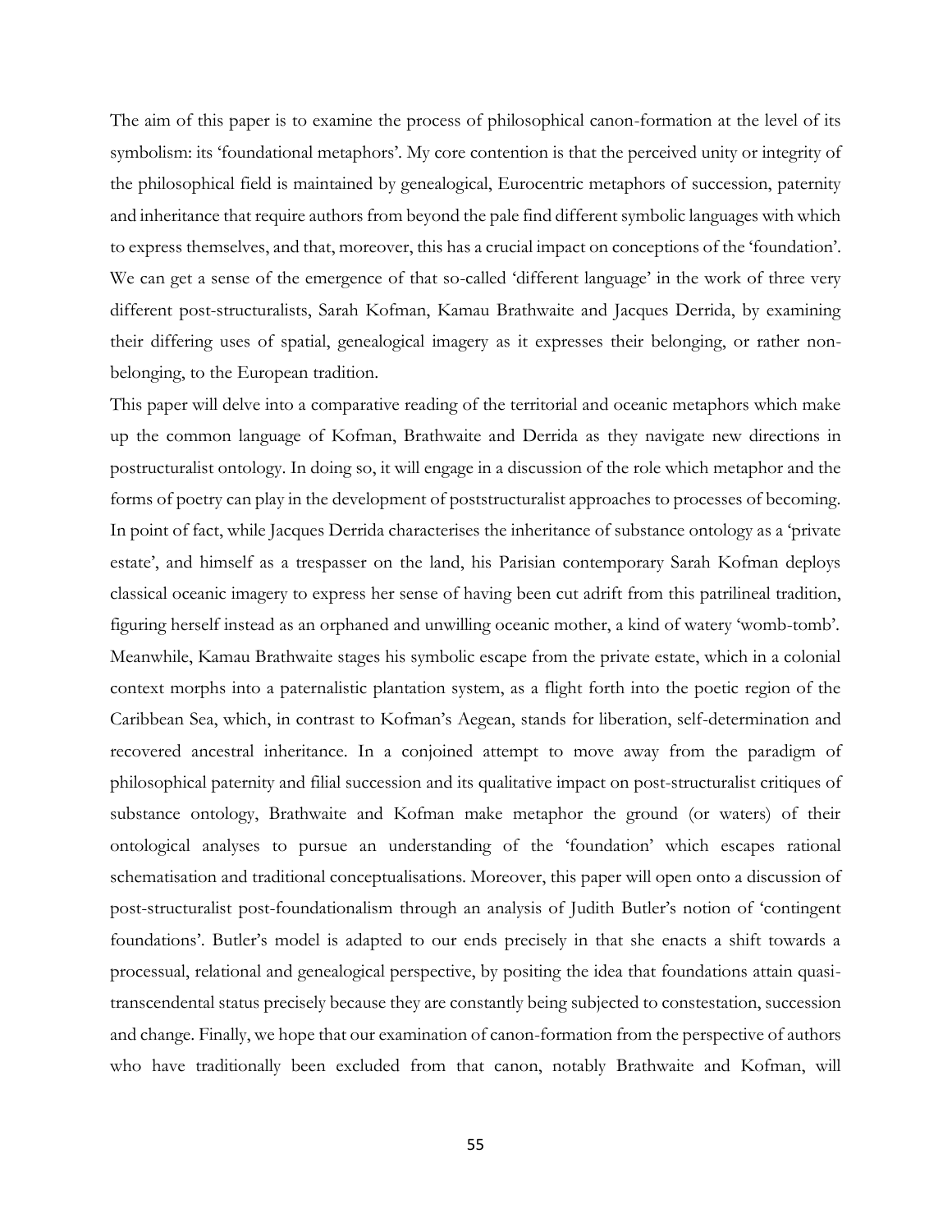The aim of this paper is to examine the process of philosophical canon-formation at the level of its symbolism: its 'foundational metaphors'. My core contention is that the perceived unity or integrity of the philosophical field is maintained by genealogical, Eurocentric metaphors of succession, paternity and inheritance that require authors from beyond the pale find different symbolic languages with which to express themselves, and that, moreover, this has a crucial impact on conceptions of the 'foundation'. We can get a sense of the emergence of that so-called 'different language' in the work of three very different post-structuralists, Sarah Kofman, Kamau Brathwaite and Jacques Derrida, by examining their differing uses of spatial, genealogical imagery as it expresses their belonging, or rather non-belonging, to the European tradition.

This paper will delve into a comparative reading of the territorial and oceanic metaphors which make up the common language of Kofman, Brathwaite and Derrida as they navigate new directions in postructuralist ontology. In doing so, it will engage in a discussion of the role which metaphor and the forms of poetry can play in the development of poststructuralist approaches to processes of becoming. In point of fact, while Jacques Derrida characterises the inheritance of substance ontology as a 'private estate', and himself as a trespasser on the land, his Parisian contemporary Sarah Kofman deploys classical oceanic imagery to express her sense of having been cut adrift from this patrilineal tradition, figuring herself instead as an orphaned and unwilling oceanic mother, a kind of watery 'womb-tomb'. Meanwhile, Kamau Brathwaite stages his symbolic escape from the private estate, which in a colonial context morphs into a paternalistic plantation system, as a flight forth into the poetic region of the Caribbean Sea, which, in contrast to Kofman's Aegean, stands for liberation, self-determination and recovered ancestral inheritance. In a conjoined attempt to move away from the paradigm of philosophical paternity and filial succession and its qualitative impact on post-structuralist critiques of substance ontology, Brathwaite and Kofman make metaphor the ground (or waters) of their ontological analyses to pursue an understanding of the 'foundation' which escapes rational schematisation and traditional conceptualisations. Moreover, this paper will open onto a discussion of post-structuralist post-foundationalism through an analysis of Judith Butler's notion of 'contingent foundations'. Butler's model is adapted to our ends precisely in that she enacts a shift towards a processual, relational and genealogical perspective, by positing the idea that foundations attain quasi-transcendental status precisely because they are constantly being subjected to contestation, succession and change. Finally, we hope that our examination of canon-formation from the perspective of authors who have traditionally been excluded from that canon, notably Brathwaite and Kofman, will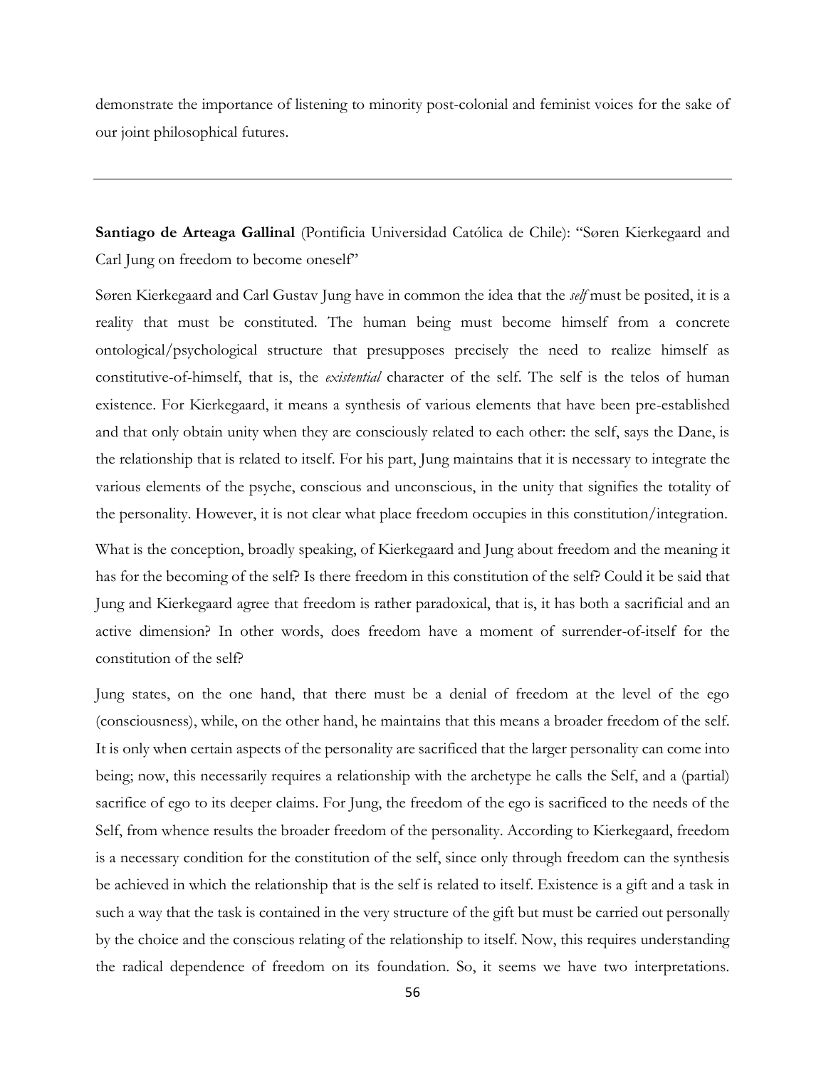demonstrate the importance of listening to minority post-colonial and feminist voices for the sake of our joint philosophical futures.

---

**Santiago de Arteaga Gallinal** (Pontificia Universidad Católica de Chile): "Søren Kierkegaard and Carl Jung on freedom to become oneself"

Søren Kierkegaard and Carl Gustav Jung have in common the idea that the *self* must be posited, it is a reality that must be constituted. The human being must become himself from a concrete ontological/psychological structure that presupposes precisely the need to realize himself as constitutive-of-himself, that is, the *existential* character of the self. The self is the telos of human existence. For Kierkegaard, it means a synthesis of various elements that have been pre-established and that only obtain unity when they are consciously related to each other: the self, says the Dane, is the relationship that is related to itself. For his part, Jung maintains that it is necessary to integrate the various elements of the psyche, conscious and unconscious, in the unity that signifies the totality of the personality. However, it is not clear what place freedom occupies in this constitution/integration.

What is the conception, broadly speaking, of Kierkegaard and Jung about freedom and the meaning it has for the becoming of the self? Is there freedom in this constitution of the self? Could it be said that Jung and Kierkegaard agree that freedom is rather paradoxical, that is, it has both a sacrificial and an active dimension? In other words, does freedom have a moment of surrender-of-itself for the constitution of the self?

Jung states, on the one hand, that there must be a denial of freedom at the level of the ego (consciousness), while, on the other hand, he maintains that this means a broader freedom of the self. It is only when certain aspects of the personality are sacrificed that the larger personality can come into being; now, this necessarily requires a relationship with the archetype he calls the Self, and a (partial) sacrifice of ego to its deeper claims. For Jung, the freedom of the ego is sacrificed to the needs of the Self, from whence results the broader freedom of the personality. According to Kierkegaard, freedom is a necessary condition for the constitution of the self, since only through freedom can the synthesis be achieved in which the relationship that is the self is related to itself. Existence is a gift and a task in such a way that the task is contained in the very structure of the gift but must be carried out personally by the choice and the conscious relating of the relationship to itself. Now, this requires understanding the radical dependence of freedom on its foundation. So, it seems we have two interpretations.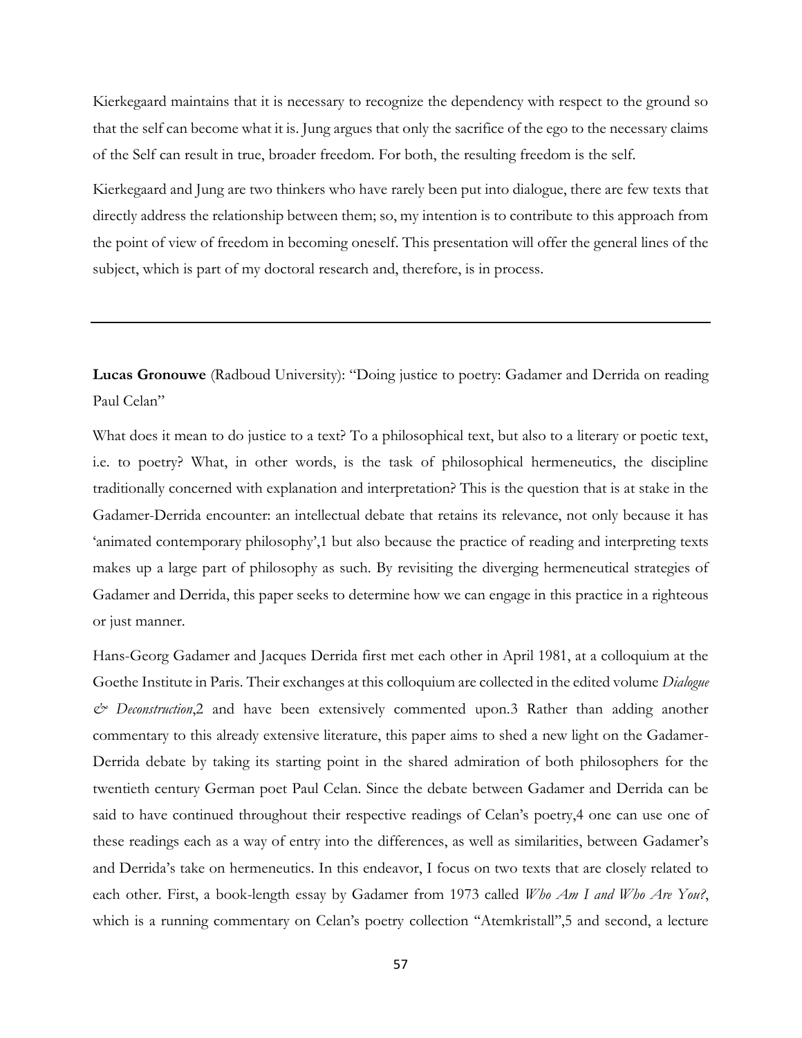Kierkegaard maintains that it is necessary to recognize the dependency with respect to the ground so that the self can become what it is. Jung argues that only the sacrifice of the ego to the necessary claims of the Self can result in true, broader freedom. For both, the resulting freedom is the self.

Kierkegaard and Jung are two thinkers who have rarely been put into dialogue, there are few texts that directly address the relationship between them; so, my intention is to contribute to this approach from the point of view of freedom in becoming oneself. This presentation will offer the general lines of the subject, which is part of my doctoral research and, therefore, is in process.

---

**Lucas Gronouwe** (Radboud University): "Doing justice to poetry: Gadamer and Derrida on reading Paul Celan"

What does it mean to do justice to a text? To a philosophical text, but also to a literary or poetic text, i.e. to poetry? What, in other words, is the task of philosophical hermeneutics, the discipline traditionally concerned with explanation and interpretation? This is the question that is at stake in the Gadamer-Derrida encounter: an intellectual debate that retains its relevance, not only because it has 'animated contemporary philosophy',[1] but also because the practice of reading and interpreting texts makes up a large part of philosophy as such. By revisiting the diverging hermeneutical strategies of Gadamer and Derrida, this paper seeks to determine how we can engage in this practice in a righteous or just manner.

Hans-Georg Gadamer and Jacques Derrida first met each other in April 1981, at a colloquium at the Goethe Institute in Paris. Their exchanges at this colloquium are collected in the edited volume *Dialogue & Deconstruction*,[2] and have been extensively commented upon.[3] Rather than adding another commentary to this already extensive literature, this paper aims to shed a new light on the Gadamer-Derrida debate by taking its starting point in the shared admiration of both philosophers for the twentieth century German poet Paul Celan. Since the debate between Gadamer and Derrida can be said to have continued throughout their respective readings of Celan's poetry,[4] one can use one of these readings each as a way of entry into the differences, as well as similarities, between Gadamer's and Derrida's take on hermeneutics. In this endeavor, I focus on two texts that are closely related to each other. First, a book-length essay by Gadamer from 1973 called *Who Am I and Who Are You?*, which is a running commentary on Celan's poetry collection "Atemkristall",[5] and second, a lecture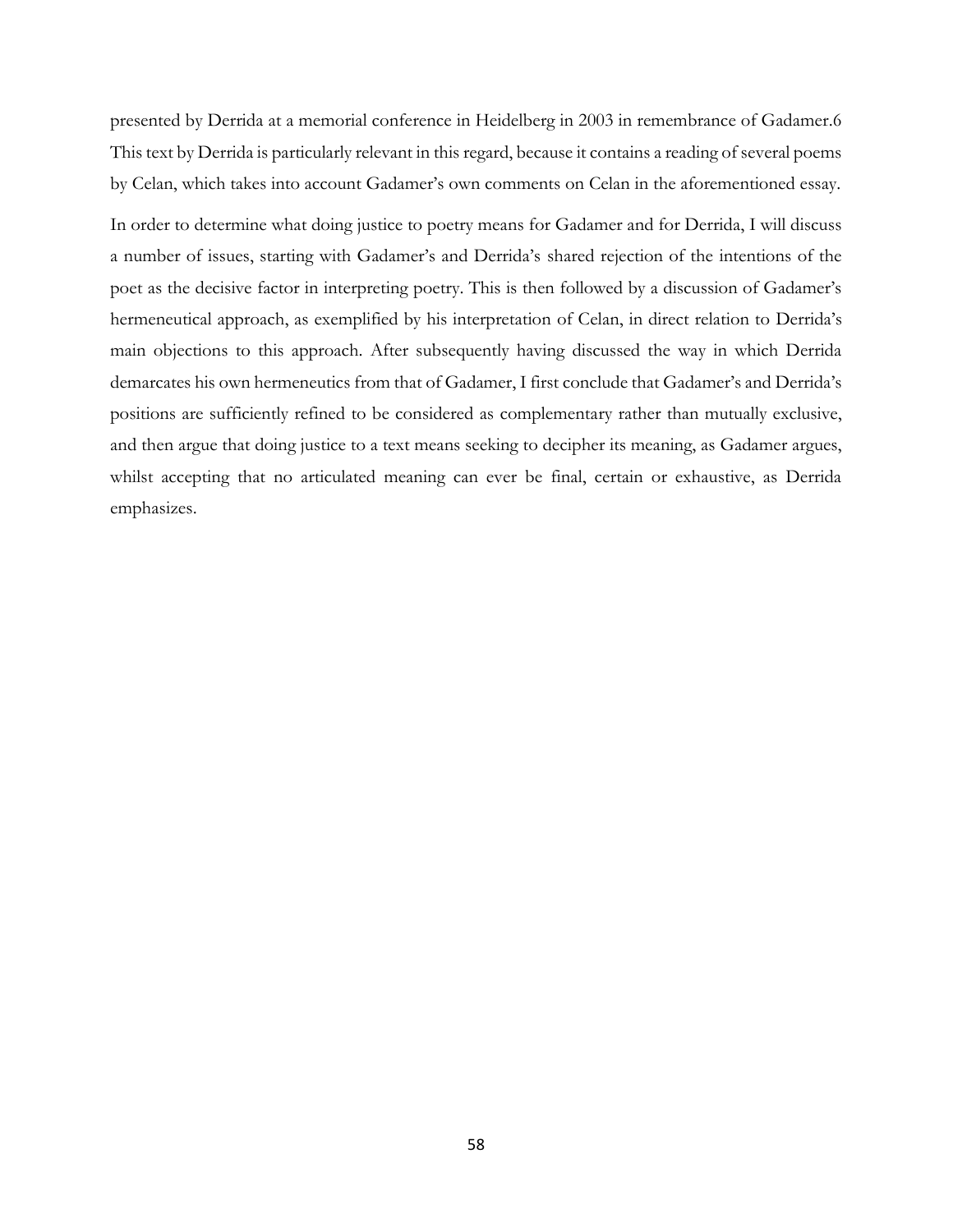presented by Derrida at a memorial conference in Heidelberg in 2003 in remembrance of Gadamer.6 This text by Derrida is particularly relevant in this regard, because it contains a reading of several poems by Celan, which takes into account Gadamer's own comments on Celan in the aforementioned essay.

In order to determine what doing justice to poetry means for Gadamer and for Derrida, I will discuss a number of issues, starting with Gadamer's and Derrida's shared rejection of the intentions of the poet as the decisive factor in interpreting poetry. This is then followed by a discussion of Gadamer's hermeneutical approach, as exemplified by his interpretation of Celan, in direct relation to Derrida's main objections to this approach. After subsequently having discussed the way in which Derrida demarcates his own hermeneutics from that of Gadamer, I first conclude that Gadamer's and Derrida's positions are sufficiently refined to be considered as complementary rather than mutually exclusive, and then argue that doing justice to a text means seeking to decipher its meaning, as Gadamer argues, whilst accepting that no articulated meaning can ever be final, certain or exhaustive, as Derrida emphasizes.